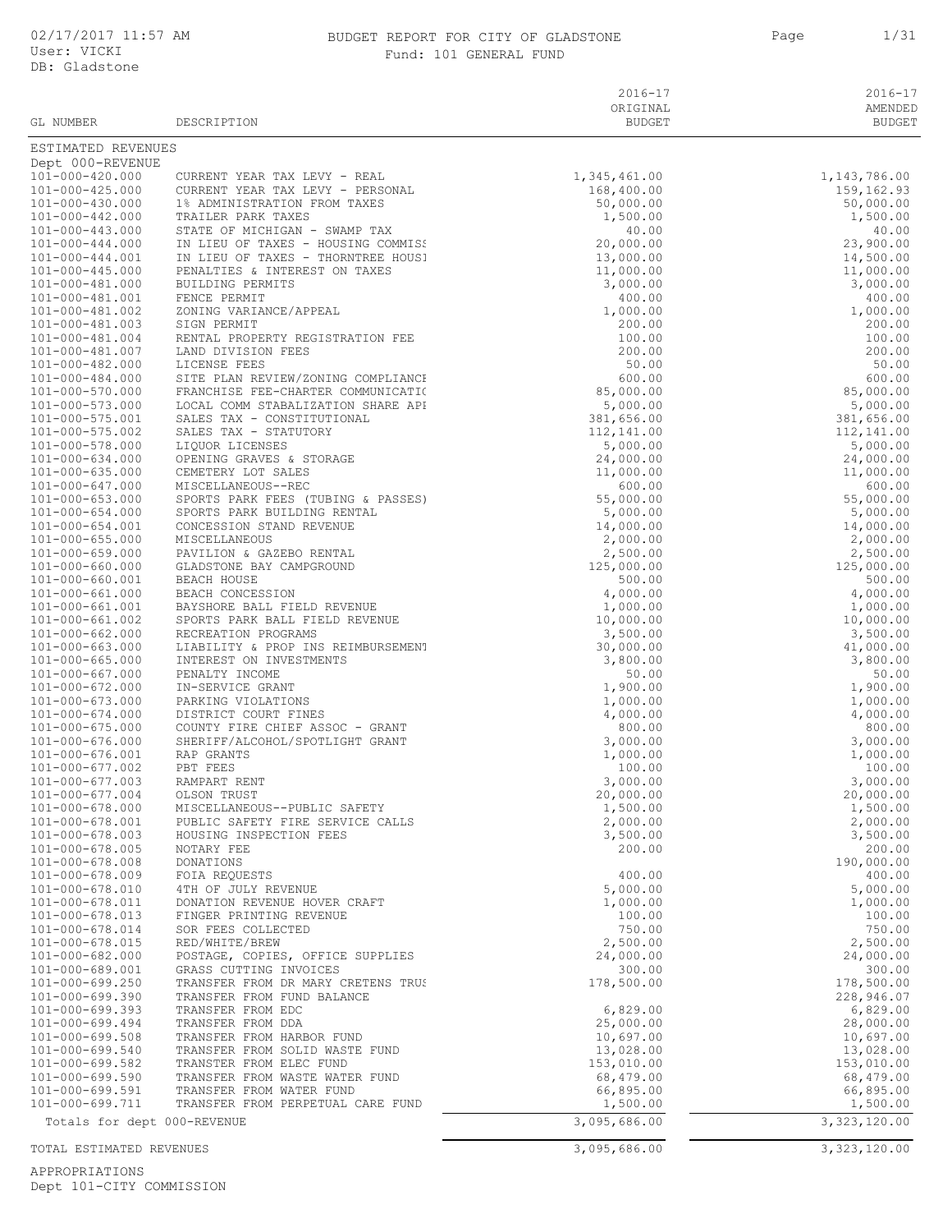# BUDGET REPORT FOR CITY OF GLADSTONE

Fund: 101 GENERAL FUND

02/17/2017 11:57 AM
User: VICKI
DB: Gladstone

| GL NUMBER | DESCRIPTION | 2016-17 ORIGINAL BUDGET | 2016-17 AMENDED BUDGET |
|---|---|---|---|
| ESTIMATED REVENUES | | | |
| Dept 000-REVENUE | | | |
| 101-000-420.000 | CURRENT YEAR TAX LEVY - REAL | 1,345,461.00 | 1,143,786.00 |
| 101-000-425.000 | CURRENT YEAR TAX LEVY - PERSONAL | 168,400.00 | 159,162.93 |
| 101-000-430.000 | 1% ADMINISTRATION FROM TAXES | 50,000.00 | 50,000.00 |
| 101-000-442.000 | TRAILER PARK TAXES | 1,500.00 | 1,500.00 |
| 101-000-443.000 | STATE OF MICHIGAN - SWAMP TAX | 40.00 | 40.00 |
| 101-000-444.000 | IN LIEU OF TAXES - HOUSING COMMISS | 20,000.00 | 23,900.00 |
| 101-000-444.001 | IN LIEU OF TAXES - THORNTREE HOUSI | 13,000.00 | 14,500.00 |
| 101-000-445.000 | PENALTIES & INTEREST ON TAXES | 11,000.00 | 11,000.00 |
| 101-000-481.000 | BUILDING PERMITS | 3,000.00 | 3,000.00 |
| 101-000-481.001 | FENCE PERMIT | 400.00 | 400.00 |
| 101-000-481.002 | ZONING VARIANCE/APPEAL | 1,000.00 | 1,000.00 |
| 101-000-481.003 | SIGN PERMIT | 200.00 | 200.00 |
| 101-000-481.004 | RENTAL PROPERTY REGISTRATION FEE | 100.00 | 100.00 |
| 101-000-481.007 | LAND DIVISION FEES | 200.00 | 200.00 |
| 101-000-482.000 | LICENSE FEES | 50.00 | 50.00 |
| 101-000-484.000 | SITE PLAN REVIEW/ZONING COMPLIANCE | 600.00 | 600.00 |
| 101-000-570.000 | FRANCHISE FEE-CHARTER COMMUNICATIO | 85,000.00 | 85,000.00 |
| 101-000-573.000 | LOCAL COMM STABALIZATION SHARE API | 5,000.00 | 5,000.00 |
| 101-000-575.001 | SALES TAX - CONSTITUTIONAL | 381,656.00 | 381,656.00 |
| 101-000-575.002 | SALES TAX - STATUTORY | 112,141.00 | 112,141.00 |
| 101-000-578.000 | LIQUOR LICENSES | 5,000.00 | 5,000.00 |
| 101-000-634.000 | OPENING GRAVES & STORAGE | 24,000.00 | 24,000.00 |
| 101-000-635.000 | CEMETERY LOT SALES | 11,000.00 | 11,000.00 |
| 101-000-647.000 | MISCELLANEOUS--REC | 600.00 | 600.00 |
| 101-000-653.000 | SPORTS PARK FEES (TUBING & PASSES) | 55,000.00 | 55,000.00 |
| 101-000-654.000 | SPORTS PARK BUILDING RENTAL | 5,000.00 | 5,000.00 |
| 101-000-654.001 | CONCESSION STAND REVENUE | 14,000.00 | 14,000.00 |
| 101-000-655.000 | MISCELLANEOUS | 2,000.00 | 2,000.00 |
| 101-000-659.000 | PAVILION & GAZEBO RENTAL | 2,500.00 | 2,500.00 |
| 101-000-660.000 | GLADSTONE BAY CAMPGROUND | 125,000.00 | 125,000.00 |
| 101-000-660.001 | BEACH HOUSE | 500.00 | 500.00 |
| 101-000-661.000 | BEACH CONCESSION | 4,000.00 | 4,000.00 |
| 101-000-661.001 | BAYSHORE BALL FIELD REVENUE | 1,000.00 | 1,000.00 |
| 101-000-661.002 | SPORTS PARK BALL FIELD REVENUE | 10,000.00 | 10,000.00 |
| 101-000-662.000 | RECREATION PROGRAMS | 3,500.00 | 3,500.00 |
| 101-000-663.000 | LIABILITY & PROP INS REIMBURSEMENT | 30,000.00 | 41,000.00 |
| 101-000-665.000 | INTEREST ON INVESTMENTS | 3,800.00 | 3,800.00 |
| 101-000-667.000 | PENALTY INCOME | 50.00 | 50.00 |
| 101-000-672.000 | IN-SERVICE GRANT | 1,900.00 | 1,900.00 |
| 101-000-673.000 | PARKING VIOLATIONS | 1,000.00 | 1,000.00 |
| 101-000-674.000 | DISTRICT COURT FINES | 4,000.00 | 4,000.00 |
| 101-000-675.000 | COUNTY FIRE CHIEF ASSOC - GRANT | 800.00 | 800.00 |
| 101-000-676.000 | SHERIFF/ALCOHOL/SPOTLIGHT GRANT | 3,000.00 | 3,000.00 |
| 101-000-676.001 | RAP GRANTS | 1,000.00 | 1,000.00 |
| 101-000-677.002 | PBT FEES | 100.00 | 100.00 |
| 101-000-677.003 | RAMPART RENT | 3,000.00 | 3,000.00 |
| 101-000-677.004 | OLSON TRUST | 20,000.00 | 20,000.00 |
| 101-000-678.000 | MISCELLANEOUS--PUBLIC SAFETY | 1,500.00 | 1,500.00 |
| 101-000-678.001 | PUBLIC SAFETY FIRE SERVICE CALLS | 2,000.00 | 2,000.00 |
| 101-000-678.003 | HOUSING INSPECTION FEES | 3,500.00 | 3,500.00 |
| 101-000-678.005 | NOTARY FEE | 200.00 | 200.00 |
| 101-000-678.008 | DONATIONS | | 190,000.00 |
| 101-000-678.009 | FOIA REQUESTS | 400.00 | 400.00 |
| 101-000-678.010 | 4TH OF JULY REVENUE | 5,000.00 | 5,000.00 |
| 101-000-678.011 | DONATION REVENUE HOVER CRAFT | 1,000.00 | 1,000.00 |
| 101-000-678.013 | FINGER PRINTING REVENUE | 100.00 | 100.00 |
| 101-000-678.014 | SOR FEES COLLECTED | 750.00 | 750.00 |
| 101-000-678.015 | RED/WHITE/BREW | 2,500.00 | 2,500.00 |
| 101-000-682.000 | POSTAGE, COPIES, OFFICE SUPPLIES | 24,000.00 | 24,000.00 |
| 101-000-689.001 | GRASS CUTTING INVOICES | 300.00 | 300.00 |
| 101-000-699.250 | TRANSFER FROM DR MARY CRETENS TRUS | 178,500.00 | 178,500.00 |
| 101-000-699.390 | TRANSFER FROM FUND BALANCE | | 228,946.07 |
| 101-000-699.393 | TRANSFER FROM EDC | 6,829.00 | 6,829.00 |
| 101-000-699.494 | TRANSFER FROM DDA | 25,000.00 | 28,000.00 |
| 101-000-699.508 | TRANSFER FROM HARBOR FUND | 10,697.00 | 10,697.00 |
| 101-000-699.540 | TRANSFER FROM SOLID WASTE FUND | 13,028.00 | 13,028.00 |
| 101-000-699.582 | TRANSFER FROM ELEC FUND | 153,010.00 | 153,010.00 |
| 101-000-699.590 | TRANSFER FROM WASTE WATER FUND | 68,479.00 | 68,479.00 |
| 101-000-699.591 | TRANSFER FROM WATER FUND | 66,895.00 | 66,895.00 |
| 101-000-699.711 | TRANSFER FROM PERPETUAL CARE FUND | 1,500.00 | 1,500.00 |
| Totals for dept 000-REVENUE | | 3,095,686.00 | 3,323,120.00 |
| TOTAL ESTIMATED REVENUES | | 3,095,686.00 | 3,323,120.00 |

APPROPRIATIONS

Dept 101-CITY COMMISSION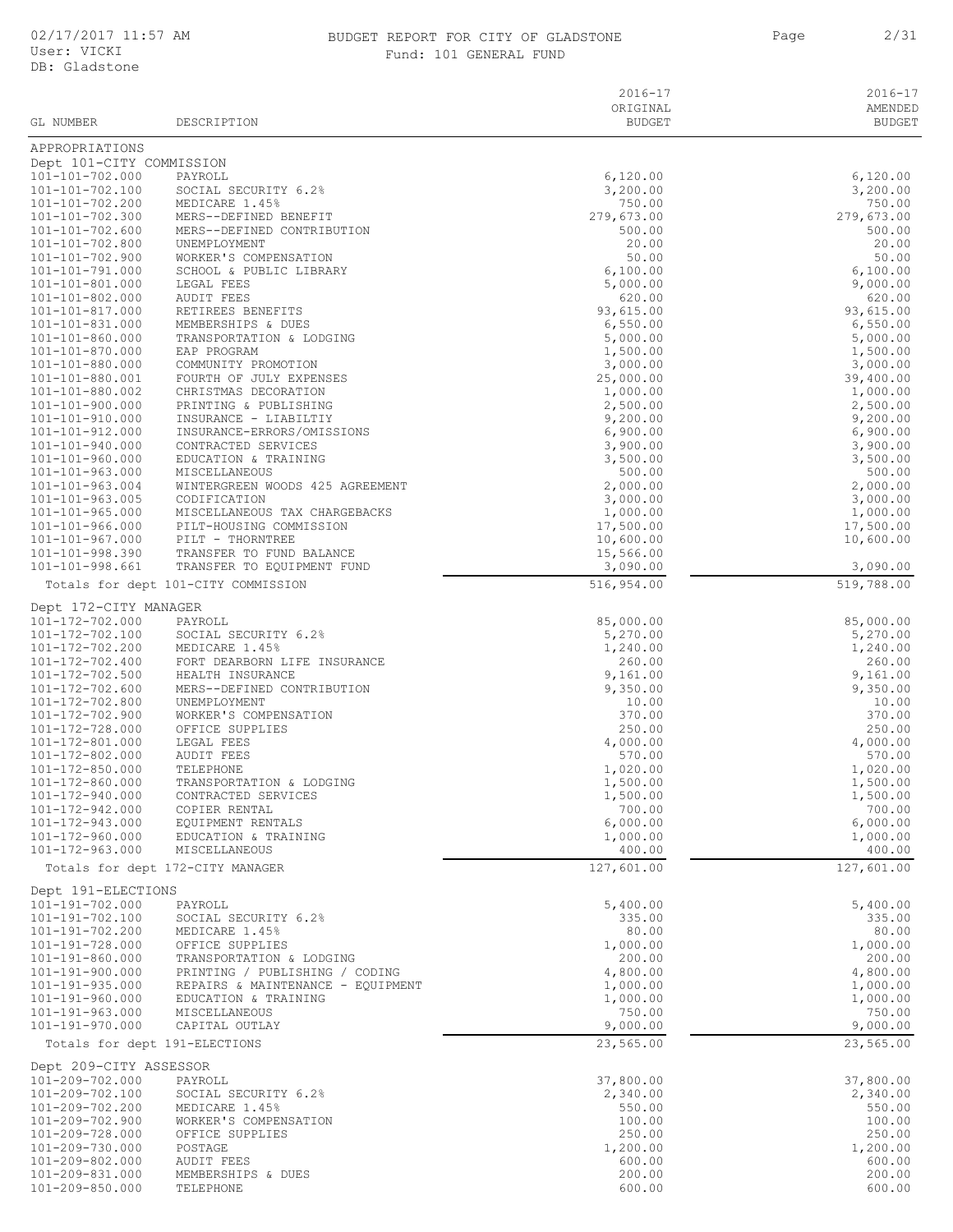# BUDGET REPORT FOR CITY OF GLADSTONE

Fund: 101 GENERAL FUND

| GL NUMBER | DESCRIPTION | 2016-17 ORIGINAL BUDGET | 2016-17 AMENDED BUDGET |
|---|---|---|---|
| APPROPRIATIONS | | | |
| Dept 101-CITY COMMISSION | | | |
| 101-101-702.000 | PAYROLL | 6,120.00 | 6,120.00 |
| 101-101-702.100 | SOCIAL SECURITY 6.2% | 3,200.00 | 3,200.00 |
| 101-101-702.200 | MEDICARE 1.45% | 750.00 | 750.00 |
| 101-101-702.300 | MERS--DEFINED BENEFIT | 279,673.00 | 279,673.00 |
| 101-101-702.600 | MERS--DEFINED CONTRIBUTION | 500.00 | 500.00 |
| 101-101-702.800 | UNEMPLOYMENT | 20.00 | 20.00 |
| 101-101-702.900 | WORKER'S COMPENSATION | 50.00 | 50.00 |
| 101-101-791.000 | SCHOOL & PUBLIC LIBRARY | 6,100.00 | 6,100.00 |
| 101-101-801.000 | LEGAL FEES | 5,000.00 | 9,000.00 |
| 101-101-802.000 | AUDIT FEES | 620.00 | 620.00 |
| 101-101-817.000 | RETIREES BENEFITS | 93,615.00 | 93,615.00 |
| 101-101-831.000 | MEMBERSHIPS & DUES | 6,550.00 | 6,550.00 |
| 101-101-860.000 | TRANSPORTATION & LODGING | 5,000.00 | 5,000.00 |
| 101-101-870.000 | EAP PROGRAM | 1,500.00 | 1,500.00 |
| 101-101-880.000 | COMMUNITY PROMOTION | 3,000.00 | 3,000.00 |
| 101-101-880.001 | FOURTH OF JULY EXPENSES | 25,000.00 | 39,400.00 |
| 101-101-880.002 | CHRISTMAS DECORATION | 1,000.00 | 1,000.00 |
| 101-101-900.000 | PRINTING & PUBLISHING | 2,500.00 | 2,500.00 |
| 101-101-910.000 | INSURANCE - LIABILTIY | 9,200.00 | 9,200.00 |
| 101-101-912.000 | INSURANCE-ERRORS/OMISSIONS | 6,900.00 | 6,900.00 |
| 101-101-940.000 | CONTRACTED SERVICES | 3,900.00 | 3,900.00 |
| 101-101-960.000 | EDUCATION & TRAINING | 3,500.00 | 3,500.00 |
| 101-101-963.000 | MISCELLANEOUS | 500.00 | 500.00 |
| 101-101-963.004 | WINTERGREEN WOODS 425 AGREEMENT | 2,000.00 | 2,000.00 |
| 101-101-963.005 | CODIFICATION | 3,000.00 | 3,000.00 |
| 101-101-965.000 | MISCELLANEOUS TAX CHARGEBACKS | 1,000.00 | 1,000.00 |
| 101-101-966.000 | PILT-HOUSING COMMISSION | 17,500.00 | 17,500.00 |
| 101-101-967.000 | PILT - THORNTREE | 10,600.00 | 10,600.00 |
| 101-101-998.390 | TRANSFER TO FUND BALANCE | 15,566.00 | |
| 101-101-998.661 | TRANSFER TO EQUIPMENT FUND | 3,090.00 | 3,090.00 |
| Totals for dept 101-CITY COMMISSION | | 516,954.00 | 519,788.00 |
| Dept 172-CITY MANAGER | | | |
| 101-172-702.000 | PAYROLL | 85,000.00 | 85,000.00 |
| 101-172-702.100 | SOCIAL SECURITY 6.2% | 5,270.00 | 5,270.00 |
| 101-172-702.200 | MEDICARE 1.45% | 1,240.00 | 1,240.00 |
| 101-172-702.400 | FORT DEARBORN LIFE INSURANCE | 260.00 | 260.00 |
| 101-172-702.500 | HEALTH INSURANCE | 9,161.00 | 9,161.00 |
| 101-172-702.600 | MERS--DEFINED CONTRIBUTION | 9,350.00 | 9,350.00 |
| 101-172-702.800 | UNEMPLOYMENT | 10.00 | 10.00 |
| 101-172-702.900 | WORKER'S COMPENSATION | 370.00 | 370.00 |
| 101-172-728.000 | OFFICE SUPPLIES | 250.00 | 250.00 |
| 101-172-801.000 | LEGAL FEES | 4,000.00 | 4,000.00 |
| 101-172-802.000 | AUDIT FEES | 570.00 | 570.00 |
| 101-172-850.000 | TELEPHONE | 1,020.00 | 1,020.00 |
| 101-172-860.000 | TRANSPORTATION & LODGING | 1,500.00 | 1,500.00 |
| 101-172-940.000 | CONTRACTED SERVICES | 1,500.00 | 1,500.00 |
| 101-172-942.000 | COPIER RENTAL | 700.00 | 700.00 |
| 101-172-943.000 | EQUIPMENT RENTALS | 6,000.00 | 6,000.00 |
| 101-172-960.000 | EDUCATION & TRAINING | 1,000.00 | 1,000.00 |
| 101-172-963.000 | MISCELLANEOUS | 400.00 | 400.00 |
| Totals for dept 172-CITY MANAGER | | 127,601.00 | 127,601.00 |
| Dept 191-ELECTIONS | | | |
| 101-191-702.000 | PAYROLL | 5,400.00 | 5,400.00 |
| 101-191-702.100 | SOCIAL SECURITY 6.2% | 335.00 | 335.00 |
| 101-191-702.200 | MEDICARE 1.45% | 80.00 | 80.00 |
| 101-191-728.000 | OFFICE SUPPLIES | 1,000.00 | 1,000.00 |
| 101-191-860.000 | TRANSPORTATION & LODGING | 200.00 | 200.00 |
| 101-191-900.000 | PRINTING / PUBLISHING / CODING | 4,800.00 | 4,800.00 |
| 101-191-935.000 | REPAIRS & MAINTENANCE - EQUIPMENT | 1,000.00 | 1,000.00 |
| 101-191-960.000 | EDUCATION & TRAINING | 1,000.00 | 1,000.00 |
| 101-191-963.000 | MISCELLANEOUS | 750.00 | 750.00 |
| 101-191-970.000 | CAPITAL OUTLAY | 9,000.00 | 9,000.00 |
| Totals for dept 191-ELECTIONS | | 23,565.00 | 23,565.00 |
| Dept 209-CITY ASSESSOR | | | |
| 101-209-702.000 | PAYROLL | 37,800.00 | 37,800.00 |
| 101-209-702.100 | SOCIAL SECURITY 6.2% | 2,340.00 | 2,340.00 |
| 101-209-702.200 | MEDICARE 1.45% | 550.00 | 550.00 |
| 101-209-702.900 | WORKER'S COMPENSATION | 100.00 | 100.00 |
| 101-209-728.000 | OFFICE SUPPLIES | 250.00 | 250.00 |
| 101-209-730.000 | POSTAGE | 1,200.00 | 1,200.00 |
| 101-209-802.000 | AUDIT FEES | 600.00 | 600.00 |
| 101-209-831.000 | MEMBERSHIPS & DUES | 200.00 | 200.00 |
| 101-209-850.000 | TELEPHONE | 600.00 | 600.00 |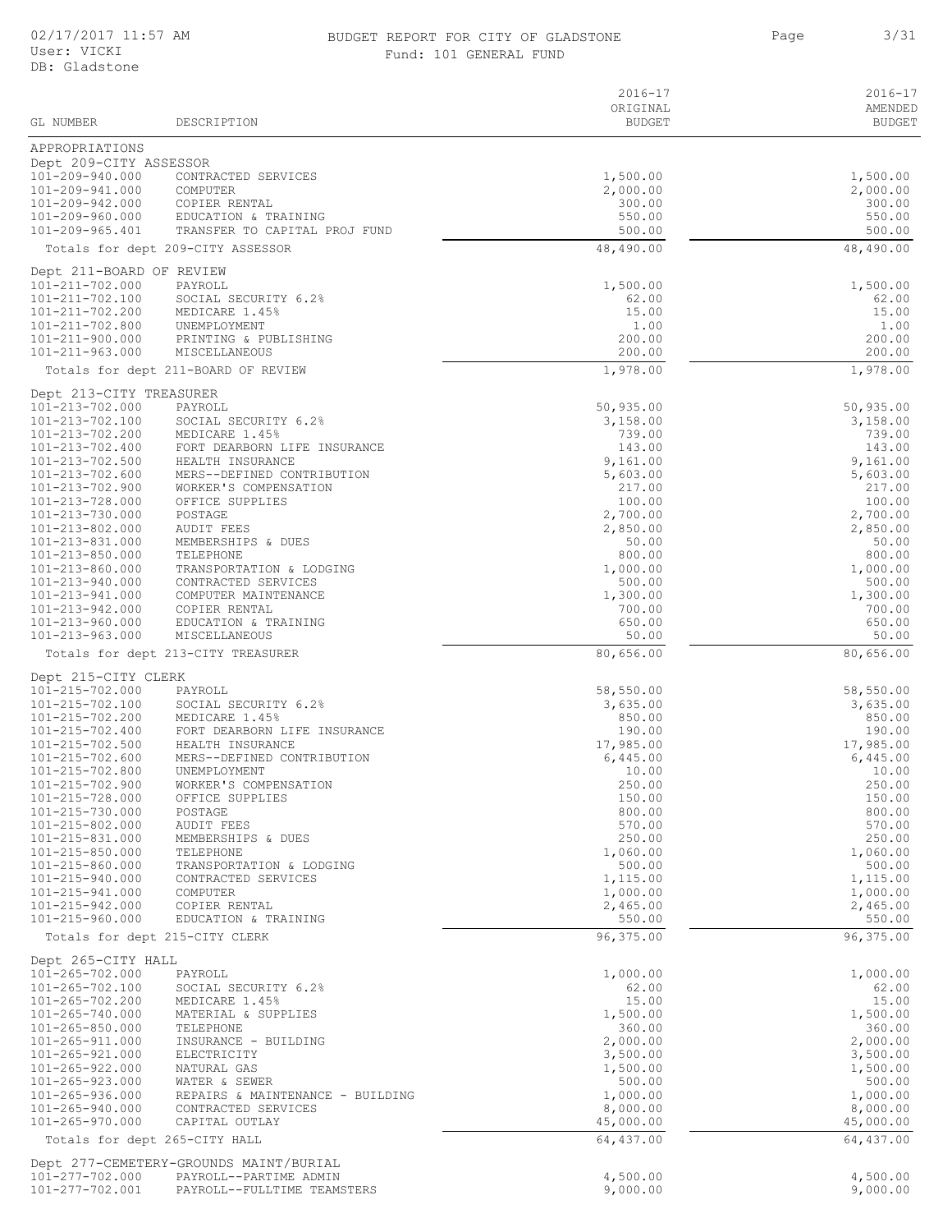# BUDGET REPORT FOR CITY OF GLADSTONE

Fund: 101 GENERAL FUND

02/17/2017 11:57 AM
User: VICKI
DB: Gladstone

| GL NUMBER | DESCRIPTION | 2016-17 ORIGINAL BUDGET | 2016-17 AMENDED BUDGET |
|---|---|---|---|
| APPROPRIATIONS | | | |
| Dept 209-CITY ASSESSOR | | | |
| 101-209-940.000 | CONTRACTED SERVICES | 1,500.00 | 1,500.00 |
| 101-209-941.000 | COMPUTER | 2,000.00 | 2,000.00 |
| 101-209-942.000 | COPIER RENTAL | 300.00 | 300.00 |
| 101-209-960.000 | EDUCATION & TRAINING | 550.00 | 550.00 |
| 101-209-965.401 | TRANSFER TO CAPITAL PROJ FUND | 500.00 | 500.00 |
| | Totals for dept 209-CITY ASSESSOR | 48,490.00 | 48,490.00 |
| Dept 211-BOARD OF REVIEW | | | |
| 101-211-702.000 | PAYROLL | 1,500.00 | 1,500.00 |
| 101-211-702.100 | SOCIAL SECURITY 6.2% | 62.00 | 62.00 |
| 101-211-702.200 | MEDICARE 1.45% | 15.00 | 15.00 |
| 101-211-702.800 | UNEMPLOYMENT | 1.00 | 1.00 |
| 101-211-900.000 | PRINTING & PUBLISHING | 200.00 | 200.00 |
| 101-211-963.000 | MISCELLANEOUS | 200.00 | 200.00 |
| | Totals for dept 211-BOARD OF REVIEW | 1,978.00 | 1,978.00 |
| Dept 213-CITY TREASURER | | | |
| 101-213-702.000 | PAYROLL | 50,935.00 | 50,935.00 |
| 101-213-702.100 | SOCIAL SECURITY 6.2% | 3,158.00 | 3,158.00 |
| 101-213-702.200 | MEDICARE 1.45% | 739.00 | 739.00 |
| 101-213-702.400 | FORT DEARBORN LIFE INSURANCE | 143.00 | 143.00 |
| 101-213-702.500 | HEALTH INSURANCE | 9,161.00 | 9,161.00 |
| 101-213-702.600 | MERS--DEFINED CONTRIBUTION | 5,603.00 | 5,603.00 |
| 101-213-702.900 | WORKER'S COMPENSATION | 217.00 | 217.00 |
| 101-213-728.000 | OFFICE SUPPLIES | 100.00 | 100.00 |
| 101-213-730.000 | POSTAGE | 2,700.00 | 2,700.00 |
| 101-213-802.000 | AUDIT FEES | 2,850.00 | 2,850.00 |
| 101-213-831.000 | MEMBERSHIPS & DUES | 50.00 | 50.00 |
| 101-213-850.000 | TELEPHONE | 800.00 | 800.00 |
| 101-213-860.000 | TRANSPORTATION & LODGING | 1,000.00 | 1,000.00 |
| 101-213-940.000 | CONTRACTED SERVICES | 500.00 | 500.00 |
| 101-213-941.000 | COMPUTER MAINTENANCE | 1,300.00 | 1,300.00 |
| 101-213-942.000 | COPIER RENTAL | 700.00 | 700.00 |
| 101-213-960.000 | EDUCATION & TRAINING | 650.00 | 650.00 |
| 101-213-963.000 | MISCELLANEOUS | 50.00 | 50.00 |
| | Totals for dept 213-CITY TREASURER | 80,656.00 | 80,656.00 |
| Dept 215-CITY CLERK | | | |
| 101-215-702.000 | PAYROLL | 58,550.00 | 58,550.00 |
| 101-215-702.100 | SOCIAL SECURITY 6.2% | 3,635.00 | 3,635.00 |
| 101-215-702.200 | MEDICARE 1.45% | 850.00 | 850.00 |
| 101-215-702.400 | FORT DEARBORN LIFE INSURANCE | 190.00 | 190.00 |
| 101-215-702.500 | HEALTH INSURANCE | 17,985.00 | 17,985.00 |
| 101-215-702.600 | MERS--DEFINED CONTRIBUTION | 6,445.00 | 6,445.00 |
| 101-215-702.800 | UNEMPLOYMENT | 10.00 | 10.00 |
| 101-215-702.900 | WORKER'S COMPENSATION | 250.00 | 250.00 |
| 101-215-728.000 | OFFICE SUPPLIES | 150.00 | 150.00 |
| 101-215-730.000 | POSTAGE | 800.00 | 800.00 |
| 101-215-802.000 | AUDIT FEES | 570.00 | 570.00 |
| 101-215-831.000 | MEMBERSHIPS & DUES | 250.00 | 250.00 |
| 101-215-850.000 | TELEPHONE | 1,060.00 | 1,060.00 |
| 101-215-860.000 | TRANSPORTATION & LODGING | 500.00 | 500.00 |
| 101-215-940.000 | CONTRACTED SERVICES | 1,115.00 | 1,115.00 |
| 101-215-941.000 | COMPUTER | 1,000.00 | 1,000.00 |
| 101-215-942.000 | COPIER RENTAL | 2,465.00 | 2,465.00 |
| 101-215-960.000 | EDUCATION & TRAINING | 550.00 | 550.00 |
| | Totals for dept 215-CITY CLERK | 96,375.00 | 96,375.00 |
| Dept 265-CITY HALL | | | |
| 101-265-702.000 | PAYROLL | 1,000.00 | 1,000.00 |
| 101-265-702.100 | SOCIAL SECURITY 6.2% | 62.00 | 62.00 |
| 101-265-702.200 | MEDICARE 1.45% | 15.00 | 15.00 |
| 101-265-740.000 | MATERIAL & SUPPLIES | 1,500.00 | 1,500.00 |
| 101-265-850.000 | TELEPHONE | 360.00 | 360.00 |
| 101-265-911.000 | INSURANCE - BUILDING | 2,000.00 | 2,000.00 |
| 101-265-921.000 | ELECTRICITY | 3,500.00 | 3,500.00 |
| 101-265-922.000 | NATURAL GAS | 1,500.00 | 1,500.00 |
| 101-265-923.000 | WATER & SEWER | 500.00 | 500.00 |
| 101-265-936.000 | REPAIRS & MAINTENANCE - BUILDING | 1,000.00 | 1,000.00 |
| 101-265-940.000 | CONTRACTED SERVICES | 8,000.00 | 8,000.00 |
| 101-265-970.000 | CAPITAL OUTLAY | 45,000.00 | 45,000.00 |
| | Totals for dept 265-CITY HALL | 64,437.00 | 64,437.00 |
| Dept 277-CEMETERY-GROUNDS MAINT/BURIAL | | | |
| 101-277-702.000 | PAYROLL--PARTIME ADMIN | 4,500.00 | 4,500.00 |
| 101-277-702.001 | PAYROLL--FULLTIME TEAMSTERS | 9,000.00 | 9,000.00 |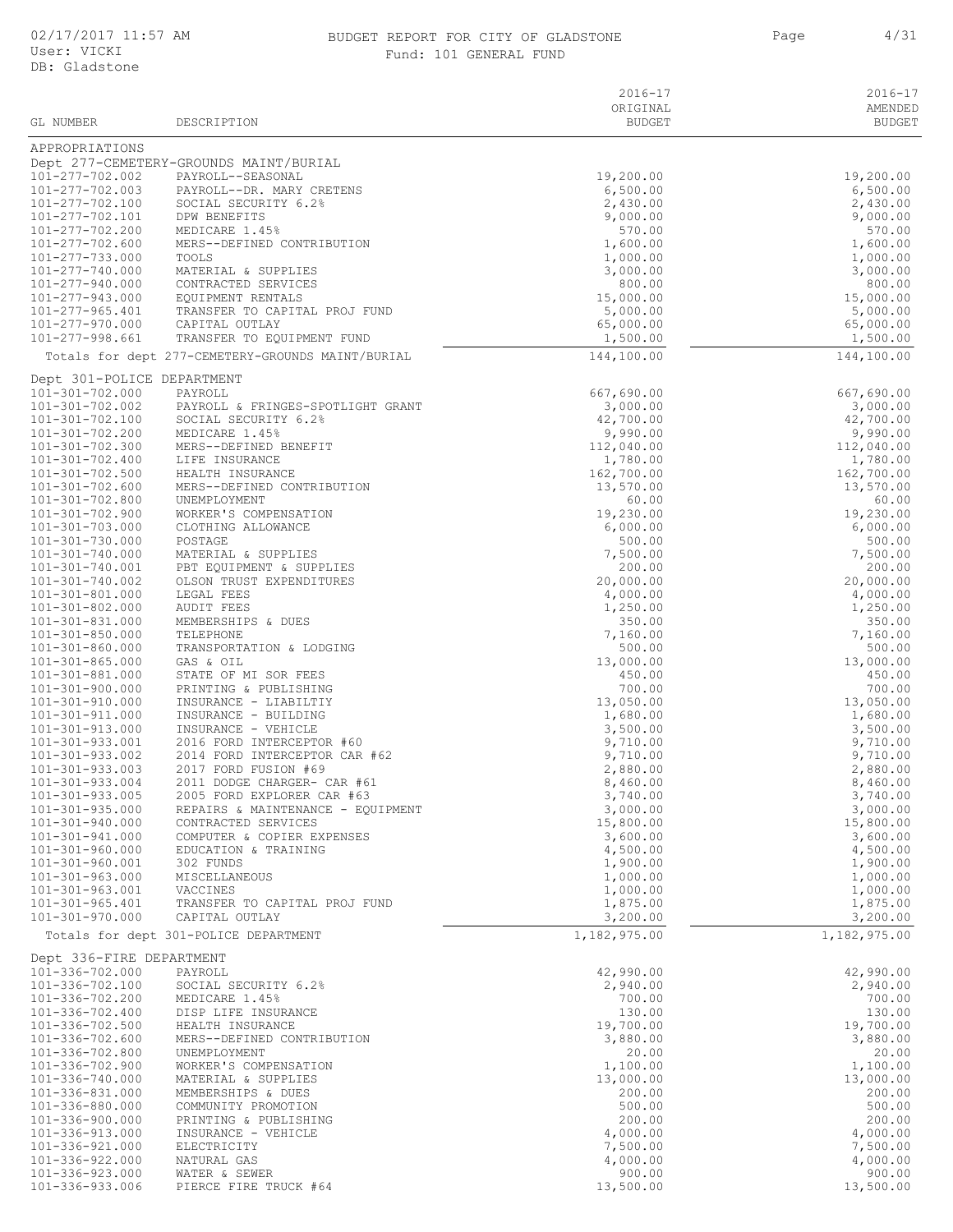# BUDGET REPORT FOR CITY OF GLADSTONE

Fund: 101 GENERAL FUND

| GL NUMBER | DESCRIPTION | 2016-17 ORIGINAL BUDGET | 2016-17 AMENDED BUDGET |
|---|---|---|---|
| APPROPRIATIONS | | | |
| Dept 277-CEMETERY-GROUNDS MAINT/BURIAL | | | |
| 101-277-702.002 | PAYROLL--SEASONAL | 19,200.00 | 19,200.00 |
| 101-277-702.003 | PAYROLL--DR. MARY CRETENS | 6,500.00 | 6,500.00 |
| 101-277-702.100 | SOCIAL SECURITY 6.2% | 2,430.00 | 2,430.00 |
| 101-277-702.101 | DPW BENEFITS | 9,000.00 | 9,000.00 |
| 101-277-702.200 | MEDICARE 1.45% | 570.00 | 570.00 |
| 101-277-702.600 | MERS--DEFINED CONTRIBUTION | 1,600.00 | 1,600.00 |
| 101-277-733.000 | TOOLS | 1,000.00 | 1,000.00 |
| 101-277-740.000 | MATERIAL & SUPPLIES | 3,000.00 | 3,000.00 |
| 101-277-940.000 | CONTRACTED SERVICES | 800.00 | 800.00 |
| 101-277-943.000 | EQUIPMENT RENTALS | 15,000.00 | 15,000.00 |
| 101-277-965.401 | TRANSFER TO CAPITAL PROJ FUND | 5,000.00 | 5,000.00 |
| 101-277-970.000 | CAPITAL OUTLAY | 65,000.00 | 65,000.00 |
| 101-277-998.661 | TRANSFER TO EQUIPMENT FUND | 1,500.00 | 1,500.00 |
| Totals for dept 277-CEMETERY-GROUNDS MAINT/BURIAL | | 144,100.00 | 144,100.00 |
| Dept 301-POLICE DEPARTMENT | | | |
| 101-301-702.000 | PAYROLL | 667,690.00 | 667,690.00 |
| 101-301-702.002 | PAYROLL & FRINGES-SPOTLIGHT GRANT | 3,000.00 | 3,000.00 |
| 101-301-702.100 | SOCIAL SECURITY 6.2% | 42,700.00 | 42,700.00 |
| 101-301-702.200 | MEDICARE 1.45% | 9,990.00 | 9,990.00 |
| 101-301-702.300 | MERS--DEFINED BENEFIT | 112,040.00 | 112,040.00 |
| 101-301-702.400 | LIFE INSURANCE | 1,780.00 | 1,780.00 |
| 101-301-702.500 | HEALTH INSURANCE | 162,700.00 | 162,700.00 |
| 101-301-702.600 | MERS--DEFINED CONTRIBUTION | 13,570.00 | 13,570.00 |
| 101-301-702.800 | UNEMPLOYMENT | 60.00 | 60.00 |
| 101-301-702.900 | WORKER'S COMPENSATION | 19,230.00 | 19,230.00 |
| 101-301-703.000 | CLOTHING ALLOWANCE | 6,000.00 | 6,000.00 |
| 101-301-730.000 | POSTAGE | 500.00 | 500.00 |
| 101-301-740.000 | MATERIAL & SUPPLIES | 7,500.00 | 7,500.00 |
| 101-301-740.001 | PBT EQUIPMENT & SUPPLIES | 200.00 | 200.00 |
| 101-301-740.002 | OLSON TRUST EXPENDITURES | 20,000.00 | 20,000.00 |
| 101-301-801.000 | LEGAL FEES | 4,000.00 | 4,000.00 |
| 101-301-802.000 | AUDIT FEES | 1,250.00 | 1,250.00 |
| 101-301-831.000 | MEMBERSHIPS & DUES | 350.00 | 350.00 |
| 101-301-850.000 | TELEPHONE | 7,160.00 | 7,160.00 |
| 101-301-860.000 | TRANSPORTATION & LODGING | 500.00 | 500.00 |
| 101-301-865.000 | GAS & OIL | 13,000.00 | 13,000.00 |
| 101-301-881.000 | STATE OF MI SOR FEES | 450.00 | 450.00 |
| 101-301-900.000 | PRINTING & PUBLISHING | 700.00 | 700.00 |
| 101-301-910.000 | INSURANCE - LIABILTIY | 13,050.00 | 13,050.00 |
| 101-301-911.000 | INSURANCE - BUILDING | 1,680.00 | 1,680.00 |
| 101-301-913.000 | INSURANCE - VEHICLE | 3,500.00 | 3,500.00 |
| 101-301-933.001 | 2016 FORD INTERCEPTOR #60 | 9,710.00 | 9,710.00 |
| 101-301-933.002 | 2014 FORD INTERCEPTOR CAR #62 | 9,710.00 | 9,710.00 |
| 101-301-933.003 | 2017 FORD FUSION #69 | 2,880.00 | 2,880.00 |
| 101-301-933.004 | 2011 DODGE CHARGER- CAR #61 | 8,460.00 | 8,460.00 |
| 101-301-933.005 | 2005 FORD EXPLORER CAR #63 | 3,740.00 | 3,740.00 |
| 101-301-935.000 | REPAIRS & MAINTENANCE - EQUIPMENT | 3,000.00 | 3,000.00 |
| 101-301-940.000 | CONTRACTED SERVICES | 15,800.00 | 15,800.00 |
| 101-301-941.000 | COMPUTER & COPIER EXPENSES | 3,600.00 | 3,600.00 |
| 101-301-960.000 | EDUCATION & TRAINING | 4,500.00 | 4,500.00 |
| 101-301-960.001 | 302 FUNDS | 1,900.00 | 1,900.00 |
| 101-301-963.000 | MISCELLANEOUS | 1,000.00 | 1,000.00 |
| 101-301-963.001 | VACCINES | 1,000.00 | 1,000.00 |
| 101-301-965.401 | TRANSFER TO CAPITAL PROJ FUND | 1,875.00 | 1,875.00 |
| 101-301-970.000 | CAPITAL OUTLAY | 3,200.00 | 3,200.00 |
| Totals for dept 301-POLICE DEPARTMENT | | 1,182,975.00 | 1,182,975.00 |
| Dept 336-FIRE DEPARTMENT | | | |
| 101-336-702.000 | PAYROLL | 42,990.00 | 42,990.00 |
| 101-336-702.100 | SOCIAL SECURITY 6.2% | 2,940.00 | 2,940.00 |
| 101-336-702.200 | MEDICARE 1.45% | 700.00 | 700.00 |
| 101-336-702.400 | DISP LIFE INSURANCE | 130.00 | 130.00 |
| 101-336-702.500 | HEALTH INSURANCE | 19,700.00 | 19,700.00 |
| 101-336-702.600 | MERS--DEFINED CONTRIBUTION | 3,880.00 | 3,880.00 |
| 101-336-702.800 | UNEMPLOYMENT | 20.00 | 20.00 |
| 101-336-702.900 | WORKER'S COMPENSATION | 1,100.00 | 1,100.00 |
| 101-336-740.000 | MATERIAL & SUPPLIES | 13,000.00 | 13,000.00 |
| 101-336-831.000 | MEMBERSHIPS & DUES | 200.00 | 200.00 |
| 101-336-880.000 | COMMUNITY PROMOTION | 500.00 | 500.00 |
| 101-336-900.000 | PRINTING & PUBLISHING | 200.00 | 200.00 |
| 101-336-913.000 | INSURANCE - VEHICLE | 4,000.00 | 4,000.00 |
| 101-336-921.000 | ELECTRICITY | 7,500.00 | 7,500.00 |
| 101-336-922.000 | NATURAL GAS | 4,000.00 | 4,000.00 |
| 101-336-923.000 | WATER & SEWER | 900.00 | 900.00 |
| 101-336-933.006 | PIERCE FIRE TRUCK #64 | 13,500.00 | 13,500.00 |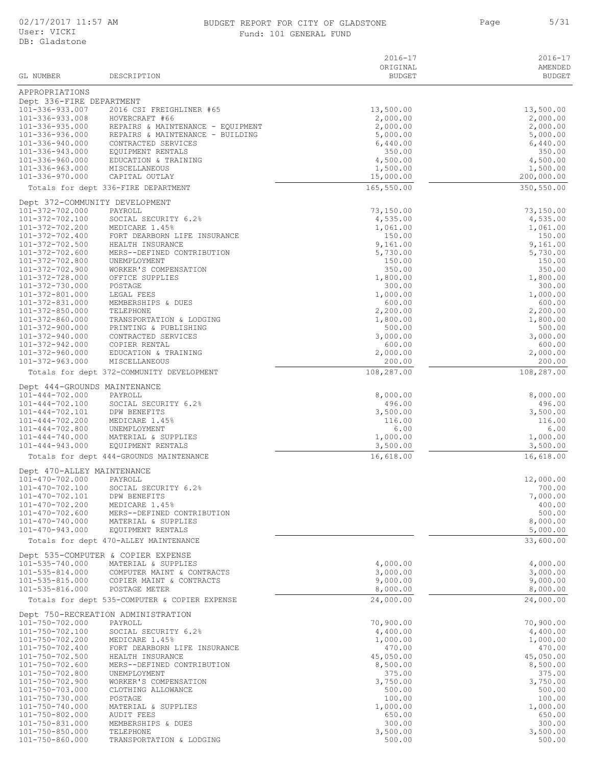# BUDGET REPORT FOR CITY OF GLADSTONE

Fund: 101 GENERAL FUND

| GL NUMBER | DESCRIPTION | 2016-17 ORIGINAL BUDGET | 2016-17 AMENDED BUDGET |
|---|---|---|---|
| APPROPRIATIONS | | | |
| Dept 336-FIRE DEPARTMENT | | | |
| 101-336-933.007 | 2016 CSI FREIGHLINER #65 | 13,500.00 | 13,500.00 |
| 101-336-933.008 | HOVERCRAFT #66 | 2,000.00 | 2,000.00 |
| 101-336-935.000 | REPAIRS & MAINTENANCE - EQUIPMENT | 2,000.00 | 2,000.00 |
| 101-336-936.000 | REPAIRS & MAINTENANCE - BUILDING | 5,000.00 | 5,000.00 |
| 101-336-940.000 | CONTRACTED SERVICES | 6,440.00 | 6,440.00 |
| 101-336-943.000 | EQUIPMENT RENTALS | 350.00 | 350.00 |
| 101-336-960.000 | EDUCATION & TRAINING | 4,500.00 | 4,500.00 |
| 101-336-963.000 | MISCELLANEOUS | 1,500.00 | 1,500.00 |
| 101-336-970.000 | CAPITAL OUTLAY | 15,000.00 | 200,000.00 |
| | Totals for dept 336-FIRE DEPARTMENT | 165,550.00 | 350,550.00 |
| Dept 372-COMMUNITY DEVELOPMENT | | | |
| 101-372-702.000 | PAYROLL | 73,150.00 | 73,150.00 |
| 101-372-702.100 | SOCIAL SECURITY 6.2% | 4,535.00 | 4,535.00 |
| 101-372-702.200 | MEDICARE 1.45% | 1,061.00 | 1,061.00 |
| 101-372-702.400 | FORT DEARBORN LIFE INSURANCE | 150.00 | 150.00 |
| 101-372-702.500 | HEALTH INSURANCE | 9,161.00 | 9,161.00 |
| 101-372-702.600 | MERS--DEFINED CONTRIBUTION | 5,730.00 | 5,730.00 |
| 101-372-702.800 | UNEMPLOYMENT | 150.00 | 150.00 |
| 101-372-702.900 | WORKER'S COMPENSATION | 350.00 | 350.00 |
| 101-372-728.000 | OFFICE SUPPLIES | 1,800.00 | 1,800.00 |
| 101-372-730.000 | POSTAGE | 300.00 | 300.00 |
| 101-372-801.000 | LEGAL FEES | 1,000.00 | 1,000.00 |
| 101-372-831.000 | MEMBERSHIPS & DUES | 600.00 | 600.00 |
| 101-372-850.000 | TELEPHONE | 2,200.00 | 2,200.00 |
| 101-372-860.000 | TRANSPORTATION & LODGING | 1,800.00 | 1,800.00 |
| 101-372-900.000 | PRINTING & PUBLISHING | 500.00 | 500.00 |
| 101-372-940.000 | CONTRACTED SERVICES | 3,000.00 | 3,000.00 |
| 101-372-942.000 | COPIER RENTAL | 600.00 | 600.00 |
| 101-372-960.000 | EDUCATION & TRAINING | 2,000.00 | 2,000.00 |
| 101-372-963.000 | MISCELLANEOUS | 200.00 | 200.00 |
| | Totals for dept 372-COMMUNITY DEVELOPMENT | 108,287.00 | 108,287.00 |
| Dept 444-GROUNDS MAINTENANCE | | | |
| 101-444-702.000 | PAYROLL | 8,000.00 | 8,000.00 |
| 101-444-702.100 | SOCIAL SECURITY 6.2% | 496.00 | 496.00 |
| 101-444-702.101 | DPW BENEFITS | 3,500.00 | 3,500.00 |
| 101-444-702.200 | MEDICARE 1.45% | 116.00 | 116.00 |
| 101-444-702.800 | UNEMPLOYMENT | 6.00 | 6.00 |
| 101-444-740.000 | MATERIAL & SUPPLIES | 1,000.00 | 1,000.00 |
| 101-444-943.000 | EQUIPMENT RENTALS | 3,500.00 | 3,500.00 |
| | Totals for dept 444-GROUNDS MAINTENANCE | 16,618.00 | 16,618.00 |
| Dept 470-ALLEY MAINTENANCE | | | |
| 101-470-702.000 | PAYROLL | | 12,000.00 |
| 101-470-702.100 | SOCIAL SECURITY 6.2% | | 700.00 |
| 101-470-702.101 | DPW BENEFITS | | 7,000.00 |
| 101-470-702.200 | MEDICARE 1.45% | | 400.00 |
| 101-470-702.600 | MERS--DEFINED CONTRIBUTION | | 500.00 |
| 101-470-740.000 | MATERIAL & SUPPLIES | | 8,000.00 |
| 101-470-943.000 | EQUIPMENT RENTALS | | 5,000.00 |
| | Totals for dept 470-ALLEY MAINTENANCE | | 33,600.00 |
| Dept 535-COMPUTER & COPIER EXPENSE | | | |
| 101-535-740.000 | MATERIAL & SUPPLIES | 4,000.00 | 4,000.00 |
| 101-535-814.000 | COMPUTER MAINT & CONTRACTS | 3,000.00 | 3,000.00 |
| 101-535-815.000 | COPIER MAINT & CONTRACTS | 9,000.00 | 9,000.00 |
| 101-535-816.000 | POSTAGE METER | 8,000.00 | 8,000.00 |
| | Totals for dept 535-COMPUTER & COPIER EXPENSE | 24,000.00 | 24,000.00 |
| Dept 750-RECREATION ADMINISTRATION | | | |
| 101-750-702.000 | PAYROLL | 70,900.00 | 70,900.00 |
| 101-750-702.100 | SOCIAL SECURITY 6.2% | 4,400.00 | 4,400.00 |
| 101-750-702.200 | MEDICARE 1.45% | 1,000.00 | 1,000.00 |
| 101-750-702.400 | FORT DEARBORN LIFE INSURANCE | 470.00 | 470.00 |
| 101-750-702.500 | HEALTH INSURANCE | 45,050.00 | 45,050.00 |
| 101-750-702.600 | MERS--DEFINED CONTRIBUTION | 8,500.00 | 8,500.00 |
| 101-750-702.800 | UNEMPLOYMENT | 375.00 | 375.00 |
| 101-750-702.900 | WORKER'S COMPENSATION | 3,750.00 | 3,750.00 |
| 101-750-703.000 | CLOTHING ALLOWANCE | 500.00 | 500.00 |
| 101-750-730.000 | POSTAGE | 100.00 | 100.00 |
| 101-750-740.000 | MATERIAL & SUPPLIES | 1,000.00 | 1,000.00 |
| 101-750-802.000 | AUDIT FEES | 650.00 | 650.00 |
| 101-750-831.000 | MEMBERSHIPS & DUES | 300.00 | 300.00 |
| 101-750-850.000 | TELEPHONE | 3,500.00 | 3,500.00 |
| 101-750-860.000 | TRANSPORTATION & LODGING | 500.00 | 500.00 |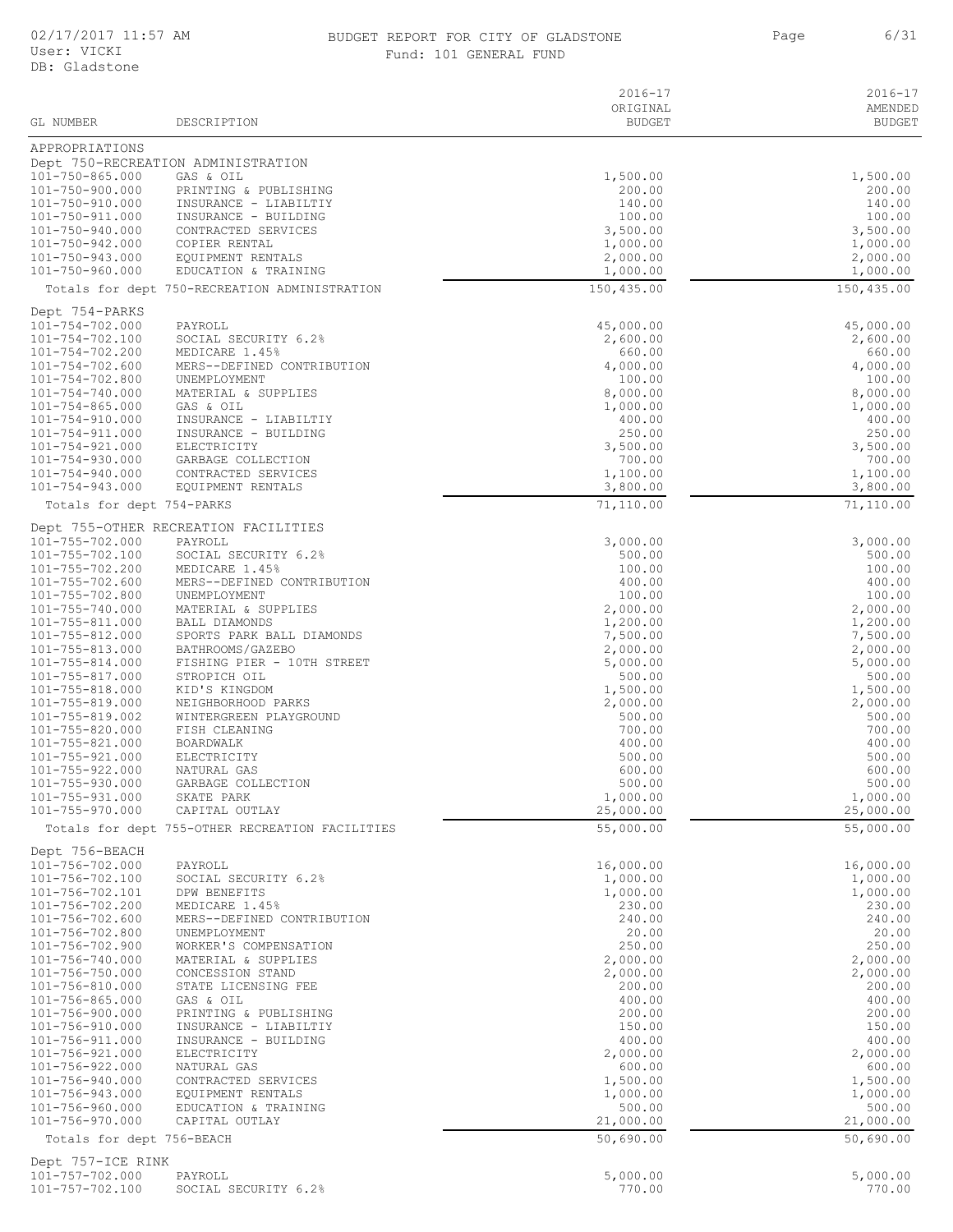# BUDGET REPORT FOR CITY OF GLADSTONE

Fund: 101 GENERAL FUND

| GL NUMBER | DESCRIPTION | 2016-17 ORIGINAL BUDGET | 2016-17 AMENDED BUDGET |
|---|---|---|---|
| APPROPRIATIONS | | | |
| Dept 750-RECREATION ADMINISTRATION | | | |
| 101-750-865.000 | GAS & OIL | 1,500.00 | 1,500.00 |
| 101-750-900.000 | PRINTING & PUBLISHING | 200.00 | 200.00 |
| 101-750-910.000 | INSURANCE - LIABILTIY | 140.00 | 140.00 |
| 101-750-911.000 | INSURANCE - BUILDING | 100.00 | 100.00 |
| 101-750-940.000 | CONTRACTED SERVICES | 3,500.00 | 3,500.00 |
| 101-750-942.000 | COPIER RENTAL | 1,000.00 | 1,000.00 |
| 101-750-943.000 | EQUIPMENT RENTALS | 2,000.00 | 2,000.00 |
| 101-750-960.000 | EDUCATION & TRAINING | 1,000.00 | 1,000.00 |
| Totals for dept 750-RECREATION ADMINISTRATION | | 150,435.00 | 150,435.00 |
| Dept 754-PARKS | | | |
| 101-754-702.000 | PAYROLL | 45,000.00 | 45,000.00 |
| 101-754-702.100 | SOCIAL SECURITY 6.2% | 2,600.00 | 2,600.00 |
| 101-754-702.200 | MEDICARE 1.45% | 660.00 | 660.00 |
| 101-754-702.600 | MERS--DEFINED CONTRIBUTION | 4,000.00 | 4,000.00 |
| 101-754-702.800 | UNEMPLOYMENT | 100.00 | 100.00 |
| 101-754-740.000 | MATERIAL & SUPPLIES | 8,000.00 | 8,000.00 |
| 101-754-865.000 | GAS & OIL | 1,000.00 | 1,000.00 |
| 101-754-910.000 | INSURANCE - LIABILTIY | 400.00 | 400.00 |
| 101-754-911.000 | INSURANCE - BUILDING | 250.00 | 250.00 |
| 101-754-921.000 | ELECTRICITY | 3,500.00 | 3,500.00 |
| 101-754-930.000 | GARBAGE COLLECTION | 700.00 | 700.00 |
| 101-754-940.000 | CONTRACTED SERVICES | 1,100.00 | 1,100.00 |
| 101-754-943.000 | EQUIPMENT RENTALS | 3,800.00 | 3,800.00 |
| Totals for dept 754-PARKS | | 71,110.00 | 71,110.00 |
| Dept 755-OTHER RECREATION FACILITIES | | | |
| 101-755-702.000 | PAYROLL | 3,000.00 | 3,000.00 |
| 101-755-702.100 | SOCIAL SECURITY 6.2% | 500.00 | 500.00 |
| 101-755-702.200 | MEDICARE 1.45% | 100.00 | 100.00 |
| 101-755-702.600 | MERS--DEFINED CONTRIBUTION | 400.00 | 400.00 |
| 101-755-702.800 | UNEMPLOYMENT | 100.00 | 100.00 |
| 101-755-740.000 | MATERIAL & SUPPLIES | 2,000.00 | 2,000.00 |
| 101-755-811.000 | BALL DIAMONDS | 1,200.00 | 1,200.00 |
| 101-755-812.000 | SPORTS PARK BALL DIAMONDS | 7,500.00 | 7,500.00 |
| 101-755-813.000 | BATHROOMS/GAZEBO | 2,000.00 | 2,000.00 |
| 101-755-814.000 | FISHING PIER - 10TH STREET | 5,000.00 | 5,000.00 |
| 101-755-817.000 | STROPICH OIL | 500.00 | 500.00 |
| 101-755-818.000 | KID'S KINGDOM | 1,500.00 | 1,500.00 |
| 101-755-819.000 | NEIGHBORHOOD PARKS | 2,000.00 | 2,000.00 |
| 101-755-819.002 | WINTERGREEN PLAYGROUND | 500.00 | 500.00 |
| 101-755-820.000 | FISH CLEANING | 700.00 | 700.00 |
| 101-755-821.000 | BOARDWALK | 400.00 | 400.00 |
| 101-755-921.000 | ELECTRICITY | 500.00 | 500.00 |
| 101-755-922.000 | NATURAL GAS | 600.00 | 600.00 |
| 101-755-930.000 | GARBAGE COLLECTION | 500.00 | 500.00 |
| 101-755-931.000 | SKATE PARK | 1,000.00 | 1,000.00 |
| 101-755-970.000 | CAPITAL OUTLAY | 25,000.00 | 25,000.00 |
| Totals for dept 755-OTHER RECREATION FACILITIES | | 55,000.00 | 55,000.00 |
| Dept 756-BEACH | | | |
| 101-756-702.000 | PAYROLL | 16,000.00 | 16,000.00 |
| 101-756-702.100 | SOCIAL SECURITY 6.2% | 1,000.00 | 1,000.00 |
| 101-756-702.101 | DPW BENEFITS | 1,000.00 | 1,000.00 |
| 101-756-702.200 | MEDICARE 1.45% | 230.00 | 230.00 |
| 101-756-702.600 | MERS--DEFINED CONTRIBUTION | 240.00 | 240.00 |
| 101-756-702.800 | UNEMPLOYMENT | 20.00 | 20.00 |
| 101-756-702.900 | WORKER'S COMPENSATION | 250.00 | 250.00 |
| 101-756-740.000 | MATERIAL & SUPPLIES | 2,000.00 | 2,000.00 |
| 101-756-750.000 | CONCESSION STAND | 2,000.00 | 2,000.00 |
| 101-756-810.000 | STATE LICENSING FEE | 200.00 | 200.00 |
| 101-756-865.000 | GAS & OIL | 400.00 | 400.00 |
| 101-756-900.000 | PRINTING & PUBLISHING | 200.00 | 200.00 |
| 101-756-910.000 | INSURANCE - LIABILTIY | 150.00 | 150.00 |
| 101-756-911.000 | INSURANCE - BUILDING | 400.00 | 400.00 |
| 101-756-921.000 | ELECTRICITY | 2,000.00 | 2,000.00 |
| 101-756-922.000 | NATURAL GAS | 600.00 | 600.00 |
| 101-756-940.000 | CONTRACTED SERVICES | 1,500.00 | 1,500.00 |
| 101-756-943.000 | EQUIPMENT RENTALS | 1,000.00 | 1,000.00 |
| 101-756-960.000 | EDUCATION & TRAINING | 500.00 | 500.00 |
| 101-756-970.000 | CAPITAL OUTLAY | 21,000.00 | 21,000.00 |
| Totals for dept 756-BEACH | | 50,690.00 | 50,690.00 |
| Dept 757-ICE RINK | | | |
| 101-757-702.000 | PAYROLL | 5,000.00 | 5,000.00 |
| 101-757-702.100 | SOCIAL SECURITY 6.2% | 770.00 | 770.00 |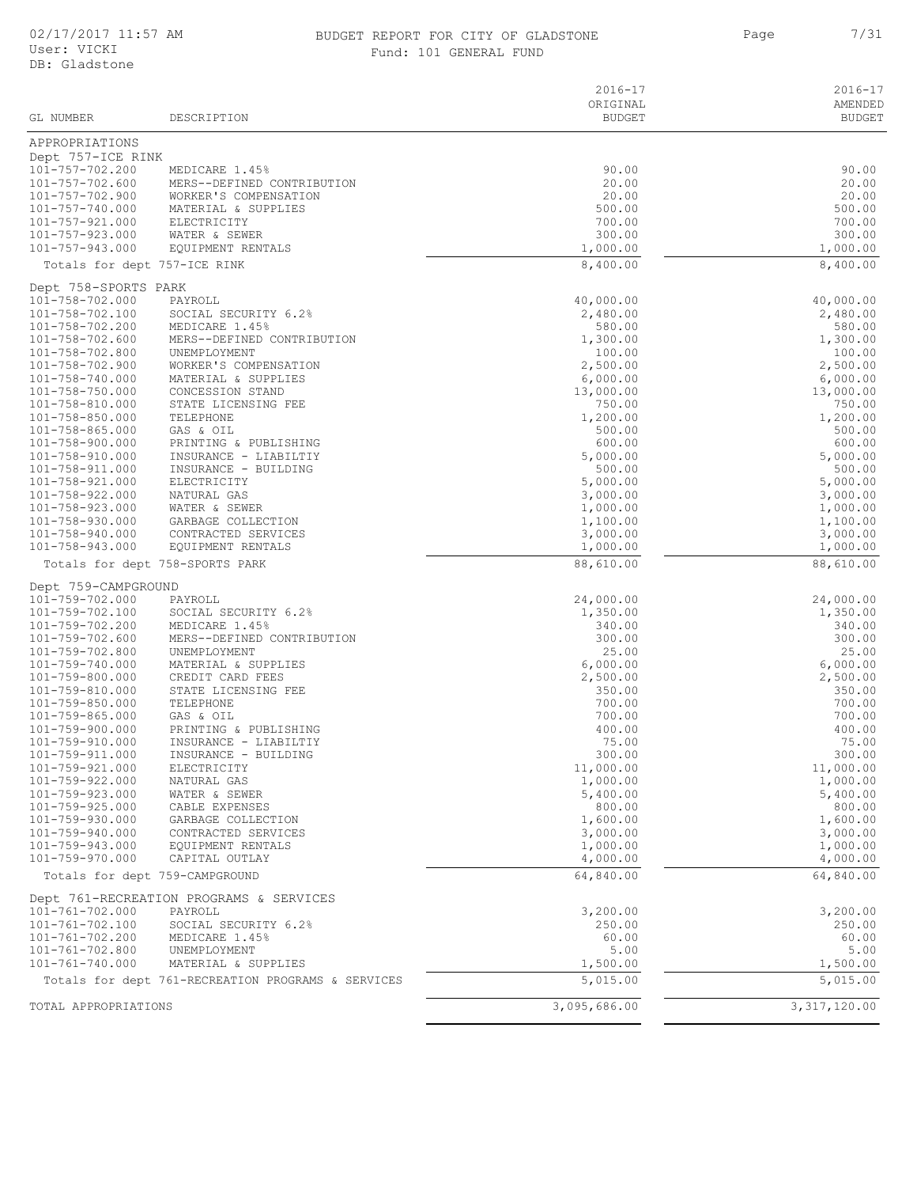# BUDGET REPORT FOR CITY OF GLADSTONE

Fund: 101 GENERAL FUND

| GL NUMBER | DESCRIPTION | 2016-17 ORIGINAL BUDGET | 2016-17 AMENDED BUDGET |
|---|---|---|---|
| APPROPRIATIONS | | | |
| Dept 757-ICE RINK | | | |
| 101-757-702.200 | MEDICARE 1.45% | 90.00 | 90.00 |
| 101-757-702.600 | MERS--DEFINED CONTRIBUTION | 20.00 | 20.00 |
| 101-757-702.900 | WORKER'S COMPENSATION | 20.00 | 20.00 |
| 101-757-740.000 | MATERIAL & SUPPLIES | 500.00 | 500.00 |
| 101-757-921.000 | ELECTRICITY | 700.00 | 700.00 |
| 101-757-923.000 | WATER & SEWER | 300.00 | 300.00 |
| 101-757-943.000 | EQUIPMENT RENTALS | 1,000.00 | 1,000.00 |
| Totals for dept 757-ICE RINK | | 8,400.00 | 8,400.00 |
| Dept 758-SPORTS PARK | | | |
| 101-758-702.000 | PAYROLL | 40,000.00 | 40,000.00 |
| 101-758-702.100 | SOCIAL SECURITY 6.2% | 2,480.00 | 2,480.00 |
| 101-758-702.200 | MEDICARE 1.45% | 580.00 | 580.00 |
| 101-758-702.600 | MERS--DEFINED CONTRIBUTION | 1,300.00 | 1,300.00 |
| 101-758-702.800 | UNEMPLOYMENT | 100.00 | 100.00 |
| 101-758-702.900 | WORKER'S COMPENSATION | 2,500.00 | 2,500.00 |
| 101-758-740.000 | MATERIAL & SUPPLIES | 6,000.00 | 6,000.00 |
| 101-758-750.000 | CONCESSION STAND | 13,000.00 | 13,000.00 |
| 101-758-810.000 | STATE LICENSING FEE | 750.00 | 750.00 |
| 101-758-850.000 | TELEPHONE | 1,200.00 | 1,200.00 |
| 101-758-865.000 | GAS & OIL | 500.00 | 500.00 |
| 101-758-900.000 | PRINTING & PUBLISHING | 600.00 | 600.00 |
| 101-758-910.000 | INSURANCE - LIABILTIY | 5,000.00 | 5,000.00 |
| 101-758-911.000 | INSURANCE - BUILDING | 500.00 | 500.00 |
| 101-758-921.000 | ELECTRICITY | 5,000.00 | 5,000.00 |
| 101-758-922.000 | NATURAL GAS | 3,000.00 | 3,000.00 |
| 101-758-923.000 | WATER & SEWER | 1,000.00 | 1,000.00 |
| 101-758-930.000 | GARBAGE COLLECTION | 1,100.00 | 1,100.00 |
| 101-758-940.000 | CONTRACTED SERVICES | 3,000.00 | 3,000.00 |
| 101-758-943.000 | EQUIPMENT RENTALS | 1,000.00 | 1,000.00 |
| Totals for dept 758-SPORTS PARK | | 88,610.00 | 88,610.00 |
| Dept 759-CAMPGROUND | | | |
| 101-759-702.000 | PAYROLL | 24,000.00 | 24,000.00 |
| 101-759-702.100 | SOCIAL SECURITY 6.2% | 1,350.00 | 1,350.00 |
| 101-759-702.200 | MEDICARE 1.45% | 340.00 | 340.00 |
| 101-759-702.600 | MERS--DEFINED CONTRIBUTION | 300.00 | 300.00 |
| 101-759-702.800 | UNEMPLOYMENT | 25.00 | 25.00 |
| 101-759-740.000 | MATERIAL & SUPPLIES | 6,000.00 | 6,000.00 |
| 101-759-800.000 | CREDIT CARD FEES | 2,500.00 | 2,500.00 |
| 101-759-810.000 | STATE LICENSING FEE | 350.00 | 350.00 |
| 101-759-850.000 | TELEPHONE | 700.00 | 700.00 |
| 101-759-865.000 | GAS & OIL | 700.00 | 700.00 |
| 101-759-900.000 | PRINTING & PUBLISHING | 400.00 | 400.00 |
| 101-759-910.000 | INSURANCE - LIABILTIY | 75.00 | 75.00 |
| 101-759-911.000 | INSURANCE - BUILDING | 300.00 | 300.00 |
| 101-759-921.000 | ELECTRICITY | 11,000.00 | 11,000.00 |
| 101-759-922.000 | NATURAL GAS | 1,000.00 | 1,000.00 |
| 101-759-923.000 | WATER & SEWER | 5,400.00 | 5,400.00 |
| 101-759-925.000 | CABLE EXPENSES | 800.00 | 800.00 |
| 101-759-930.000 | GARBAGE COLLECTION | 1,600.00 | 1,600.00 |
| 101-759-940.000 | CONTRACTED SERVICES | 3,000.00 | 3,000.00 |
| 101-759-943.000 | EQUIPMENT RENTALS | 1,000.00 | 1,000.00 |
| 101-759-970.000 | CAPITAL OUTLAY | 4,000.00 | 4,000.00 |
| Totals for dept 759-CAMPGROUND | | 64,840.00 | 64,840.00 |
| Dept 761-RECREATION PROGRAMS & SERVICES | | | |
| 101-761-702.000 | PAYROLL | 3,200.00 | 3,200.00 |
| 101-761-702.100 | SOCIAL SECURITY 6.2% | 250.00 | 250.00 |
| 101-761-702.200 | MEDICARE 1.45% | 60.00 | 60.00 |
| 101-761-702.800 | UNEMPLOYMENT | 5.00 | 5.00 |
| 101-761-740.000 | MATERIAL & SUPPLIES | 1,500.00 | 1,500.00 |
| Totals for dept 761-RECREATION PROGRAMS & SERVICES | | 5,015.00 | 5,015.00 |
| TOTAL APPROPRIATIONS | | 3,095,686.00 | 3,317,120.00 |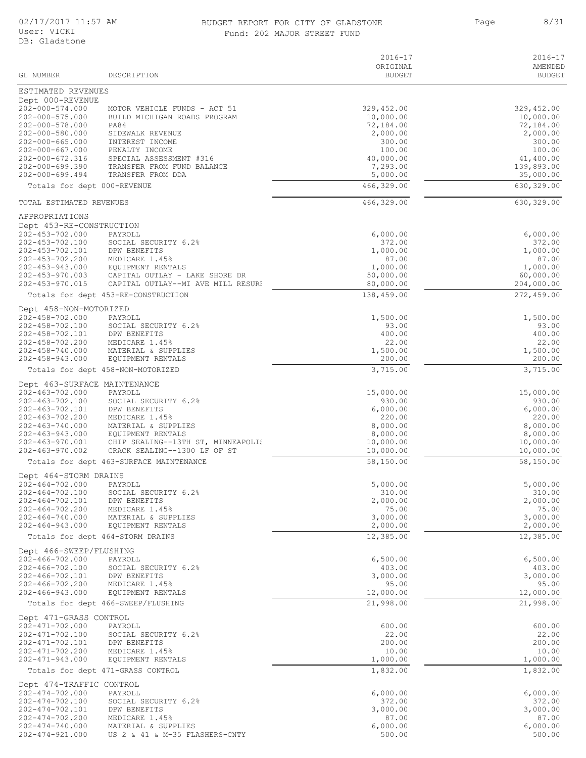BUDGET REPORT FOR CITY OF GLADSTONE

Fund: 202 MAJOR STREET FUND

02/17/2017 11:57 AM
User: VICKI
DB: Gladstone

| GL NUMBER | DESCRIPTION | 2016-17 ORIGINAL BUDGET | 2016-17 AMENDED BUDGET |
|---|---|---|---|
| ESTIMATED REVENUES | | | |
| Dept 000-REVENUE | | | |
| 202-000-574.000 | MOTOR VEHICLE FUNDS - ACT 51 | 329,452.00 | 329,452.00 |
| 202-000-575.000 | BUILD MICHIGAN ROADS PROGRAM | 10,000.00 | 10,000.00 |
| 202-000-578.000 | PA84 | 72,184.00 | 72,184.00 |
| 202-000-580.000 | SIDEWALK REVENUE | 2,000.00 | 2,000.00 |
| 202-000-665.000 | INTEREST INCOME | 300.00 | 300.00 |
| 202-000-667.000 | PENALTY INCOME | 100.00 | 100.00 |
| 202-000-672.316 | SPECIAL ASSESSMENT #316 | 40,000.00 | 41,400.00 |
| 202-000-699.390 | TRANSFER FROM FUND BALANCE | 7,293.00 | 139,893.00 |
| 202-000-699.494 | TRANSFER FROM DDA | 5,000.00 | 35,000.00 |
| Totals for dept 000-REVENUE | | 466,329.00 | 630,329.00 |
| TOTAL ESTIMATED REVENUES | | 466,329.00 | 630,329.00 |
| APPROPRIATIONS | | | |
| Dept 453-RE-CONSTRUCTION | | | |
| 202-453-702.000 | PAYROLL | 6,000.00 | 6,000.00 |
| 202-453-702.100 | SOCIAL SECURITY 6.2% | 372.00 | 372.00 |
| 202-453-702.101 | DPW BENEFITS | 1,000.00 | 1,000.00 |
| 202-453-702.200 | MEDICARE 1.45% | 87.00 | 87.00 |
| 202-453-943.000 | EQUIPMENT RENTALS | 1,000.00 | 1,000.00 |
| 202-453-970.003 | CAPITAL OUTLAY - LAKE SHORE DR | 50,000.00 | 60,000.00 |
| 202-453-970.015 | CAPITAL OUTLAY--MI AVE MILL RESURF | 80,000.00 | 204,000.00 |
| Totals for dept 453-RE-CONSTRUCTION | | 138,459.00 | 272,459.00 |
| Dept 458-NON-MOTORIZED | | | |
| 202-458-702.000 | PAYROLL | 1,500.00 | 1,500.00 |
| 202-458-702.100 | SOCIAL SECURITY 6.2% | 93.00 | 93.00 |
| 202-458-702.101 | DPW BENEFITS | 400.00 | 400.00 |
| 202-458-702.200 | MEDICARE 1.45% | 22.00 | 22.00 |
| 202-458-740.000 | MATERIAL & SUPPLIES | 1,500.00 | 1,500.00 |
| 202-458-943.000 | EQUIPMENT RENTALS | 200.00 | 200.00 |
| Totals for dept 458-NON-MOTORIZED | | 3,715.00 | 3,715.00 |
| Dept 463-SURFACE MAINTENANCE | | | |
| 202-463-702.000 | PAYROLL | 15,000.00 | 15,000.00 |
| 202-463-702.100 | SOCIAL SECURITY 6.2% | 930.00 | 930.00 |
| 202-463-702.101 | DPW BENEFITS | 6,000.00 | 6,000.00 |
| 202-463-702.200 | MEDICARE 1.45% | 220.00 | 220.00 |
| 202-463-740.000 | MATERIAL & SUPPLIES | 8,000.00 | 8,000.00 |
| 202-463-943.000 | EQUIPMENT RENTALS | 8,000.00 | 8,000.00 |
| 202-463-970.001 | CHIP SEALING--13TH ST, MINNEAPOLIS | 10,000.00 | 10,000.00 |
| 202-463-970.002 | CRACK SEALING--1300 LF OF ST | 10,000.00 | 10,000.00 |
| Totals for dept 463-SURFACE MAINTENANCE | | 58,150.00 | 58,150.00 |
| Dept 464-STORM DRAINS | | | |
| 202-464-702.000 | PAYROLL | 5,000.00 | 5,000.00 |
| 202-464-702.100 | SOCIAL SECURITY 6.2% | 310.00 | 310.00 |
| 202-464-702.101 | DPW BENEFITS | 2,000.00 | 2,000.00 |
| 202-464-702.200 | MEDICARE 1.45% | 75.00 | 75.00 |
| 202-464-740.000 | MATERIAL & SUPPLIES | 3,000.00 | 3,000.00 |
| 202-464-943.000 | EQUIPMENT RENTALS | 2,000.00 | 2,000.00 |
| Totals for dept 464-STORM DRAINS | | 12,385.00 | 12,385.00 |
| Dept 466-SWEEP/FLUSHING | | | |
| 202-466-702.000 | PAYROLL | 6,500.00 | 6,500.00 |
| 202-466-702.100 | SOCIAL SECURITY 6.2% | 403.00 | 403.00 |
| 202-466-702.101 | DPW BENEFITS | 3,000.00 | 3,000.00 |
| 202-466-702.200 | MEDICARE 1.45% | 95.00 | 95.00 |
| 202-466-943.000 | EQUIPMENT RENTALS | 12,000.00 | 12,000.00 |
| Totals for dept 466-SWEEP/FLUSHING | | 21,998.00 | 21,998.00 |
| Dept 471-GRASS CONTROL | | | |
| 202-471-702.000 | PAYROLL | 600.00 | 600.00 |
| 202-471-702.100 | SOCIAL SECURITY 6.2% | 22.00 | 22.00 |
| 202-471-702.101 | DPW BENEFITS | 200.00 | 200.00 |
| 202-471-702.200 | MEDICARE 1.45% | 10.00 | 10.00 |
| 202-471-943.000 | EQUIPMENT RENTALS | 1,000.00 | 1,000.00 |
| Totals for dept 471-GRASS CONTROL | | 1,832.00 | 1,832.00 |
| Dept 474-TRAFFIC CONTROL | | | |
| 202-474-702.000 | PAYROLL | 6,000.00 | 6,000.00 |
| 202-474-702.100 | SOCIAL SECURITY 6.2% | 372.00 | 372.00 |
| 202-474-702.101 | DPW BENEFITS | 3,000.00 | 3,000.00 |
| 202-474-702.200 | MEDICARE 1.45% | 87.00 | 87.00 |
| 202-474-740.000 | MATERIAL & SUPPLIES | 6,000.00 | 6,000.00 |
| 202-474-921.000 | US 2 & 41 & M-35 FLASHERS-CNTY | 500.00 | 500.00 |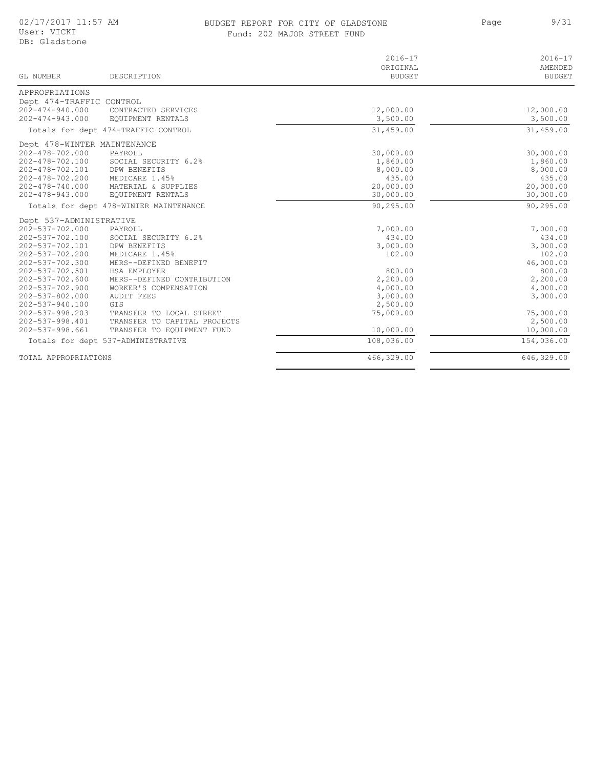# BUDGET REPORT FOR CITY OF GLADSTONE

Fund: 202 MAJOR STREET FUND

| GL NUMBER | DESCRIPTION | 2016-17 ORIGINAL BUDGET | 2016-17 AMENDED BUDGET |
|---|---|---|---|
| APPROPRIATIONS | | | |
| Dept 474-TRAFFIC CONTROL | | | |
| 202-474-940.000 | CONTRACTED SERVICES | 12,000.00 | 12,000.00 |
| 202-474-943.000 | EQUIPMENT RENTALS | 3,500.00 | 3,500.00 |
| | Totals for dept 474-TRAFFIC CONTROL | 31,459.00 | 31,459.00 |
| Dept 478-WINTER MAINTENANCE | | | |
| 202-478-702.000 | PAYROLL | 30,000.00 | 30,000.00 |
| 202-478-702.100 | SOCIAL SECURITY 6.2% | 1,860.00 | 1,860.00 |
| 202-478-702.101 | DPW BENEFITS | 8,000.00 | 8,000.00 |
| 202-478-702.200 | MEDICARE 1.45% | 435.00 | 435.00 |
| 202-478-740.000 | MATERIAL & SUPPLIES | 20,000.00 | 20,000.00 |
| 202-478-943.000 | EQUIPMENT RENTALS | 30,000.00 | 30,000.00 |
| | Totals for dept 478-WINTER MAINTENANCE | 90,295.00 | 90,295.00 |
| Dept 537-ADMINISTRATIVE | | | |
| 202-537-702.000 | PAYROLL | 7,000.00 | 7,000.00 |
| 202-537-702.100 | SOCIAL SECURITY 6.2% | 434.00 | 434.00 |
| 202-537-702.101 | DPW BENEFITS | 3,000.00 | 3,000.00 |
| 202-537-702.200 | MEDICARE 1.45% | 102.00 | 102.00 |
| 202-537-702.300 | MERS--DEFINED BENEFIT | | 46,000.00 |
| 202-537-702.501 | HSA EMPLOYER | 800.00 | 800.00 |
| 202-537-702.600 | MERS--DEFINED CONTRIBUTION | 2,200.00 | 2,200.00 |
| 202-537-702.900 | WORKER'S COMPENSATION | 4,000.00 | 4,000.00 |
| 202-537-802.000 | AUDIT FEES | 3,000.00 | 3,000.00 |
| 202-537-940.100 | GIS | 2,500.00 | |
| 202-537-998.203 | TRANSFER TO LOCAL STREET | 75,000.00 | 75,000.00 |
| 202-537-998.401 | TRANSFER TO CAPITAL PROJECTS | | 2,500.00 |
| 202-537-998.661 | TRANSFER TO EQUIPMENT FUND | 10,000.00 | 10,000.00 |
| | Totals for dept 537-ADMINISTRATIVE | 108,036.00 | 154,036.00 |
| TOTAL APPROPRIATIONS | | 466,329.00 | 646,329.00 |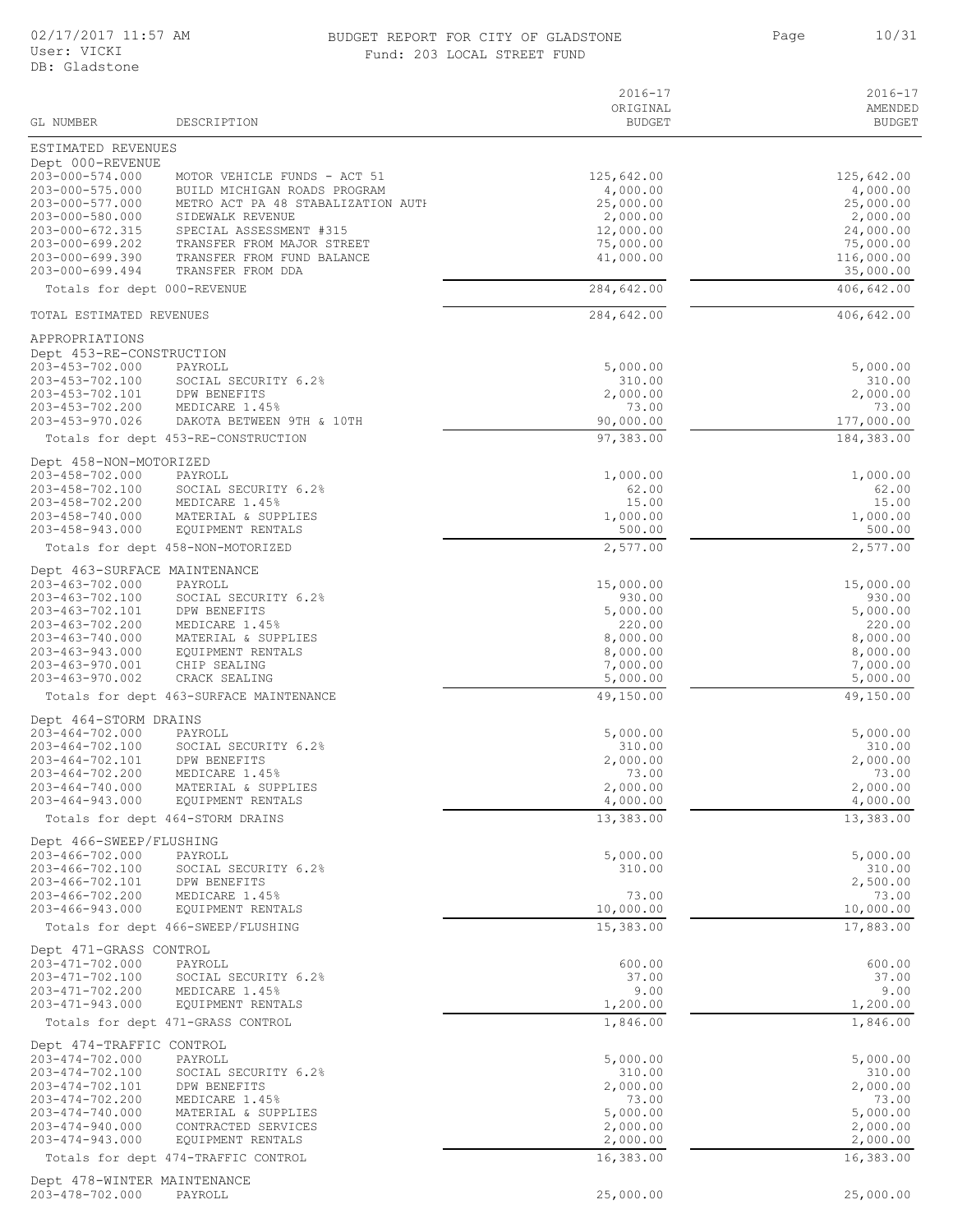# BUDGET REPORT FOR CITY OF GLADSTONE

Fund: 203 LOCAL STREET FUND

02/17/2017 11:57 AM
User: VICKI
DB: Gladstone

| GL NUMBER | DESCRIPTION | 2016-17 ORIGINAL BUDGET | 2016-17 AMENDED BUDGET |
|---|---|---|---|
| **ESTIMATED REVENUES** | | | |
| Dept 000-REVENUE | | | |
| 203-000-574.000 | MOTOR VEHICLE FUNDS - ACT 51 | 125,642.00 | 125,642.00 |
| 203-000-575.000 | BUILD MICHIGAN ROADS PROGRAM | 4,000.00 | 4,000.00 |
| 203-000-577.000 | METRO ACT PA 48 STABALIZATION AUTH | 25,000.00 | 25,000.00 |
| 203-000-580.000 | SIDEWALK REVENUE | 2,000.00 | 2,000.00 |
| 203-000-672.315 | SPECIAL ASSESSMENT #315 | 12,000.00 | 24,000.00 |
| 203-000-699.202 | TRANSFER FROM MAJOR STREET | 75,000.00 | 75,000.00 |
| 203-000-699.390 | TRANSFER FROM FUND BALANCE | 41,000.00 | 116,000.00 |
| 203-000-699.494 | TRANSFER FROM DDA | | 35,000.00 |
| Totals for dept 000-REVENUE | | 284,642.00 | 406,642.00 |
| TOTAL ESTIMATED REVENUES | | 284,642.00 | 406,642.00 |
| **APPROPRIATIONS** | | | |
| Dept 453-RE-CONSTRUCTION | | | |
| 203-453-702.000 | PAYROLL | 5,000.00 | 5,000.00 |
| 203-453-702.100 | SOCIAL SECURITY 6.2% | 310.00 | 310.00 |
| 203-453-702.101 | DPW BENEFITS | 2,000.00 | 2,000.00 |
| 203-453-702.200 | MEDICARE 1.45% | 73.00 | 73.00 |
| 203-453-970.026 | DAKOTA BETWEEN 9TH & 10TH | 90,000.00 | 177,000.00 |
| Totals for dept 453-RE-CONSTRUCTION | | 97,383.00 | 184,383.00 |
| Dept 458-NON-MOTORIZED | | | |
| 203-458-702.000 | PAYROLL | 1,000.00 | 1,000.00 |
| 203-458-702.100 | SOCIAL SECURITY 6.2% | 62.00 | 62.00 |
| 203-458-702.200 | MEDICARE 1.45% | 15.00 | 15.00 |
| 203-458-740.000 | MATERIAL & SUPPLIES | 1,000.00 | 1,000.00 |
| 203-458-943.000 | EQUIPMENT RENTALS | 500.00 | 500.00 |
| Totals for dept 458-NON-MOTORIZED | | 2,577.00 | 2,577.00 |
| Dept 463-SURFACE MAINTENANCE | | | |
| 203-463-702.000 | PAYROLL | 15,000.00 | 15,000.00 |
| 203-463-702.100 | SOCIAL SECURITY 6.2% | 930.00 | 930.00 |
| 203-463-702.101 | DPW BENEFITS | 5,000.00 | 5,000.00 |
| 203-463-702.200 | MEDICARE 1.45% | 220.00 | 220.00 |
| 203-463-740.000 | MATERIAL & SUPPLIES | 8,000.00 | 8,000.00 |
| 203-463-943.000 | EQUIPMENT RENTALS | 8,000.00 | 8,000.00 |
| 203-463-970.001 | CHIP SEALING | 7,000.00 | 7,000.00 |
| 203-463-970.002 | CRACK SEALING | 5,000.00 | 5,000.00 |
| Totals for dept 463-SURFACE MAINTENANCE | | 49,150.00 | 49,150.00 |
| Dept 464-STORM DRAINS | | | |
| 203-464-702.000 | PAYROLL | 5,000.00 | 5,000.00 |
| 203-464-702.100 | SOCIAL SECURITY 6.2% | 310.00 | 310.00 |
| 203-464-702.101 | DPW BENEFITS | 2,000.00 | 2,000.00 |
| 203-464-702.200 | MEDICARE 1.45% | 73.00 | 73.00 |
| 203-464-740.000 | MATERIAL & SUPPLIES | 2,000.00 | 2,000.00 |
| 203-464-943.000 | EQUIPMENT RENTALS | 4,000.00 | 4,000.00 |
| Totals for dept 464-STORM DRAINS | | 13,383.00 | 13,383.00 |
| Dept 466-SWEEP/FLUSHING | | | |
| 203-466-702.000 | PAYROLL | 5,000.00 | 5,000.00 |
| 203-466-702.100 | SOCIAL SECURITY 6.2% | 310.00 | 310.00 |
| 203-466-702.101 | DPW BENEFITS | | 2,500.00 |
| 203-466-702.200 | MEDICARE 1.45% | 73.00 | 73.00 |
| 203-466-943.000 | EQUIPMENT RENTALS | 10,000.00 | 10,000.00 |
| Totals for dept 466-SWEEP/FLUSHING | | 15,383.00 | 17,883.00 |
| Dept 471-GRASS CONTROL | | | |
| 203-471-702.000 | PAYROLL | 600.00 | 600.00 |
| 203-471-702.100 | SOCIAL SECURITY 6.2% | 37.00 | 37.00 |
| 203-471-702.200 | MEDICARE 1.45% | 9.00 | 9.00 |
| 203-471-943.000 | EQUIPMENT RENTALS | 1,200.00 | 1,200.00 |
| Totals for dept 471-GRASS CONTROL | | 1,846.00 | 1,846.00 |
| Dept 474-TRAFFIC CONTROL | | | |
| 203-474-702.000 | PAYROLL | 5,000.00 | 5,000.00 |
| 203-474-702.100 | SOCIAL SECURITY 6.2% | 310.00 | 310.00 |
| 203-474-702.101 | DPW BENEFITS | 2,000.00 | 2,000.00 |
| 203-474-702.200 | MEDICARE 1.45% | 73.00 | 73.00 |
| 203-474-740.000 | MATERIAL & SUPPLIES | 5,000.00 | 5,000.00 |
| 203-474-940.000 | CONTRACTED SERVICES | 2,000.00 | 2,000.00 |
| 203-474-943.000 | EQUIPMENT RENTALS | 2,000.00 | 2,000.00 |
| Totals for dept 474-TRAFFIC CONTROL | | 16,383.00 | 16,383.00 |
| Dept 478-WINTER MAINTENANCE | | | |
| 203-478-702.000 | PAYROLL | 25,000.00 | 25,000.00 |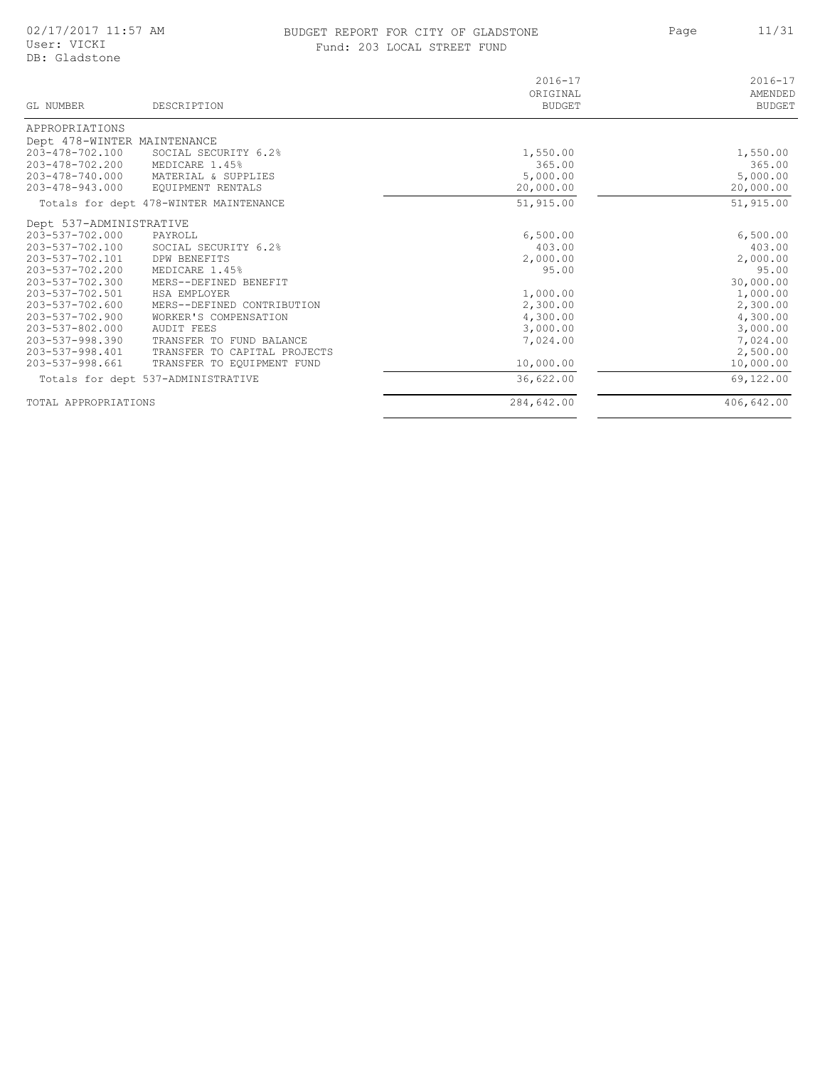BUDGET REPORT FOR CITY OF GLADSTONE

Fund: 203 LOCAL STREET FUND

| GL NUMBER | DESCRIPTION | 2016-17 ORIGINAL BUDGET | 2016-17 AMENDED BUDGET |
|---|---|---|---|
| APPROPRIATIONS | | | |
| Dept 478-WINTER MAINTENANCE | | | |
| 203-478-702.100 | SOCIAL SECURITY 6.2% | 1,550.00 | 1,550.00 |
| 203-478-702.200 | MEDICARE 1.45% | 365.00 | 365.00 |
| 203-478-740.000 | MATERIAL & SUPPLIES | 5,000.00 | 5,000.00 |
| 203-478-943.000 | EQUIPMENT RENTALS | 20,000.00 | 20,000.00 |
| Totals for dept 478-WINTER MAINTENANCE | | 51,915.00 | 51,915.00 |
| Dept 537-ADMINISTRATIVE | | | |
| 203-537-702.000 | PAYROLL | 6,500.00 | 6,500.00 |
| 203-537-702.100 | SOCIAL SECURITY 6.2% | 403.00 | 403.00 |
| 203-537-702.101 | DPW BENEFITS | 2,000.00 | 2,000.00 |
| 203-537-702.200 | MEDICARE 1.45% | 95.00 | 95.00 |
| 203-537-702.300 | MERS--DEFINED BENEFIT | | 30,000.00 |
| 203-537-702.501 | HSA EMPLOYER | 1,000.00 | 1,000.00 |
| 203-537-702.600 | MERS--DEFINED CONTRIBUTION | 2,300.00 | 2,300.00 |
| 203-537-702.900 | WORKER'S COMPENSATION | 4,300.00 | 4,300.00 |
| 203-537-802.000 | AUDIT FEES | 3,000.00 | 3,000.00 |
| 203-537-998.390 | TRANSFER TO FUND BALANCE | 7,024.00 | 7,024.00 |
| 203-537-998.401 | TRANSFER TO CAPITAL PROJECTS | | 2,500.00 |
| 203-537-998.661 | TRANSFER TO EQUIPMENT FUND | 10,000.00 | 10,000.00 |
| Totals for dept 537-ADMINISTRATIVE | | 36,622.00 | 69,122.00 |
| TOTAL APPROPRIATIONS | | 284,642.00 | 406,642.00 |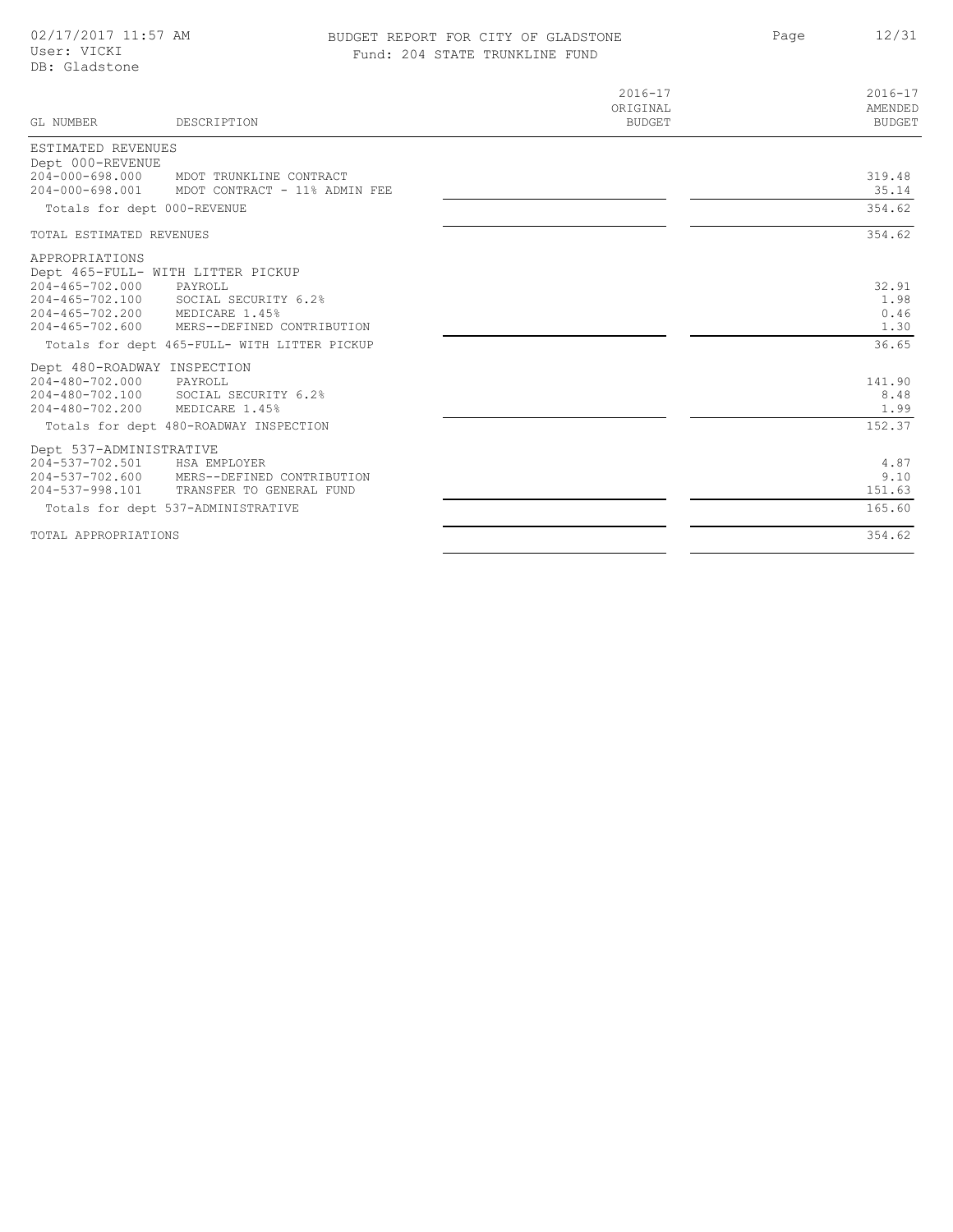02/17/2017 11:57 AM
User: VICKI
DB: Gladstone

# BUDGET REPORT FOR CITY OF GLADSTONE

## Fund: 204 STATE TRUNKLINE FUND

| GL NUMBER | DESCRIPTION | 2016-17 ORIGINAL BUDGET | 2016-17 AMENDED BUDGET |
|---|---|---|---|
| **ESTIMATED REVENUES** | | | |
| Dept 000-REVENUE | | | |
| 204-000-698.000 | MDOT TRUNKLINE CONTRACT | | 319.48 |
| 204-000-698.001 | MDOT CONTRACT - 11% ADMIN FEE | | 35.14 |
| | Totals for dept 000-REVENUE | | 354.62 |
| TOTAL ESTIMATED REVENUES | | | 354.62 |
| **APPROPRIATIONS** | | | |
| Dept 465-FULL- WITH LITTER PICKUP | | | |
| 204-465-702.000 | PAYROLL | | 32.91 |
| 204-465-702.100 | SOCIAL SECURITY 6.2% | | 1.98 |
| 204-465-702.200 | MEDICARE 1.45% | | 0.46 |
| 204-465-702.600 | MERS--DEFINED CONTRIBUTION | | 1.30 |
| | Totals for dept 465-FULL- WITH LITTER PICKUP | | 36.65 |
| Dept 480-ROADWAY INSPECTION | | | |
| 204-480-702.000 | PAYROLL | | 141.90 |
| 204-480-702.100 | SOCIAL SECURITY 6.2% | | 8.48 |
| 204-480-702.200 | MEDICARE 1.45% | | 1.99 |
| | Totals for dept 480-ROADWAY INSPECTION | | 152.37 |
| Dept 537-ADMINISTRATIVE | | | |
| 204-537-702.501 | HSA EMPLOYER | | 4.87 |
| 204-537-702.600 | MERS--DEFINED CONTRIBUTION | | 9.10 |
| 204-537-998.101 | TRANSFER TO GENERAL FUND | | 151.63 |
| | Totals for dept 537-ADMINISTRATIVE | | 165.60 |
| TOTAL APPROPRIATIONS | | | 354.62 |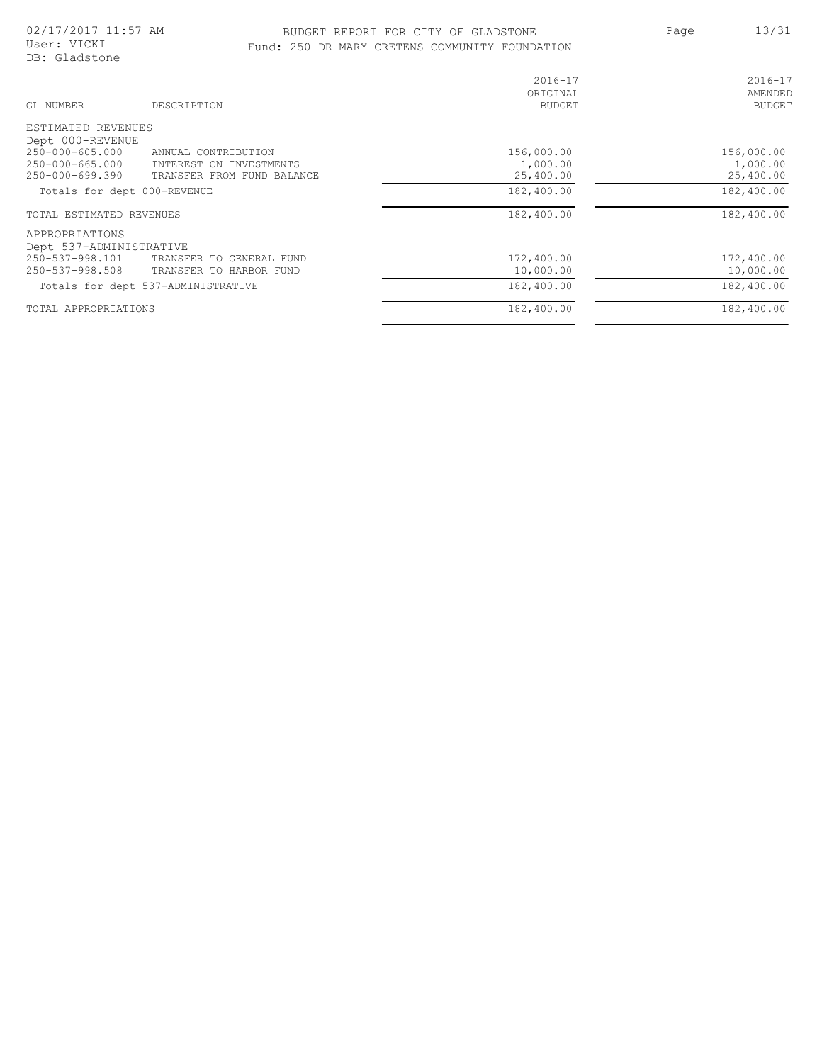# BUDGET REPORT FOR CITY OF GLADSTONE

## Fund: 250 DR MARY CRETENS COMMUNITY FOUNDATION

| GL NUMBER | DESCRIPTION | 2016-17 ORIGINAL BUDGET | 2016-17 AMENDED BUDGET |
|---|---|---|---|
| ESTIMATED REVENUES | | | |
| Dept 000-REVENUE | | | |
| 250-000-605.000 | ANNUAL CONTRIBUTION | 156,000.00 | 156,000.00 |
| 250-000-665.000 | INTEREST ON INVESTMENTS | 1,000.00 | 1,000.00 |
| 250-000-699.390 | TRANSFER FROM FUND BALANCE | 25,400.00 | 25,400.00 |
| Totals for dept 000-REVENUE | | 182,400.00 | 182,400.00 |
| TOTAL ESTIMATED REVENUES | | 182,400.00 | 182,400.00 |
| APPROPRIATIONS | | | |
| Dept 537-ADMINISTRATIVE | | | |
| 250-537-998.101 | TRANSFER TO GENERAL FUND | 172,400.00 | 172,400.00 |
| 250-537-998.508 | TRANSFER TO HARBOR FUND | 10,000.00 | 10,000.00 |
| Totals for dept 537-ADMINISTRATIVE | | 182,400.00 | 182,400.00 |
| TOTAL APPROPRIATIONS | | 182,400.00 | 182,400.00 |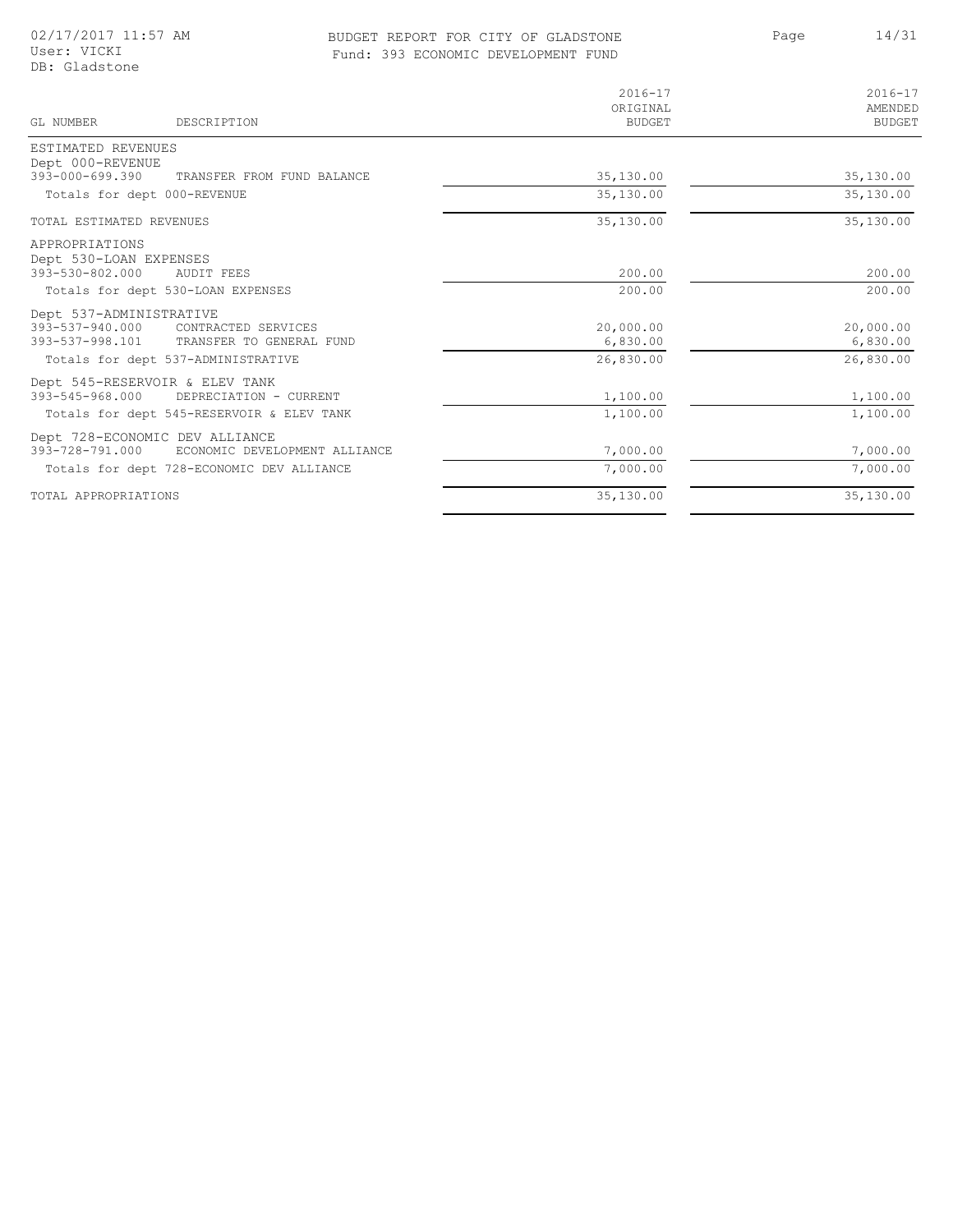# BUDGET REPORT FOR CITY OF GLADSTONE

Fund: 393 ECONOMIC DEVELOPMENT FUND

| GL NUMBER | DESCRIPTION | 2016-17 ORIGINAL BUDGET | 2016-17 AMENDED BUDGET |
|---|---|---|---|
| ESTIMATED REVENUES | | | |
| Dept 000-REVENUE | | | |
| 393-000-699.390 | TRANSFER FROM FUND BALANCE | 35,130.00 | 35,130.00 |
| Totals for dept 000-REVENUE | | 35,130.00 | 35,130.00 |
| TOTAL ESTIMATED REVENUES | | 35,130.00 | 35,130.00 |
| APPROPRIATIONS | | | |
| Dept 530-LOAN EXPENSES | | | |
| 393-530-802.000 | AUDIT FEES | 200.00 | 200.00 |
| Totals for dept 530-LOAN EXPENSES | | 200.00 | 200.00 |
| Dept 537-ADMINISTRATIVE | | | |
| 393-537-940.000 | CONTRACTED SERVICES | 20,000.00 | 20,000.00 |
| 393-537-998.101 | TRANSFER TO GENERAL FUND | 6,830.00 | 6,830.00 |
| Totals for dept 537-ADMINISTRATIVE | | 26,830.00 | 26,830.00 |
| Dept 545-RESERVOIR & ELEV TANK | | | |
| 393-545-968.000 | DEPRECIATION - CURRENT | 1,100.00 | 1,100.00 |
| Totals for dept 545-RESERVOIR & ELEV TANK | | 1,100.00 | 1,100.00 |
| Dept 728-ECONOMIC DEV ALLIANCE | | | |
| 393-728-791.000 | ECONOMIC DEVELOPMENT ALLIANCE | 7,000.00 | 7,000.00 |
| Totals for dept 728-ECONOMIC DEV ALLIANCE | | 7,000.00 | 7,000.00 |
| TOTAL APPROPRIATIONS | | 35,130.00 | 35,130.00 |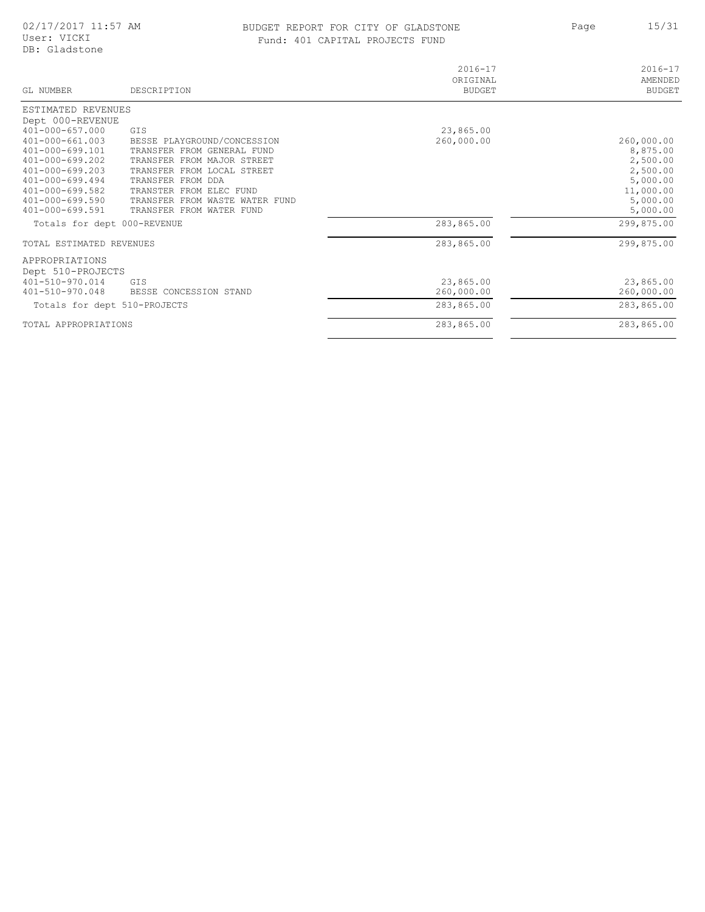# BUDGET REPORT FOR CITY OF GLADSTONE

## Fund: 401 CAPITAL PROJECTS FUND

02/17/2017 11:57 AM
User: VICKI
DB: Gladstone

| GL NUMBER | DESCRIPTION | 2016-17 ORIGINAL BUDGET | 2016-17 AMENDED BUDGET |
|---|---|---|---|
| ESTIMATED REVENUES | | | |
| Dept 000-REVENUE | | | |
| 401-000-657.000 | GIS | 23,865.00 | |
| 401-000-661.003 | BESSE PLAYGROUND/CONCESSION | 260,000.00 | 260,000.00 |
| 401-000-699.101 | TRANSFER FROM GENERAL FUND | | 8,875.00 |
| 401-000-699.202 | TRANSFER FROM MAJOR STREET | | 2,500.00 |
| 401-000-699.203 | TRANSFER FROM LOCAL STREET | | 2,500.00 |
| 401-000-699.494 | TRANSFER FROM DDA | | 5,000.00 |
| 401-000-699.582 | TRANSTER FROM ELEC FUND | | 11,000.00 |
| 401-000-699.590 | TRANSFER FROM WASTE WATER FUND | | 5,000.00 |
| 401-000-699.591 | TRANSFER FROM WATER FUND | | 5,000.00 |
| Totals for dept 000-REVENUE | | 283,865.00 | 299,875.00 |
| TOTAL ESTIMATED REVENUES | | 283,865.00 | 299,875.00 |
| APPROPRIATIONS | | | |
| Dept 510-PROJECTS | | | |
| 401-510-970.014 | GIS | 23,865.00 | 23,865.00 |
| 401-510-970.048 | BESSE CONCESSION STAND | 260,000.00 | 260,000.00 |
| Totals for dept 510-PROJECTS | | 283,865.00 | 283,865.00 |
| TOTAL APPROPRIATIONS | | 283,865.00 | 283,865.00 |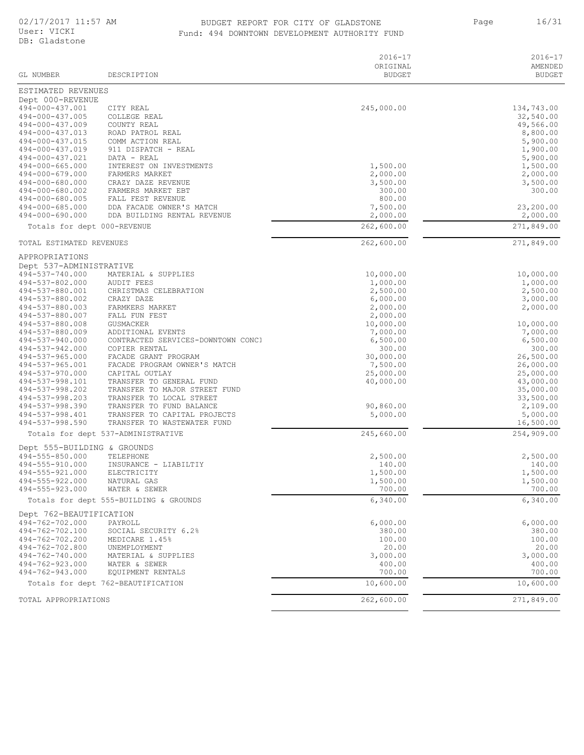# BUDGET REPORT FOR CITY OF GLADSTONE

## Fund: 494 DOWNTOWN DEVELOPMENT AUTHORITY FUND

| GL NUMBER | DESCRIPTION | 2016-17 ORIGINAL BUDGET | 2016-17 AMENDED BUDGET |
|---|---|---|---|
| ESTIMATED REVENUES | | | |
| Dept 000-REVENUE | | | |
| 494-000-437.001 | CITY REAL | 245,000.00 | 134,743.00 |
| 494-000-437.005 | COLLEGE REAL | | 32,540.00 |
| 494-000-437.009 | COUNTY REAL | | 49,566.00 |
| 494-000-437.013 | ROAD PATROL REAL | | 8,800.00 |
| 494-000-437.015 | COMM ACTION REAL | | 5,900.00 |
| 494-000-437.019 | 911 DISPATCH - REAL | | 1,900.00 |
| 494-000-437.021 | DATA - REAL | | 5,900.00 |
| 494-000-665.000 | INTEREST ON INVESTMENTS | 1,500.00 | 1,500.00 |
| 494-000-679.000 | FARMERS MARKET | 2,000.00 | 2,000.00 |
| 494-000-680.000 | CRAZY DAZE REVENUE | 3,500.00 | 3,500.00 |
| 494-000-680.002 | FARMERS MARKET EBT | 300.00 | 300.00 |
| 494-000-680.005 | FALL FEST REVENUE | 800.00 | |
| 494-000-685.000 | DDA FACADE OWNER'S MATCH | 7,500.00 | 23,200.00 |
| 494-000-690.000 | DDA BUILDING RENTAL REVENUE | 2,000.00 | 2,000.00 |
| Totals for dept 000-REVENUE | | 262,600.00 | 271,849.00 |
| TOTAL ESTIMATED REVENUES | | 262,600.00 | 271,849.00 |
| APPROPRIATIONS | | | |
| Dept 537-ADMINISTRATIVE | | | |
| 494-537-740.000 | MATERIAL & SUPPLIES | 10,000.00 | 10,000.00 |
| 494-537-802.000 | AUDIT FEES | 1,000.00 | 1,000.00 |
| 494-537-880.001 | CHRISTMAS CELEBRATION | 2,500.00 | 2,500.00 |
| 494-537-880.002 | CRAZY DAZE | 6,000.00 | 3,000.00 |
| 494-537-880.003 | FARMKERS MARKET | 2,000.00 | 2,000.00 |
| 494-537-880.007 | FALL FUN FEST | 2,000.00 | |
| 494-537-880.008 | GUSMACKER | 10,000.00 | 10,000.00 |
| 494-537-880.009 | ADDITIONAL EVENTS | 7,000.00 | 7,000.00 |
| 494-537-940.000 | CONTRACTED SERVICES-DOWNTOWN CONCI | 6,500.00 | 6,500.00 |
| 494-537-942.000 | COPIER RENTAL | 300.00 | 300.00 |
| 494-537-965.000 | FACADE GRANT PROGRAM | 30,000.00 | 26,500.00 |
| 494-537-965.001 | FACADE PROGRAM OWNER'S MATCH | 7,500.00 | 26,000.00 |
| 494-537-970.000 | CAPITAL OUTLAY | 25,000.00 | 25,000.00 |
| 494-537-998.101 | TRANSFER TO GENERAL FUND | 40,000.00 | 43,000.00 |
| 494-537-998.202 | TRANSFER TO MAJOR STREET FUND | | 35,000.00 |
| 494-537-998.203 | TRANSFER TO LOCAL STREET | | 33,500.00 |
| 494-537-998.390 | TRANSFER TO FUND BALANCE | 90,860.00 | 2,109.00 |
| 494-537-998.401 | TRANSFER TO CAPITAL PROJECTS | 5,000.00 | 5,000.00 |
| 494-537-998.590 | TRANSFER TO WASTEWATER FUND | | 16,500.00 |
| Totals for dept 537-ADMINISTRATIVE | | 245,660.00 | 254,909.00 |
| Dept 555-BUILDING & GROUNDS | | | |
| 494-555-850.000 | TELEPHONE | 2,500.00 | 2,500.00 |
| 494-555-910.000 | INSURANCE - LIABILTIY | 140.00 | 140.00 |
| 494-555-921.000 | ELECTRICITY | 1,500.00 | 1,500.00 |
| 494-555-922.000 | NATURAL GAS | 1,500.00 | 1,500.00 |
| 494-555-923.000 | WATER & SEWER | 700.00 | 700.00 |
| Totals for dept 555-BUILDING & GROUNDS | | 6,340.00 | 6,340.00 |
| Dept 762-BEAUTIFICATION | | | |
| 494-762-702.000 | PAYROLL | 6,000.00 | 6,000.00 |
| 494-762-702.100 | SOCIAL SECURITY 6.2% | 380.00 | 380.00 |
| 494-762-702.200 | MEDICARE 1.45% | 100.00 | 100.00 |
| 494-762-702.800 | UNEMPLOYMENT | 20.00 | 20.00 |
| 494-762-740.000 | MATERIAL & SUPPLIES | 3,000.00 | 3,000.00 |
| 494-762-923.000 | WATER & SEWER | 400.00 | 400.00 |
| 494-762-943.000 | EQUIPMENT RENTALS | 700.00 | 700.00 |
| Totals for dept 762-BEAUTIFICATION | | 10,600.00 | 10,600.00 |
| TOTAL APPROPRIATIONS | | 262,600.00 | 271,849.00 |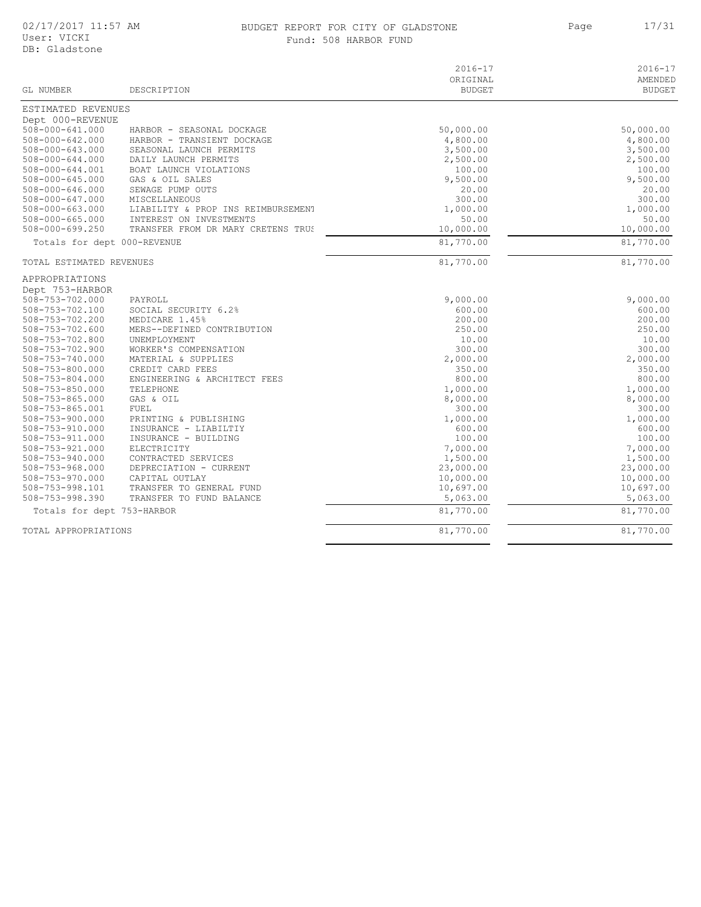# BUDGET REPORT FOR CITY OF GLADSTONE

Fund: 508 HARBOR FUND

| GL NUMBER | DESCRIPTION | 2016-17 ORIGINAL BUDGET | 2016-17 AMENDED BUDGET |
|---|---|---|---|
| ESTIMATED REVENUES | | | |
| Dept 000-REVENUE | | | |
| 508-000-641.000 | HARBOR - SEASONAL DOCKAGE | 50,000.00 | 50,000.00 |
| 508-000-642.000 | HARBOR - TRANSIENT DOCKAGE | 4,800.00 | 4,800.00 |
| 508-000-643.000 | SEASONAL LAUNCH PERMITS | 3,500.00 | 3,500.00 |
| 508-000-644.000 | DAILY LAUNCH PERMITS | 2,500.00 | 2,500.00 |
| 508-000-644.001 | BOAT LAUNCH VIOLATIONS | 100.00 | 100.00 |
| 508-000-645.000 | GAS & OIL SALES | 9,500.00 | 9,500.00 |
| 508-000-646.000 | SEWAGE PUMP OUTS | 20.00 | 20.00 |
| 508-000-647.000 | MISCELLANEOUS | 300.00 | 300.00 |
| 508-000-663.000 | LIABILITY & PROP INS REIMBURSEMENT | 1,000.00 | 1,000.00 |
| 508-000-665.000 | INTEREST ON INVESTMENTS | 50.00 | 50.00 |
| 508-000-699.250 | TRANSFER FROM DR MARY CRETENS TRUS | 10,000.00 | 10,000.00 |
| Totals for dept 000-REVENUE | | 81,770.00 | 81,770.00 |
| TOTAL ESTIMATED REVENUES | | 81,770.00 | 81,770.00 |
| APPROPRIATIONS | | | |
| Dept 753-HARBOR | | | |
| 508-753-702.000 | PAYROLL | 9,000.00 | 9,000.00 |
| 508-753-702.100 | SOCIAL SECURITY 6.2% | 600.00 | 600.00 |
| 508-753-702.200 | MEDICARE 1.45% | 200.00 | 200.00 |
| 508-753-702.600 | MERS--DEFINED CONTRIBUTION | 250.00 | 250.00 |
| 508-753-702.800 | UNEMPLOYMENT | 10.00 | 10.00 |
| 508-753-702.900 | WORKER'S COMPENSATION | 300.00 | 300.00 |
| 508-753-740.000 | MATERIAL & SUPPLIES | 2,000.00 | 2,000.00 |
| 508-753-800.000 | CREDIT CARD FEES | 350.00 | 350.00 |
| 508-753-804.000 | ENGINEERING & ARCHITECT FEES | 800.00 | 800.00 |
| 508-753-850.000 | TELEPHONE | 1,000.00 | 1,000.00 |
| 508-753-865.000 | GAS & OIL | 8,000.00 | 8,000.00 |
| 508-753-865.001 | FUEL | 300.00 | 300.00 |
| 508-753-900.000 | PRINTING & PUBLISHING | 1,000.00 | 1,000.00 |
| 508-753-910.000 | INSURANCE - LIABILTIY | 600.00 | 600.00 |
| 508-753-911.000 | INSURANCE - BUILDING | 100.00 | 100.00 |
| 508-753-921.000 | ELECTRICITY | 7,000.00 | 7,000.00 |
| 508-753-940.000 | CONTRACTED SERVICES | 1,500.00 | 1,500.00 |
| 508-753-968.000 | DEPRECIATION - CURRENT | 23,000.00 | 23,000.00 |
| 508-753-970.000 | CAPITAL OUTLAY | 10,000.00 | 10,000.00 |
| 508-753-998.101 | TRANSFER TO GENERAL FUND | 10,697.00 | 10,697.00 |
| 508-753-998.390 | TRANSFER TO FUND BALANCE | 5,063.00 | 5,063.00 |
| Totals for dept 753-HARBOR | | 81,770.00 | 81,770.00 |
| TOTAL APPROPRIATIONS | | 81,770.00 | 81,770.00 |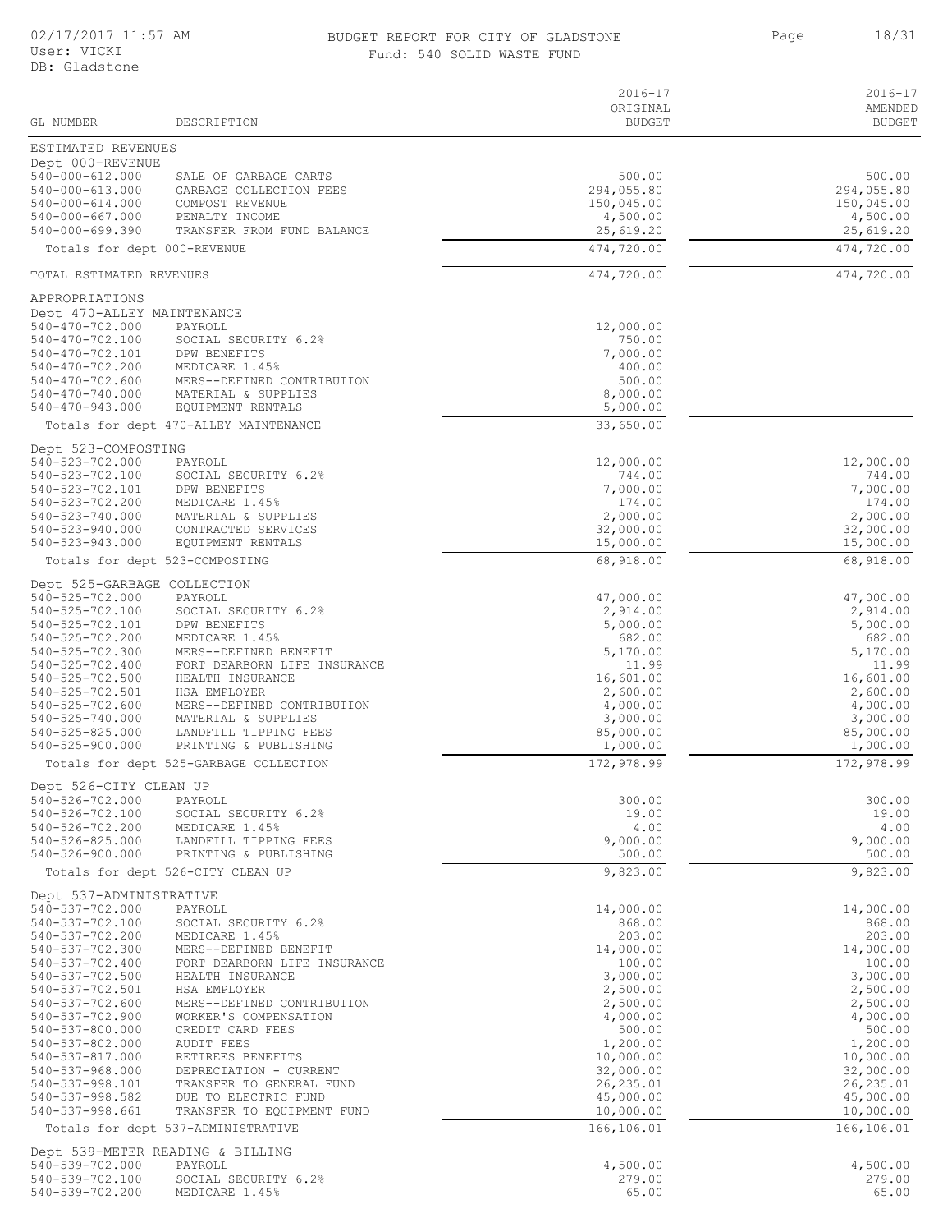# BUDGET REPORT FOR CITY OF GLADSTONE

## Fund: 540 SOLID WASTE FUND

02/17/2017 11:57 AM
User: VICKI
DB: Gladstone

| GL NUMBER | DESCRIPTION | 2016-17 ORIGINAL BUDGET | 2016-17 AMENDED BUDGET |
|---|---|---|---|
| **ESTIMATED REVENUES** | | | |
| Dept 000-REVENUE | | | |
| 540-000-612.000 | SALE OF GARBAGE CARTS | 500.00 | 500.00 |
| 540-000-613.000 | GARBAGE COLLECTION FEES | 294,055.80 | 294,055.80 |
| 540-000-614.000 | COMPOST REVENUE | 150,045.00 | 150,045.00 |
| 540-000-667.000 | PENALTY INCOME | 4,500.00 | 4,500.00 |
| 540-000-699.390 | TRANSFER FROM FUND BALANCE | 25,619.20 | 25,619.20 |
| Totals for dept 000-REVENUE | | 474,720.00 | 474,720.00 |
| TOTAL ESTIMATED REVENUES | | 474,720.00 | 474,720.00 |
| **APPROPRIATIONS** | | | |
| Dept 470-ALLEY MAINTENANCE | | | |
| 540-470-702.000 | PAYROLL | 12,000.00 | |
| 540-470-702.100 | SOCIAL SECURITY 6.2% | 750.00 | |
| 540-470-702.101 | DPW BENEFITS | 7,000.00 | |
| 540-470-702.200 | MEDICARE 1.45% | 400.00 | |
| 540-470-702.600 | MERS--DEFINED CONTRIBUTION | 500.00 | |
| 540-470-740.000 | MATERIAL & SUPPLIES | 8,000.00 | |
| 540-470-943.000 | EQUIPMENT RENTALS | 5,000.00 | |
| Totals for dept 470-ALLEY MAINTENANCE | | 33,650.00 | |
| Dept 523-COMPOSTING | | | |
| 540-523-702.000 | PAYROLL | 12,000.00 | 12,000.00 |
| 540-523-702.100 | SOCIAL SECURITY 6.2% | 744.00 | 744.00 |
| 540-523-702.101 | DPW BENEFITS | 7,000.00 | 7,000.00 |
| 540-523-702.200 | MEDICARE 1.45% | 174.00 | 174.00 |
| 540-523-740.000 | MATERIAL & SUPPLIES | 2,000.00 | 2,000.00 |
| 540-523-940.000 | CONTRACTED SERVICES | 32,000.00 | 32,000.00 |
| 540-523-943.000 | EQUIPMENT RENTALS | 15,000.00 | 15,000.00 |
| Totals for dept 523-COMPOSTING | | 68,918.00 | 68,918.00 |
| Dept 525-GARBAGE COLLECTION | | | |
| 540-525-702.000 | PAYROLL | 47,000.00 | 47,000.00 |
| 540-525-702.100 | SOCIAL SECURITY 6.2% | 2,914.00 | 2,914.00 |
| 540-525-702.101 | DPW BENEFITS | 5,000.00 | 5,000.00 |
| 540-525-702.200 | MEDICARE 1.45% | 682.00 | 682.00 |
| 540-525-702.300 | MERS--DEFINED BENEFIT | 5,170.00 | 5,170.00 |
| 540-525-702.400 | FORT DEARBORN LIFE INSURANCE | 11.99 | 11.99 |
| 540-525-702.500 | HEALTH INSURANCE | 16,601.00 | 16,601.00 |
| 540-525-702.501 | HSA EMPLOYER | 2,600.00 | 2,600.00 |
| 540-525-702.600 | MERS--DEFINED CONTRIBUTION | 4,000.00 | 4,000.00 |
| 540-525-740.000 | MATERIAL & SUPPLIES | 3,000.00 | 3,000.00 |
| 540-525-825.000 | LANDFILL TIPPING FEES | 85,000.00 | 85,000.00 |
| 540-525-900.000 | PRINTING & PUBLISHING | 1,000.00 | 1,000.00 |
| Totals for dept 525-GARBAGE COLLECTION | | 172,978.99 | 172,978.99 |
| Dept 526-CITY CLEAN UP | | | |
| 540-526-702.000 | PAYROLL | 300.00 | 300.00 |
| 540-526-702.100 | SOCIAL SECURITY 6.2% | 19.00 | 19.00 |
| 540-526-702.200 | MEDICARE 1.45% | 4.00 | 4.00 |
| 540-526-825.000 | LANDFILL TIPPING FEES | 9,000.00 | 9,000.00 |
| 540-526-900.000 | PRINTING & PUBLISHING | 500.00 | 500.00 |
| Totals for dept 526-CITY CLEAN UP | | 9,823.00 | 9,823.00 |
| Dept 537-ADMINISTRATIVE | | | |
| 540-537-702.000 | PAYROLL | 14,000.00 | 14,000.00 |
| 540-537-702.100 | SOCIAL SECURITY 6.2% | 868.00 | 868.00 |
| 540-537-702.200 | MEDICARE 1.45% | 203.00 | 203.00 |
| 540-537-702.300 | MERS--DEFINED BENEFIT | 14,000.00 | 14,000.00 |
| 540-537-702.400 | FORT DEARBORN LIFE INSURANCE | 100.00 | 100.00 |
| 540-537-702.500 | HEALTH INSURANCE | 3,000.00 | 3,000.00 |
| 540-537-702.501 | HSA EMPLOYER | 2,500.00 | 2,500.00 |
| 540-537-702.600 | MERS--DEFINED CONTRIBUTION | 2,500.00 | 2,500.00 |
| 540-537-702.900 | WORKER'S COMPENSATION | 4,000.00 | 4,000.00 |
| 540-537-800.000 | CREDIT CARD FEES | 500.00 | 500.00 |
| 540-537-802.000 | AUDIT FEES | 1,200.00 | 1,200.00 |
| 540-537-817.000 | RETIREES BENEFITS | 10,000.00 | 10,000.00 |
| 540-537-968.000 | DEPRECIATION - CURRENT | 32,000.00 | 32,000.00 |
| 540-537-998.101 | TRANSFER TO GENERAL FUND | 26,235.01 | 26,235.01 |
| 540-537-998.582 | DUE TO ELECTRIC FUND | 45,000.00 | 45,000.00 |
| 540-537-998.661 | TRANSFER TO EQUIPMENT FUND | 10,000.00 | 10,000.00 |
| Totals for dept 537-ADMINISTRATIVE | | 166,106.01 | 166,106.01 |
| Dept 539-METER READING & BILLING | | | |
| 540-539-702.000 | PAYROLL | 4,500.00 | 4,500.00 |
| 540-539-702.100 | SOCIAL SECURITY 6.2% | 279.00 | 279.00 |
| 540-539-702.200 | MEDICARE 1.45% | 65.00 | 65.00 |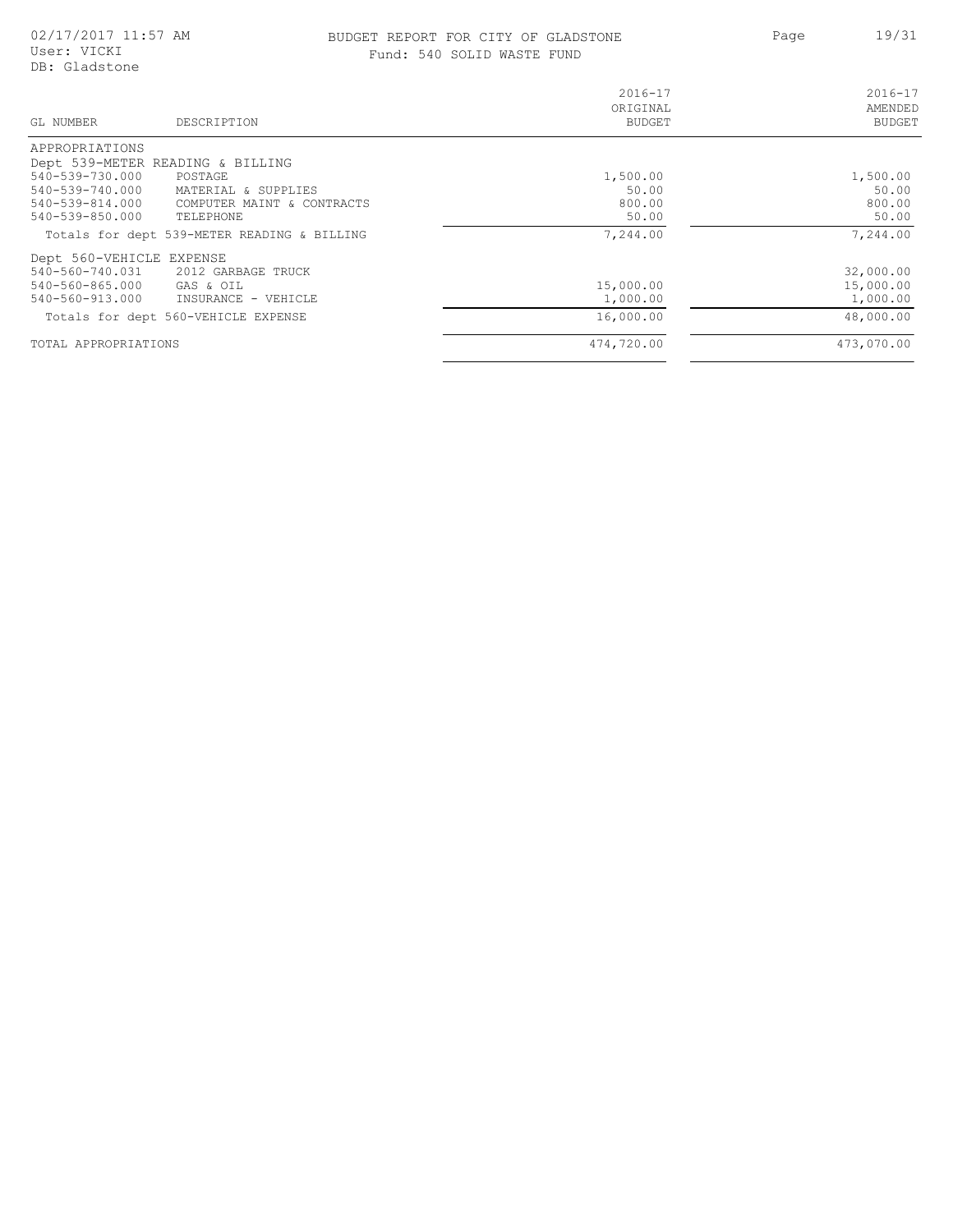# BUDGET REPORT FOR CITY OF GLADSTONE

Fund: 540 SOLID WASTE FUND

| GL NUMBER | DESCRIPTION | 2016-17 ORIGINAL BUDGET | 2016-17 AMENDED BUDGET |
|---|---|---|---|
| APPROPRIATIONS | | | |
| Dept 539-METER READING & BILLING | | | |
| 540-539-730.000 | POSTAGE | 1,500.00 | 1,500.00 |
| 540-539-740.000 | MATERIAL & SUPPLIES | 50.00 | 50.00 |
| 540-539-814.000 | COMPUTER MAINT & CONTRACTS | 800.00 | 800.00 |
| 540-539-850.000 | TELEPHONE | 50.00 | 50.00 |
| Totals for dept 539-METER READING & BILLING | | 7,244.00 | 7,244.00 |
| Dept 560-VEHICLE EXPENSE | | | |
| 540-560-740.031 | 2012 GARBAGE TRUCK | | 32,000.00 |
| 540-560-865.000 | GAS & OIL | 15,000.00 | 15,000.00 |
| 540-560-913.000 | INSURANCE - VEHICLE | 1,000.00 | 1,000.00 |
| Totals for dept 560-VEHICLE EXPENSE | | 16,000.00 | 48,000.00 |
| TOTAL APPROPRIATIONS | | 474,720.00 | 473,070.00 |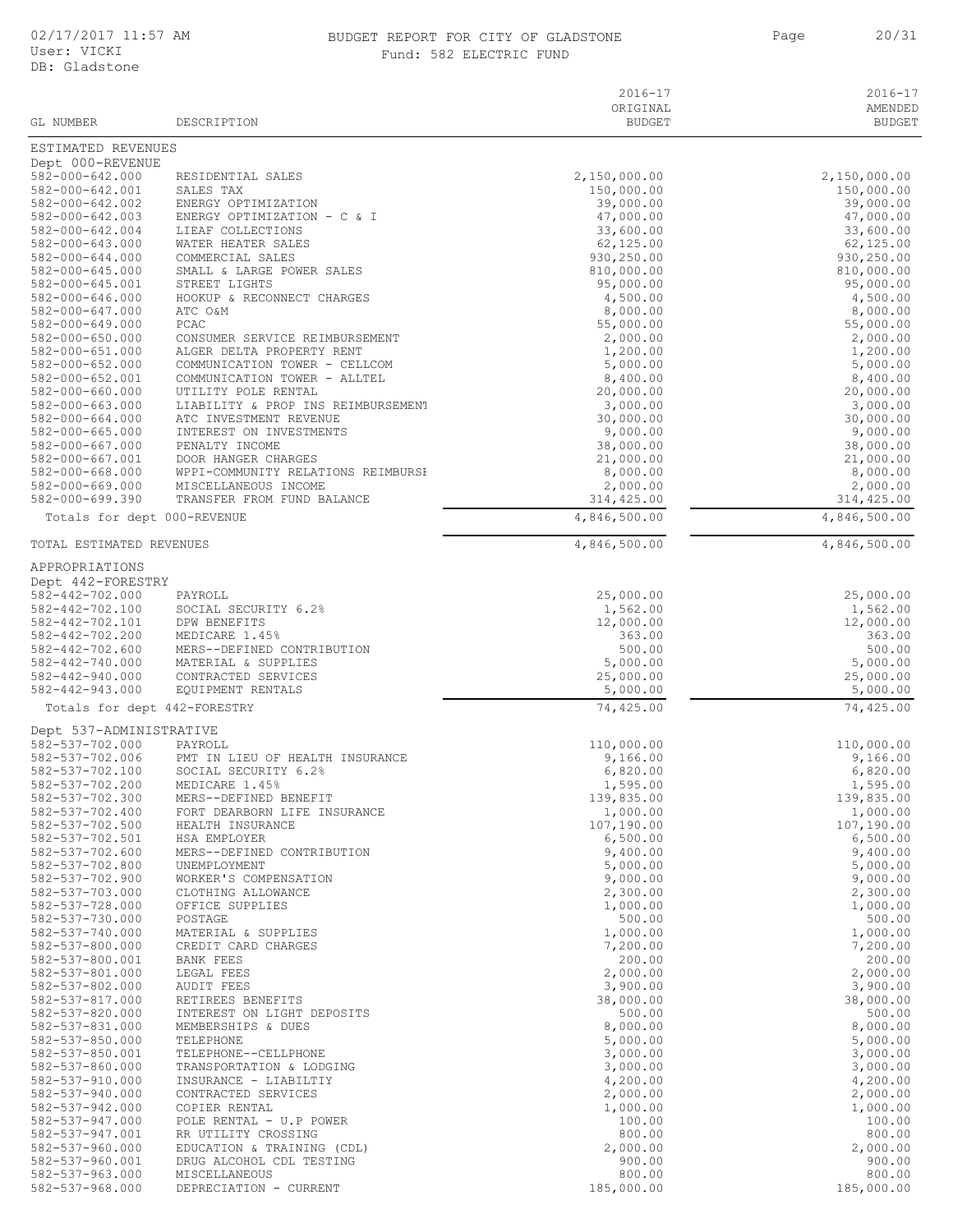BUDGET REPORT FOR CITY OF GLADSTONE

Fund: 582 ELECTRIC FUND

02/17/2017 11:57 AM
User: VICKI
DB: Gladstone

| GL NUMBER | DESCRIPTION | 2016-17 ORIGINAL BUDGET | 2016-17 AMENDED BUDGET |
|---|---|---|---|
| **ESTIMATED REVENUES** | | | |
| **Dept 000-REVENUE** | | | |
| 582-000-642.000 | RESIDENTIAL SALES | 2,150,000.00 | 2,150,000.00 |
| 582-000-642.001 | SALES TAX | 150,000.00 | 150,000.00 |
| 582-000-642.002 | ENERGY OPTIMIZATION | 39,000.00 | 39,000.00 |
| 582-000-642.003 | ENERGY OPTIMIZATION - C & I | 47,000.00 | 47,000.00 |
| 582-000-642.004 | LIEAF COLLECTIONS | 33,600.00 | 33,600.00 |
| 582-000-643.000 | WATER HEATER SALES | 62,125.00 | 62,125.00 |
| 582-000-644.000 | COMMERCIAL SALES | 930,250.00 | 930,250.00 |
| 582-000-645.000 | SMALL & LARGE POWER SALES | 810,000.00 | 810,000.00 |
| 582-000-645.001 | STREET LIGHTS | 95,000.00 | 95,000.00 |
| 582-000-646.000 | HOOKUP & RECONNECT CHARGES | 4,500.00 | 4,500.00 |
| 582-000-647.000 | ATC O&M | 8,000.00 | 8,000.00 |
| 582-000-649.000 | PCAC | 55,000.00 | 55,000.00 |
| 582-000-650.000 | CONSUMER SERVICE REIMBURSEMENT | 2,000.00 | 2,000.00 |
| 582-000-651.000 | ALGER DELTA PROPERTY RENT | 1,200.00 | 1,200.00 |
| 582-000-652.000 | COMMUNICATION TOWER - CELLCOM | 5,000.00 | 5,000.00 |
| 582-000-652.001 | COMMUNICATION TOWER - ALLTEL | 8,400.00 | 8,400.00 |
| 582-000-660.000 | UTILITY POLE RENTAL | 20,000.00 | 20,000.00 |
| 582-000-663.000 | LIABILITY & PROP INS REIMBURSEMENT | 3,000.00 | 3,000.00 |
| 582-000-664.000 | ATC INVESTMENT REVENUE | 30,000.00 | 30,000.00 |
| 582-000-665.000 | INTEREST ON INVESTMENTS | 9,000.00 | 9,000.00 |
| 582-000-667.000 | PENALTY INCOME | 38,000.00 | 38,000.00 |
| 582-000-667.001 | DOOR HANGER CHARGES | 21,000.00 | 21,000.00 |
| 582-000-668.000 | WPPI-COMMUNITY RELATIONS REIMBURSE | 8,000.00 | 8,000.00 |
| 582-000-669.000 | MISCELLANEOUS INCOME | 2,000.00 | 2,000.00 |
| 582-000-699.390 | TRANSFER FROM FUND BALANCE | 314,425.00 | 314,425.00 |
| Totals for dept 000-REVENUE | | 4,846,500.00 | 4,846,500.00 |
| TOTAL ESTIMATED REVENUES | | 4,846,500.00 | 4,846,500.00 |
| **APPROPRIATIONS** | | | |
| **Dept 442-FORESTRY** | | | |
| 582-442-702.000 | PAYROLL | 25,000.00 | 25,000.00 |
| 582-442-702.100 | SOCIAL SECURITY 6.2% | 1,562.00 | 1,562.00 |
| 582-442-702.101 | DPW BENEFITS | 12,000.00 | 12,000.00 |
| 582-442-702.200 | MEDICARE 1.45% | 363.00 | 363.00 |
| 582-442-702.600 | MERS--DEFINED CONTRIBUTION | 500.00 | 500.00 |
| 582-442-740.000 | MATERIAL & SUPPLIES | 5,000.00 | 5,000.00 |
| 582-442-940.000 | CONTRACTED SERVICES | 25,000.00 | 25,000.00 |
| 582-442-943.000 | EQUIPMENT RENTALS | 5,000.00 | 5,000.00 |
| Totals for dept 442-FORESTRY | | 74,425.00 | 74,425.00 |
| **Dept 537-ADMINISTRATIVE** | | | |
| 582-537-702.000 | PAYROLL | 110,000.00 | 110,000.00 |
| 582-537-702.006 | PMT IN LIEU OF HEALTH INSURANCE | 9,166.00 | 9,166.00 |
| 582-537-702.100 | SOCIAL SECURITY 6.2% | 6,820.00 | 6,820.00 |
| 582-537-702.200 | MEDICARE 1.45% | 1,595.00 | 1,595.00 |
| 582-537-702.300 | MERS--DEFINED BENEFIT | 139,835.00 | 139,835.00 |
| 582-537-702.400 | FORT DEARBORN LIFE INSURANCE | 1,000.00 | 1,000.00 |
| 582-537-702.500 | HEALTH INSURANCE | 107,190.00 | 107,190.00 |
| 582-537-702.501 | HSA EMPLOYER | 6,500.00 | 6,500.00 |
| 582-537-702.600 | MERS--DEFINED CONTRIBUTION | 9,400.00 | 9,400.00 |
| 582-537-702.800 | UNEMPLOYMENT | 5,000.00 | 5,000.00 |
| 582-537-702.900 | WORKER'S COMPENSATION | 9,000.00 | 9,000.00 |
| 582-537-703.000 | CLOTHING ALLOWANCE | 2,300.00 | 2,300.00 |
| 582-537-728.000 | OFFICE SUPPLIES | 1,000.00 | 1,000.00 |
| 582-537-730.000 | POSTAGE | 500.00 | 500.00 |
| 582-537-740.000 | MATERIAL & SUPPLIES | 1,000.00 | 1,000.00 |
| 582-537-800.000 | CREDIT CARD CHARGES | 7,200.00 | 7,200.00 |
| 582-537-800.001 | BANK FEES | 200.00 | 200.00 |
| 582-537-801.000 | LEGAL FEES | 2,000.00 | 2,000.00 |
| 582-537-802.000 | AUDIT FEES | 3,900.00 | 3,900.00 |
| 582-537-817.000 | RETIREES BENEFITS | 38,000.00 | 38,000.00 |
| 582-537-820.000 | INTEREST ON LIGHT DEPOSITS | 500.00 | 500.00 |
| 582-537-831.000 | MEMBERSHIPS & DUES | 8,000.00 | 8,000.00 |
| 582-537-850.000 | TELEPHONE | 5,000.00 | 5,000.00 |
| 582-537-850.001 | TELEPHONE--CELLPHONE | 3,000.00 | 3,000.00 |
| 582-537-860.000 | TRANSPORTATION & LODGING | 3,000.00 | 3,000.00 |
| 582-537-910.000 | INSURANCE - LIABILTIY | 4,200.00 | 4,200.00 |
| 582-537-940.000 | CONTRACTED SERVICES | 2,000.00 | 2,000.00 |
| 582-537-942.000 | COPIER RENTAL | 1,000.00 | 1,000.00 |
| 582-537-947.000 | POLE RENTAL - U.P POWER | 100.00 | 100.00 |
| 582-537-947.001 | RR UTILITY CROSSING | 800.00 | 800.00 |
| 582-537-960.000 | EDUCATION & TRAINING (CDL) | 2,000.00 | 2,000.00 |
| 582-537-960.001 | DRUG ALCOHOL CDL TESTING | 900.00 | 900.00 |
| 582-537-963.000 | MISCELLANEOUS | 800.00 | 800.00 |
| 582-537-968.000 | DEPRECIATION - CURRENT | 185,000.00 | 185,000.00 |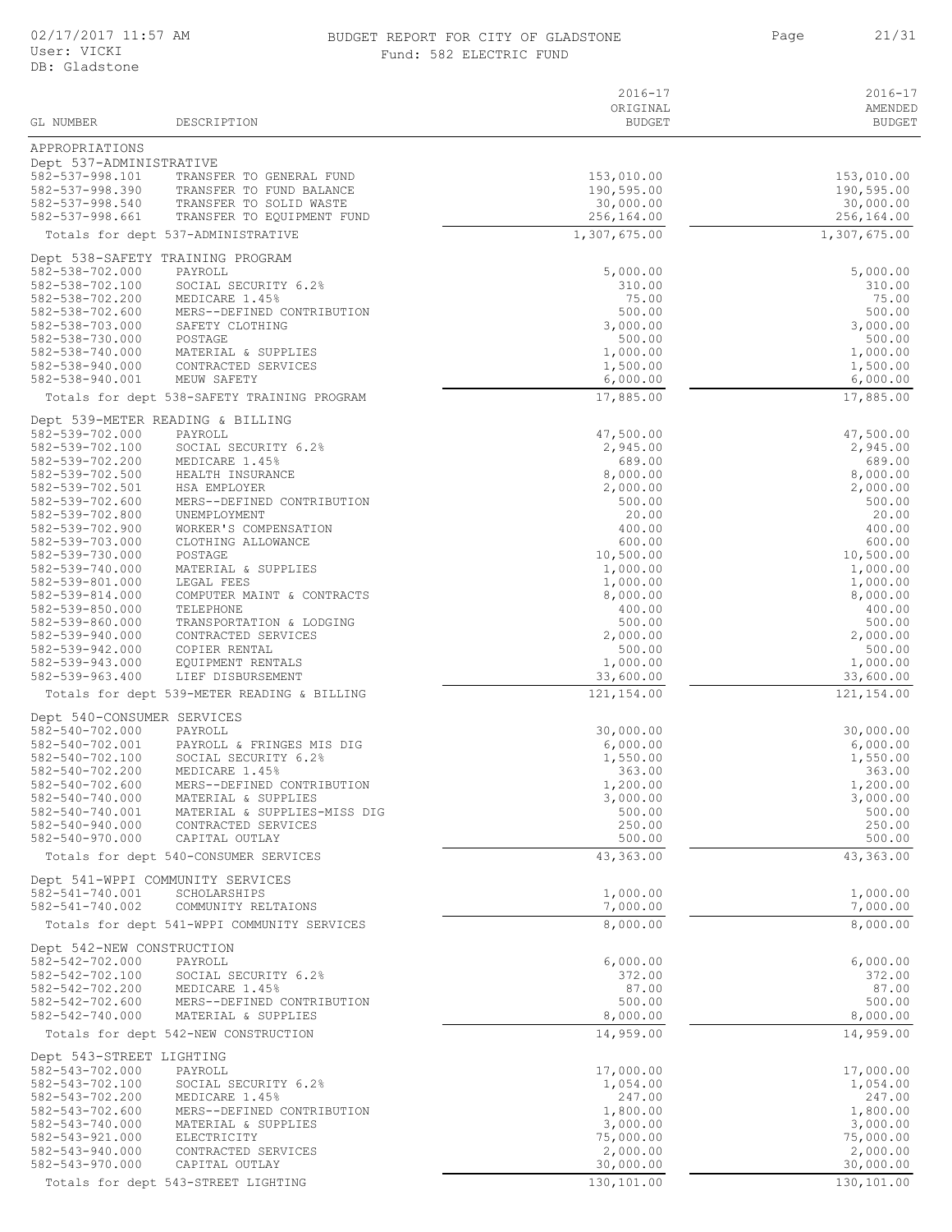BUDGET REPORT FOR CITY OF GLADSTONE

Fund: 582 ELECTRIC FUND

| GL NUMBER | DESCRIPTION | 2016-17 ORIGINAL BUDGET | 2016-17 AMENDED BUDGET |
|---|---|---|---|
| APPROPRIATIONS | | | |
| Dept 537-ADMINISTRATIVE | | | |
| 582-537-998.101 | TRANSFER TO GENERAL FUND | 153,010.00 | 153,010.00 |
| 582-537-998.390 | TRANSFER TO FUND BALANCE | 190,595.00 | 190,595.00 |
| 582-537-998.540 | TRANSFER TO SOLID WASTE | 30,000.00 | 30,000.00 |
| 582-537-998.661 | TRANSFER TO EQUIPMENT FUND | 256,164.00 | 256,164.00 |
| | Totals for dept 537-ADMINISTRATIVE | 1,307,675.00 | 1,307,675.00 |
| Dept 538-SAFETY TRAINING PROGRAM | | | |
| 582-538-702.000 | PAYROLL | 5,000.00 | 5,000.00 |
| 582-538-702.100 | SOCIAL SECURITY 6.2% | 310.00 | 310.00 |
| 582-538-702.200 | MEDICARE 1.45% | 75.00 | 75.00 |
| 582-538-702.600 | MERS--DEFINED CONTRIBUTION | 500.00 | 500.00 |
| 582-538-703.000 | SAFETY CLOTHING | 3,000.00 | 3,000.00 |
| 582-538-730.000 | POSTAGE | 500.00 | 500.00 |
| 582-538-740.000 | MATERIAL & SUPPLIES | 1,000.00 | 1,000.00 |
| 582-538-940.000 | CONTRACTED SERVICES | 1,500.00 | 1,500.00 |
| 582-538-940.001 | MEUW SAFETY | 6,000.00 | 6,000.00 |
| | Totals for dept 538-SAFETY TRAINING PROGRAM | 17,885.00 | 17,885.00 |
| Dept 539-METER READING & BILLING | | | |
| 582-539-702.000 | PAYROLL | 47,500.00 | 47,500.00 |
| 582-539-702.100 | SOCIAL SECURITY 6.2% | 2,945.00 | 2,945.00 |
| 582-539-702.200 | MEDICARE 1.45% | 689.00 | 689.00 |
| 582-539-702.500 | HEALTH INSURANCE | 8,000.00 | 8,000.00 |
| 582-539-702.501 | HSA EMPLOYER | 2,000.00 | 2,000.00 |
| 582-539-702.600 | MERS--DEFINED CONTRIBUTION | 500.00 | 500.00 |
| 582-539-702.800 | UNEMPLOYMENT | 20.00 | 20.00 |
| 582-539-702.900 | WORKER'S COMPENSATION | 400.00 | 400.00 |
| 582-539-703.000 | CLOTHING ALLOWANCE | 600.00 | 600.00 |
| 582-539-730.000 | POSTAGE | 10,500.00 | 10,500.00 |
| 582-539-740.000 | MATERIAL & SUPPLIES | 1,000.00 | 1,000.00 |
| 582-539-801.000 | LEGAL FEES | 1,000.00 | 1,000.00 |
| 582-539-814.000 | COMPUTER MAINT & CONTRACTS | 8,000.00 | 8,000.00 |
| 582-539-850.000 | TELEPHONE | 400.00 | 400.00 |
| 582-539-860.000 | TRANSPORTATION & LODGING | 500.00 | 500.00 |
| 582-539-940.000 | CONTRACTED SERVICES | 2,000.00 | 2,000.00 |
| 582-539-942.000 | COPIER RENTAL | 500.00 | 500.00 |
| 582-539-943.000 | EQUIPMENT RENTALS | 1,000.00 | 1,000.00 |
| 582-539-963.400 | LIEF DISBURSEMENT | 33,600.00 | 33,600.00 |
| | Totals for dept 539-METER READING & BILLING | 121,154.00 | 121,154.00 |
| Dept 540-CONSUMER SERVICES | | | |
| 582-540-702.000 | PAYROLL | 30,000.00 | 30,000.00 |
| 582-540-702.001 | PAYROLL & FRINGES MIS DIG | 6,000.00 | 6,000.00 |
| 582-540-702.100 | SOCIAL SECURITY 6.2% | 1,550.00 | 1,550.00 |
| 582-540-702.200 | MEDICARE 1.45% | 363.00 | 363.00 |
| 582-540-702.600 | MERS--DEFINED CONTRIBUTION | 1,200.00 | 1,200.00 |
| 582-540-740.000 | MATERIAL & SUPPLIES | 3,000.00 | 3,000.00 |
| 582-540-740.001 | MATERIAL & SUPPLIES-MISS DIG | 500.00 | 500.00 |
| 582-540-940.000 | CONTRACTED SERVICES | 250.00 | 250.00 |
| 582-540-970.000 | CAPITAL OUTLAY | 500.00 | 500.00 |
| | Totals for dept 540-CONSUMER SERVICES | 43,363.00 | 43,363.00 |
| Dept 541-WPPI COMMUNITY SERVICES | | | |
| 582-541-740.001 | SCHOLARSHIPS | 1,000.00 | 1,000.00 |
| 582-541-740.002 | COMMUNITY RELTAIONS | 7,000.00 | 7,000.00 |
| | Totals for dept 541-WPPI COMMUNITY SERVICES | 8,000.00 | 8,000.00 |
| Dept 542-NEW CONSTRUCTION | | | |
| 582-542-702.000 | PAYROLL | 6,000.00 | 6,000.00 |
| 582-542-702.100 | SOCIAL SECURITY 6.2% | 372.00 | 372.00 |
| 582-542-702.200 | MEDICARE 1.45% | 87.00 | 87.00 |
| 582-542-702.600 | MERS--DEFINED CONTRIBUTION | 500.00 | 500.00 |
| 582-542-740.000 | MATERIAL & SUPPLIES | 8,000.00 | 8,000.00 |
| | Totals for dept 542-NEW CONSTRUCTION | 14,959.00 | 14,959.00 |
| Dept 543-STREET LIGHTING | | | |
| 582-543-702.000 | PAYROLL | 17,000.00 | 17,000.00 |
| 582-543-702.100 | SOCIAL SECURITY 6.2% | 1,054.00 | 1,054.00 |
| 582-543-702.200 | MEDICARE 1.45% | 247.00 | 247.00 |
| 582-543-702.600 | MERS--DEFINED CONTRIBUTION | 1,800.00 | 1,800.00 |
| 582-543-740.000 | MATERIAL & SUPPLIES | 3,000.00 | 3,000.00 |
| 582-543-921.000 | ELECTRICITY | 75,000.00 | 75,000.00 |
| 582-543-940.000 | CONTRACTED SERVICES | 2,000.00 | 2,000.00 |
| 582-543-970.000 | CAPITAL OUTLAY | 30,000.00 | 30,000.00 |
| | Totals for dept 543-STREET LIGHTING | 130,101.00 | 130,101.00 |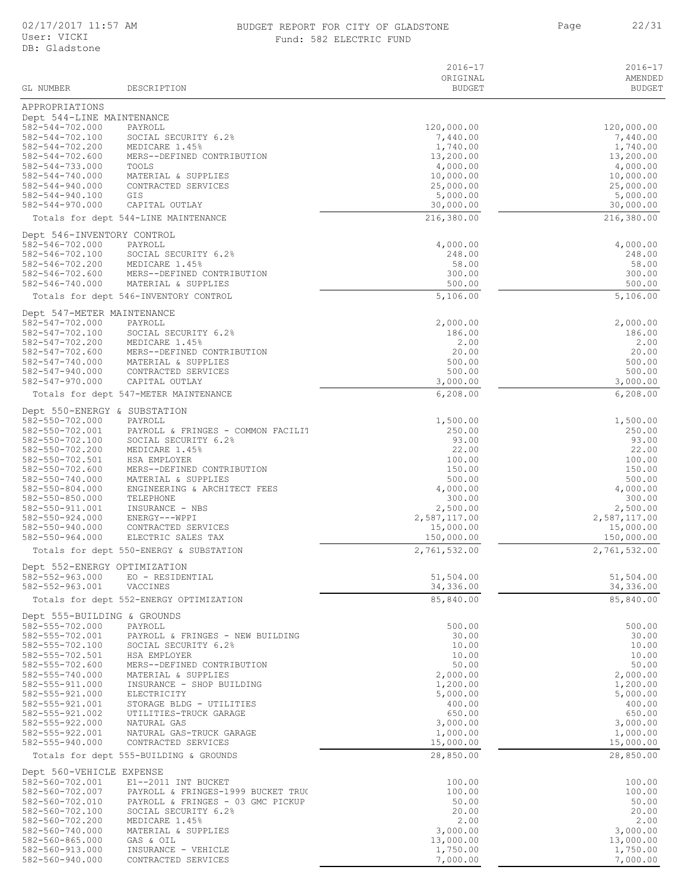# BUDGET REPORT FOR CITY OF GLADSTONE

Fund: 582 ELECTRIC FUND

02/17/2017 11:57 AM
User: VICKI
DB: Gladstone

| GL NUMBER | DESCRIPTION | 2016-17 ORIGINAL BUDGET | 2016-17 AMENDED BUDGET |
|---|---|---|---|
| APPROPRIATIONS | | | |
| Dept 544-LINE MAINTENANCE | | | |
| 582-544-702.000 | PAYROLL | 120,000.00 | 120,000.00 |
| 582-544-702.100 | SOCIAL SECURITY 6.2% | 7,440.00 | 7,440.00 |
| 582-544-702.200 | MEDICARE 1.45% | 1,740.00 | 1,740.00 |
| 582-544-702.600 | MERS--DEFINED CONTRIBUTION | 13,200.00 | 13,200.00 |
| 582-544-733.000 | TOOLS | 4,000.00 | 4,000.00 |
| 582-544-740.000 | MATERIAL & SUPPLIES | 10,000.00 | 10,000.00 |
| 582-544-940.000 | CONTRACTED SERVICES | 25,000.00 | 25,000.00 |
| 582-544-940.100 | GIS | 5,000.00 | 5,000.00 |
| 582-544-970.000 | CAPITAL OUTLAY | 30,000.00 | 30,000.00 |
| | Totals for dept 544-LINE MAINTENANCE | 216,380.00 | 216,380.00 |
| Dept 546-INVENTORY CONTROL | | | |
| 582-546-702.000 | PAYROLL | 4,000.00 | 4,000.00 |
| 582-546-702.100 | SOCIAL SECURITY 6.2% | 248.00 | 248.00 |
| 582-546-702.200 | MEDICARE 1.45% | 58.00 | 58.00 |
| 582-546-702.600 | MERS--DEFINED CONTRIBUTION | 300.00 | 300.00 |
| 582-546-740.000 | MATERIAL & SUPPLIES | 500.00 | 500.00 |
| | Totals for dept 546-INVENTORY CONTROL | 5,106.00 | 5,106.00 |
| Dept 547-METER MAINTENANCE | | | |
| 582-547-702.000 | PAYROLL | 2,000.00 | 2,000.00 |
| 582-547-702.100 | SOCIAL SECURITY 6.2% | 186.00 | 186.00 |
| 582-547-702.200 | MEDICARE 1.45% | 2.00 | 2.00 |
| 582-547-702.600 | MERS--DEFINED CONTRIBUTION | 20.00 | 20.00 |
| 582-547-740.000 | MATERIAL & SUPPLIES | 500.00 | 500.00 |
| 582-547-940.000 | CONTRACTED SERVICES | 500.00 | 500.00 |
| 582-547-970.000 | CAPITAL OUTLAY | 3,000.00 | 3,000.00 |
| | Totals for dept 547-METER MAINTENANCE | 6,208.00 | 6,208.00 |
| Dept 550-ENERGY & SUBSTATION | | | |
| 582-550-702.000 | PAYROLL | 1,500.00 | 1,500.00 |
| 582-550-702.001 | PAYROLL & FRINGES - COMMON FACILIT | 250.00 | 250.00 |
| 582-550-702.100 | SOCIAL SECURITY 6.2% | 93.00 | 93.00 |
| 582-550-702.200 | MEDICARE 1.45% | 22.00 | 22.00 |
| 582-550-702.501 | HSA EMPLOYER | 100.00 | 100.00 |
| 582-550-702.600 | MERS--DEFINED CONTRIBUTION | 150.00 | 150.00 |
| 582-550-740.000 | MATERIAL & SUPPLIES | 500.00 | 500.00 |
| 582-550-804.000 | ENGINEERING & ARCHITECT FEES | 4,000.00 | 4,000.00 |
| 582-550-850.000 | TELEPHONE | 300.00 | 300.00 |
| 582-550-911.001 | INSURANCE - NBS | 2,500.00 | 2,500.00 |
| 582-550-924.000 | ENERGY---WPPI | 2,587,117.00 | 2,587,117.00 |
| 582-550-940.000 | CONTRACTED SERVICES | 15,000.00 | 15,000.00 |
| 582-550-964.000 | ELECTRIC SALES TAX | 150,000.00 | 150,000.00 |
| | Totals for dept 550-ENERGY & SUBSTATION | 2,761,532.00 | 2,761,532.00 |
| Dept 552-ENERGY OPTIMIZATION | | | |
| 582-552-963.000 | EO - RESIDENTIAL | 51,504.00 | 51,504.00 |
| 582-552-963.001 | VACCINES | 34,336.00 | 34,336.00 |
| | Totals for dept 552-ENERGY OPTIMIZATION | 85,840.00 | 85,840.00 |
| Dept 555-BUILDING & GROUNDS | | | |
| 582-555-702.000 | PAYROLL | 500.00 | 500.00 |
| 582-555-702.001 | PAYROLL & FRINGES - NEW BUILDING | 30.00 | 30.00 |
| 582-555-702.100 | SOCIAL SECURITY 6.2% | 10.00 | 10.00 |
| 582-555-702.501 | HSA EMPLOYER | 10.00 | 10.00 |
| 582-555-702.600 | MERS--DEFINED CONTRIBUTION | 50.00 | 50.00 |
| 582-555-740.000 | MATERIAL & SUPPLIES | 2,000.00 | 2,000.00 |
| 582-555-911.000 | INSURANCE - SHOP BUILDING | 1,200.00 | 1,200.00 |
| 582-555-921.000 | ELECTRICITY | 5,000.00 | 5,000.00 |
| 582-555-921.001 | STORAGE BLDG - UTILITIES | 400.00 | 400.00 |
| 582-555-921.002 | UTILITIES-TRUCK GARAGE | 650.00 | 650.00 |
| 582-555-922.000 | NATURAL GAS | 3,000.00 | 3,000.00 |
| 582-555-922.001 | NATURAL GAS-TRUCK GARAGE | 1,000.00 | 1,000.00 |
| 582-555-940.000 | CONTRACTED SERVICES | 15,000.00 | 15,000.00 |
| | Totals for dept 555-BUILDING & GROUNDS | 28,850.00 | 28,850.00 |
| Dept 560-VEHICLE EXPENSE | | | |
| 582-560-702.001 | E1--2011 INT BUCKET | 100.00 | 100.00 |
| 582-560-702.007 | PAYROLL & FRINGES-1999 BUCKET TRUC | 100.00 | 100.00 |
| 582-560-702.010 | PAYROLL & FRINGES - 03 GMC PICKUP | 50.00 | 50.00 |
| 582-560-702.100 | SOCIAL SECURITY 6.2% | 20.00 | 20.00 |
| 582-560-702.200 | MEDICARE 1.45% | 2.00 | 2.00 |
| 582-560-740.000 | MATERIAL & SUPPLIES | 3,000.00 | 3,000.00 |
| 582-560-865.000 | GAS & OIL | 13,000.00 | 13,000.00 |
| 582-560-913.000 | INSURANCE - VEHICLE | 1,750.00 | 1,750.00 |
| 582-560-940.000 | CONTRACTED SERVICES | 7,000.00 | 7,000.00 |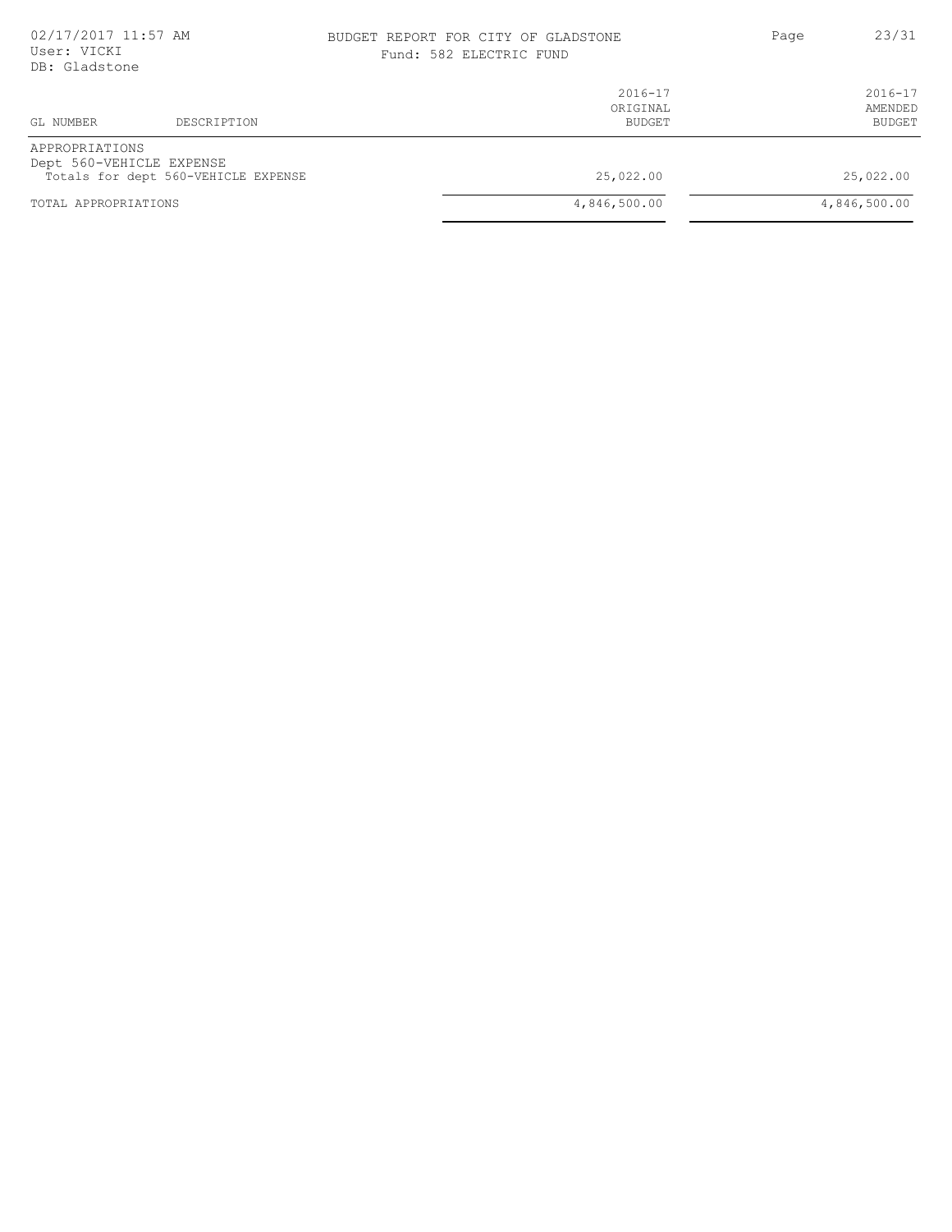BUDGET REPORT FOR CITY OF GLADSTONE

Fund: 582 ELECTRIC FUND

| GL NUMBER | DESCRIPTION | 2016-17 ORIGINAL BUDGET | 2016-17 AMENDED BUDGET |
|---|---|---|---|
| APPROPRIATIONS | | | |
| Dept 560-VEHICLE EXPENSE | | | |
| | Totals for dept 560-VEHICLE EXPENSE | 25,022.00 | 25,022.00 |
| TOTAL APPROPRIATIONS | | 4,846,500.00 | 4,846,500.00 |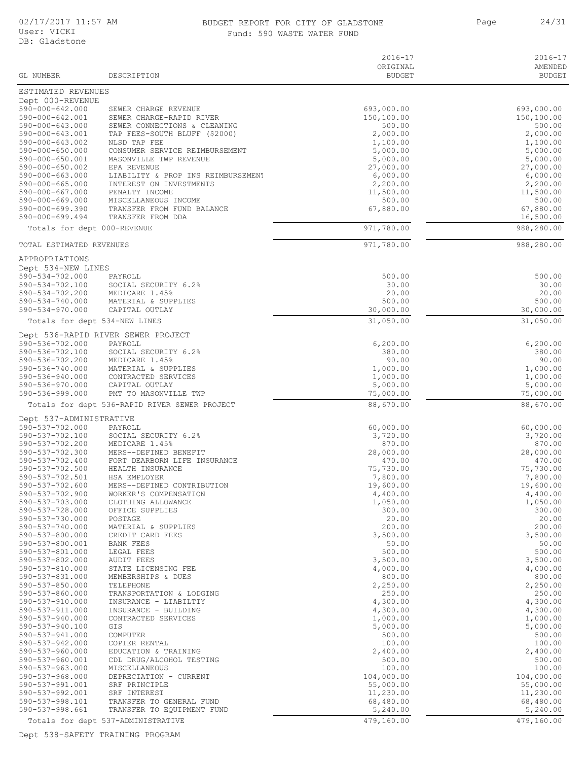# BUDGET REPORT FOR CITY OF GLADSTONE

Fund: 590 WASTE WATER FUND

| GL NUMBER | DESCRIPTION | 2016-17 ORIGINAL BUDGET | 2016-17 AMENDED BUDGET |
|---|---|---|---|
| **ESTIMATED REVENUES** | | | |
| **Dept 000-REVENUE** | | | |
| 590-000-642.000 | SEWER CHARGE REVENUE | 693,000.00 | 693,000.00 |
| 590-000-642.001 | SEWER CHARGE-RAPID RIVER | 150,100.00 | 150,100.00 |
| 590-000-643.000 | SEWER CONNECTIONS & CLEANING | 500.00 | 500.00 |
| 590-000-643.001 | TAP FEES-SOUTH BLUFF ($2000) | 2,000.00 | 2,000.00 |
| 590-000-643.002 | NLSD TAP FEE | 1,100.00 | 1,100.00 |
| 590-000-650.000 | CONSUMER SERVICE REIMBURSEMENT | 5,000.00 | 5,000.00 |
| 590-000-650.001 | MASONVILLE TWP REVENUE | 5,000.00 | 5,000.00 |
| 590-000-650.002 | EPA REVENUE | 27,000.00 | 27,000.00 |
| 590-000-663.000 | LIABILITY & PROP INS REIMBURSEMENT | 6,000.00 | 6,000.00 |
| 590-000-665.000 | INTEREST ON INVESTMENTS | 2,200.00 | 2,200.00 |
| 590-000-667.000 | PENALTY INCOME | 11,500.00 | 11,500.00 |
| 590-000-669.000 | MISCELLANEOUS INCOME | 500.00 | 500.00 |
| 590-000-699.390 | TRANSFER FROM FUND BALANCE | 67,880.00 | 67,880.00 |
| 590-000-699.494 | TRANSFER FROM DDA | | 16,500.00 |
| Totals for dept 000-REVENUE | | 971,780.00 | 988,280.00 |
| TOTAL ESTIMATED REVENUES | | 971,780.00 | 988,280.00 |
| **APPROPRIATIONS** | | | |
| **Dept 534-NEW LINES** | | | |
| 590-534-702.000 | PAYROLL | 500.00 | 500.00 |
| 590-534-702.100 | SOCIAL SECURITY 6.2% | 30.00 | 30.00 |
| 590-534-702.200 | MEDICARE 1.45% | 20.00 | 20.00 |
| 590-534-740.000 | MATERIAL & SUPPLIES | 500.00 | 500.00 |
| 590-534-970.000 | CAPITAL OUTLAY | 30,000.00 | 30,000.00 |
| Totals for dept 534-NEW LINES | | 31,050.00 | 31,050.00 |
| **Dept 536-RAPID RIVER SEWER PROJECT** | | | |
| 590-536-702.000 | PAYROLL | 6,200.00 | 6,200.00 |
| 590-536-702.100 | SOCIAL SECURITY 6.2% | 380.00 | 380.00 |
| 590-536-702.200 | MEDICARE 1.45% | 90.00 | 90.00 |
| 590-536-740.000 | MATERIAL & SUPPLIES | 1,000.00 | 1,000.00 |
| 590-536-940.000 | CONTRACTED SERVICES | 1,000.00 | 1,000.00 |
| 590-536-970.000 | CAPITAL OUTLAY | 5,000.00 | 5,000.00 |
| 590-536-999.000 | PMT TO MASONVILLE TWP | 75,000.00 | 75,000.00 |
| Totals for dept 536-RAPID RIVER SEWER PROJECT | | 88,670.00 | 88,670.00 |
| **Dept 537-ADMINISTRATIVE** | | | |
| 590-537-702.000 | PAYROLL | 60,000.00 | 60,000.00 |
| 590-537-702.100 | SOCIAL SECURITY 6.2% | 3,720.00 | 3,720.00 |
| 590-537-702.200 | MEDICARE 1.45% | 870.00 | 870.00 |
| 590-537-702.300 | MERS--DEFINED BENEFIT | 28,000.00 | 28,000.00 |
| 590-537-702.400 | FORT DEARBORN LIFE INSURANCE | 470.00 | 470.00 |
| 590-537-702.500 | HEALTH INSURANCE | 75,730.00 | 75,730.00 |
| 590-537-702.501 | HSA EMPLOYER | 7,800.00 | 7,800.00 |
| 590-537-702.600 | MERS--DEFINED CONTRIBUTION | 19,600.00 | 19,600.00 |
| 590-537-702.900 | WORKER'S COMPENSATION | 4,400.00 | 4,400.00 |
| 590-537-703.000 | CLOTHING ALLOWANCE | 1,050.00 | 1,050.00 |
| 590-537-728.000 | OFFICE SUPPLIES | 300.00 | 300.00 |
| 590-537-730.000 | POSTAGE | 20.00 | 20.00 |
| 590-537-740.000 | MATERIAL & SUPPLIES | 200.00 | 200.00 |
| 590-537-800.000 | CREDIT CARD FEES | 3,500.00 | 3,500.00 |
| 590-537-800.001 | BANK FEES | 50.00 | 50.00 |
| 590-537-801.000 | LEGAL FEES | 500.00 | 500.00 |
| 590-537-802.000 | AUDIT FEES | 3,500.00 | 3,500.00 |
| 590-537-810.000 | STATE LICENSING FEE | 4,000.00 | 4,000.00 |
| 590-537-831.000 | MEMBERSHIPS & DUES | 800.00 | 800.00 |
| 590-537-850.000 | TELEPHONE | 2,250.00 | 2,250.00 |
| 590-537-860.000 | TRANSPORTATION & LODGING | 250.00 | 250.00 |
| 590-537-910.000 | INSURANCE - LIABILTIY | 4,300.00 | 4,300.00 |
| 590-537-911.000 | INSURANCE - BUILDING | 4,300.00 | 4,300.00 |
| 590-537-940.000 | CONTRACTED SERVICES | 1,000.00 | 1,000.00 |
| 590-537-940.100 | GIS | 5,000.00 | 5,000.00 |
| 590-537-941.000 | COMPUTER | 500.00 | 500.00 |
| 590-537-942.000 | COPIER RENTAL | 100.00 | 100.00 |
| 590-537-960.000 | EDUCATION & TRAINING | 2,400.00 | 2,400.00 |
| 590-537-960.001 | CDL DRUG/ALCOHOL TESTING | 500.00 | 500.00 |
| 590-537-963.000 | MISCELLANEOUS | 100.00 | 100.00 |
| 590-537-968.000 | DEPRECIATION - CURRENT | 104,000.00 | 104,000.00 |
| 590-537-991.001 | SRF PRINCIPLE | 55,000.00 | 55,000.00 |
| 590-537-992.001 | SRF INTEREST | 11,230.00 | 11,230.00 |
| 590-537-998.101 | TRANSFER TO GENERAL FUND | 68,480.00 | 68,480.00 |
| 590-537-998.661 | TRANSFER TO EQUIPMENT FUND | 5,240.00 | 5,240.00 |
| Totals for dept 537-ADMINISTRATIVE | | 479,160.00 | 479,160.00 |

Dept 538-SAFETY TRAINING PROGRAM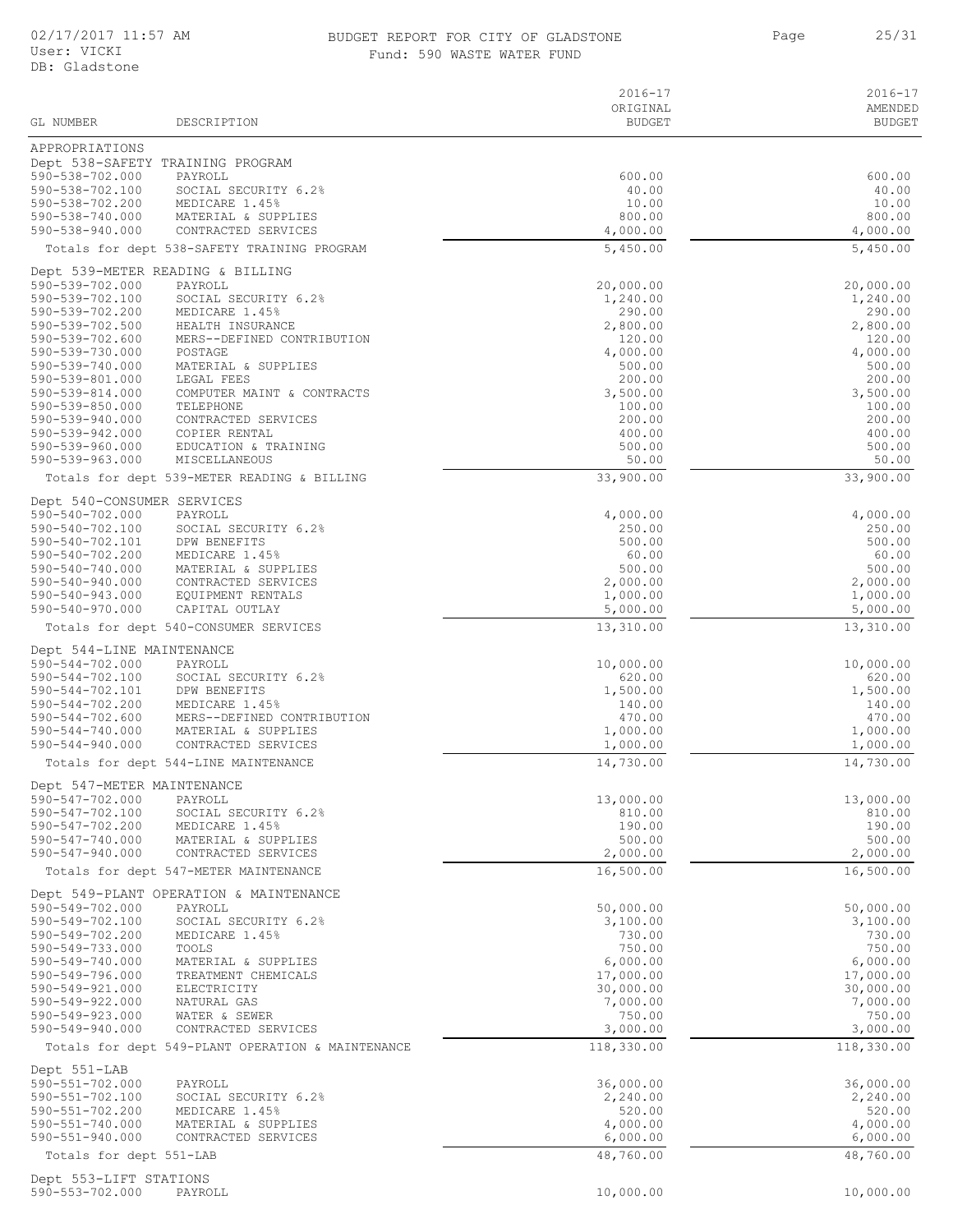# BUDGET REPORT FOR CITY OF GLADSTONE

Fund: 590 WASTE WATER FUND

| GL NUMBER | DESCRIPTION | 2016-17 ORIGINAL BUDGET | 2016-17 AMENDED BUDGET |
|---|---|---|---|
| APPROPRIATIONS | | | |
| Dept 538-SAFETY TRAINING PROGRAM | | | |
| 590-538-702.000 | PAYROLL | 600.00 | 600.00 |
| 590-538-702.100 | SOCIAL SECURITY 6.2% | 40.00 | 40.00 |
| 590-538-702.200 | MEDICARE 1.45% | 10.00 | 10.00 |
| 590-538-740.000 | MATERIAL & SUPPLIES | 800.00 | 800.00 |
| 590-538-940.000 | CONTRACTED SERVICES | 4,000.00 | 4,000.00 |
| | Totals for dept 538-SAFETY TRAINING PROGRAM | 5,450.00 | 5,450.00 |
| Dept 539-METER READING & BILLING | | | |
| 590-539-702.000 | PAYROLL | 20,000.00 | 20,000.00 |
| 590-539-702.100 | SOCIAL SECURITY 6.2% | 1,240.00 | 1,240.00 |
| 590-539-702.200 | MEDICARE 1.45% | 290.00 | 290.00 |
| 590-539-702.500 | HEALTH INSURANCE | 2,800.00 | 2,800.00 |
| 590-539-702.600 | MERS--DEFINED CONTRIBUTION | 120.00 | 120.00 |
| 590-539-730.000 | POSTAGE | 4,000.00 | 4,000.00 |
| 590-539-740.000 | MATERIAL & SUPPLIES | 500.00 | 500.00 |
| 590-539-801.000 | LEGAL FEES | 200.00 | 200.00 |
| 590-539-814.000 | COMPUTER MAINT & CONTRACTS | 3,500.00 | 3,500.00 |
| 590-539-850.000 | TELEPHONE | 100.00 | 100.00 |
| 590-539-940.000 | CONTRACTED SERVICES | 200.00 | 200.00 |
| 590-539-942.000 | COPIER RENTAL | 400.00 | 400.00 |
| 590-539-960.000 | EDUCATION & TRAINING | 500.00 | 500.00 |
| 590-539-963.000 | MISCELLANEOUS | 50.00 | 50.00 |
| | Totals for dept 539-METER READING & BILLING | 33,900.00 | 33,900.00 |
| Dept 540-CONSUMER SERVICES | | | |
| 590-540-702.000 | PAYROLL | 4,000.00 | 4,000.00 |
| 590-540-702.100 | SOCIAL SECURITY 6.2% | 250.00 | 250.00 |
| 590-540-702.101 | DPW BENEFITS | 500.00 | 500.00 |
| 590-540-702.200 | MEDICARE 1.45% | 60.00 | 60.00 |
| 590-540-740.000 | MATERIAL & SUPPLIES | 500.00 | 500.00 |
| 590-540-940.000 | CONTRACTED SERVICES | 2,000.00 | 2,000.00 |
| 590-540-943.000 | EQUIPMENT RENTALS | 1,000.00 | 1,000.00 |
| 590-540-970.000 | CAPITAL OUTLAY | 5,000.00 | 5,000.00 |
| | Totals for dept 540-CONSUMER SERVICES | 13,310.00 | 13,310.00 |
| Dept 544-LINE MAINTENANCE | | | |
| 590-544-702.000 | PAYROLL | 10,000.00 | 10,000.00 |
| 590-544-702.100 | SOCIAL SECURITY 6.2% | 620.00 | 620.00 |
| 590-544-702.101 | DPW BENEFITS | 1,500.00 | 1,500.00 |
| 590-544-702.200 | MEDICARE 1.45% | 140.00 | 140.00 |
| 590-544-702.600 | MERS--DEFINED CONTRIBUTION | 470.00 | 470.00 |
| 590-544-740.000 | MATERIAL & SUPPLIES | 1,000.00 | 1,000.00 |
| 590-544-940.000 | CONTRACTED SERVICES | 1,000.00 | 1,000.00 |
| | Totals for dept 544-LINE MAINTENANCE | 14,730.00 | 14,730.00 |
| Dept 547-METER MAINTENANCE | | | |
| 590-547-702.000 | PAYROLL | 13,000.00 | 13,000.00 |
| 590-547-702.100 | SOCIAL SECURITY 6.2% | 810.00 | 810.00 |
| 590-547-702.200 | MEDICARE 1.45% | 190.00 | 190.00 |
| 590-547-740.000 | MATERIAL & SUPPLIES | 500.00 | 500.00 |
| 590-547-940.000 | CONTRACTED SERVICES | 2,000.00 | 2,000.00 |
| | Totals for dept 547-METER MAINTENANCE | 16,500.00 | 16,500.00 |
| Dept 549-PLANT OPERATION & MAINTENANCE | | | |
| 590-549-702.000 | PAYROLL | 50,000.00 | 50,000.00 |
| 590-549-702.100 | SOCIAL SECURITY 6.2% | 3,100.00 | 3,100.00 |
| 590-549-702.200 | MEDICARE 1.45% | 730.00 | 730.00 |
| 590-549-733.000 | TOOLS | 750.00 | 750.00 |
| 590-549-740.000 | MATERIAL & SUPPLIES | 6,000.00 | 6,000.00 |
| 590-549-796.000 | TREATMENT CHEMICALS | 17,000.00 | 17,000.00 |
| 590-549-921.000 | ELECTRICITY | 30,000.00 | 30,000.00 |
| 590-549-922.000 | NATURAL GAS | 7,000.00 | 7,000.00 |
| 590-549-923.000 | WATER & SEWER | 750.00 | 750.00 |
| 590-549-940.000 | CONTRACTED SERVICES | 3,000.00 | 3,000.00 |
| | Totals for dept 549-PLANT OPERATION & MAINTENANCE | 118,330.00 | 118,330.00 |
| Dept 551-LAB | | | |
| 590-551-702.000 | PAYROLL | 36,000.00 | 36,000.00 |
| 590-551-702.100 | SOCIAL SECURITY 6.2% | 2,240.00 | 2,240.00 |
| 590-551-702.200 | MEDICARE 1.45% | 520.00 | 520.00 |
| 590-551-740.000 | MATERIAL & SUPPLIES | 4,000.00 | 4,000.00 |
| 590-551-940.000 | CONTRACTED SERVICES | 6,000.00 | 6,000.00 |
| | Totals for dept 551-LAB | 48,760.00 | 48,760.00 |
| Dept 553-LIFT STATIONS | | | |
| 590-553-702.000 | PAYROLL | 10,000.00 | 10,000.00 |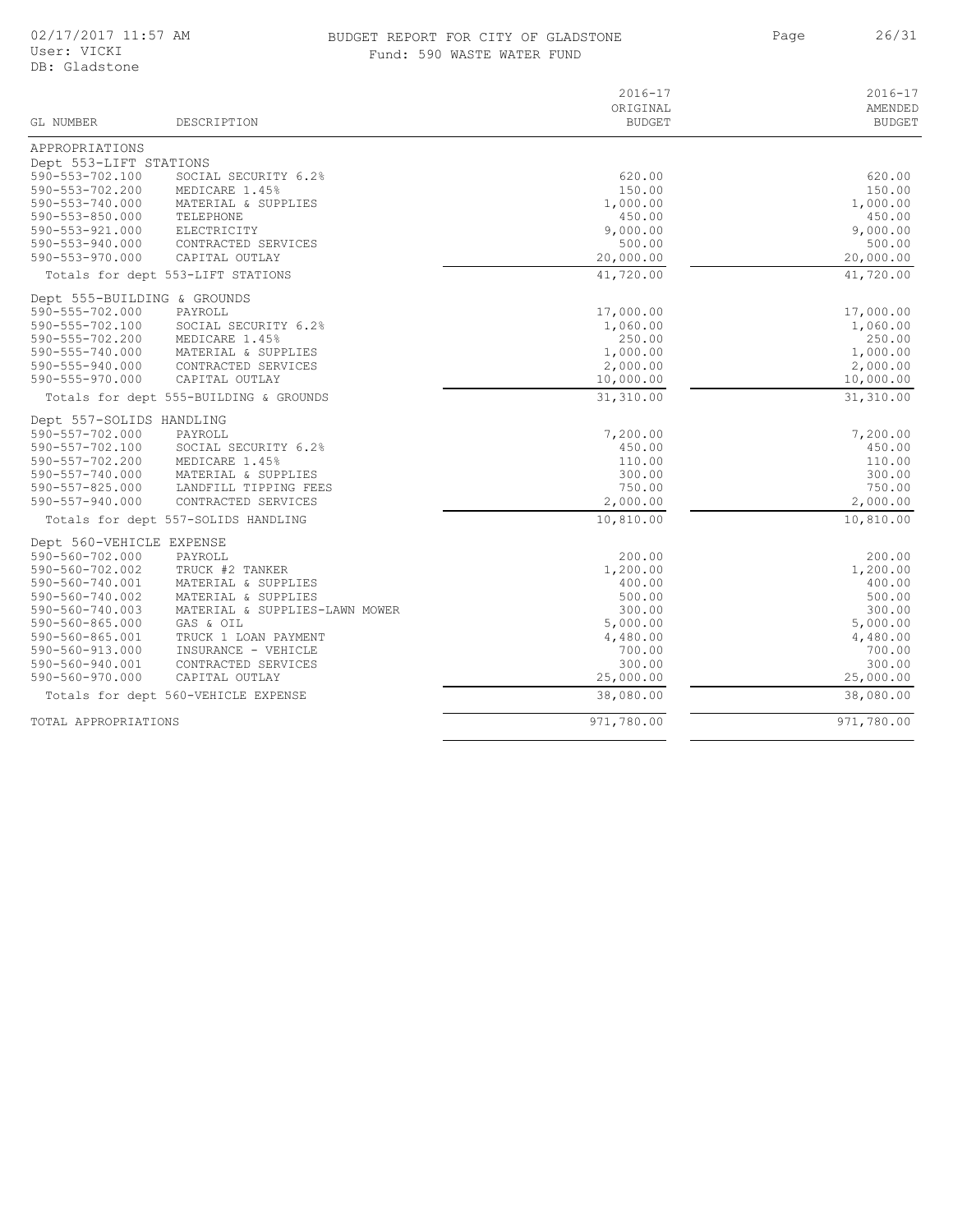# BUDGET REPORT FOR CITY OF GLADSTONE

Fund: 590 WASTE WATER FUND

02/17/2017 11:57 AM
User: VICKI
DB: Gladstone

| GL NUMBER | DESCRIPTION | 2016-17 ORIGINAL BUDGET | 2016-17 AMENDED BUDGET |
|---|---|---|---|
| APPROPRIATIONS | | | |
| Dept 553-LIFT STATIONS | | | |
| 590-553-702.100 | SOCIAL SECURITY 6.2% | 620.00 | 620.00 |
| 590-553-702.200 | MEDICARE 1.45% | 150.00 | 150.00 |
| 590-553-740.000 | MATERIAL & SUPPLIES | 1,000.00 | 1,000.00 |
| 590-553-850.000 | TELEPHONE | 450.00 | 450.00 |
| 590-553-921.000 | ELECTRICITY | 9,000.00 | 9,000.00 |
| 590-553-940.000 | CONTRACTED SERVICES | 500.00 | 500.00 |
| 590-553-970.000 | CAPITAL OUTLAY | 20,000.00 | 20,000.00 |
| | Totals for dept 553-LIFT STATIONS | 41,720.00 | 41,720.00 |
| Dept 555-BUILDING & GROUNDS | | | |
| 590-555-702.000 | PAYROLL | 17,000.00 | 17,000.00 |
| 590-555-702.100 | SOCIAL SECURITY 6.2% | 1,060.00 | 1,060.00 |
| 590-555-702.200 | MEDICARE 1.45% | 250.00 | 250.00 |
| 590-555-740.000 | MATERIAL & SUPPLIES | 1,000.00 | 1,000.00 |
| 590-555-940.000 | CONTRACTED SERVICES | 2,000.00 | 2,000.00 |
| 590-555-970.000 | CAPITAL OUTLAY | 10,000.00 | 10,000.00 |
| | Totals for dept 555-BUILDING & GROUNDS | 31,310.00 | 31,310.00 |
| Dept 557-SOLIDS HANDLING | | | |
| 590-557-702.000 | PAYROLL | 7,200.00 | 7,200.00 |
| 590-557-702.100 | SOCIAL SECURITY 6.2% | 450.00 | 450.00 |
| 590-557-702.200 | MEDICARE 1.45% | 110.00 | 110.00 |
| 590-557-740.000 | MATERIAL & SUPPLIES | 300.00 | 300.00 |
| 590-557-825.000 | LANDFILL TIPPING FEES | 750.00 | 750.00 |
| 590-557-940.000 | CONTRACTED SERVICES | 2,000.00 | 2,000.00 |
| | Totals for dept 557-SOLIDS HANDLING | 10,810.00 | 10,810.00 |
| Dept 560-VEHICLE EXPENSE | | | |
| 590-560-702.000 | PAYROLL | 200.00 | 200.00 |
| 590-560-702.002 | TRUCK #2 TANKER | 1,200.00 | 1,200.00 |
| 590-560-740.001 | MATERIAL & SUPPLIES | 400.00 | 400.00 |
| 590-560-740.002 | MATERIAL & SUPPLIES | 500.00 | 500.00 |
| 590-560-740.003 | MATERIAL & SUPPLIES-LAWN MOWER | 300.00 | 300.00 |
| 590-560-865.000 | GAS & OIL | 5,000.00 | 5,000.00 |
| 590-560-865.001 | TRUCK 1 LOAN PAYMENT | 4,480.00 | 4,480.00 |
| 590-560-913.000 | INSURANCE - VEHICLE | 700.00 | 700.00 |
| 590-560-940.001 | CONTRACTED SERVICES | 300.00 | 300.00 |
| 590-560-970.000 | CAPITAL OUTLAY | 25,000.00 | 25,000.00 |
| | Totals for dept 560-VEHICLE EXPENSE | 38,080.00 | 38,080.00 |
| TOTAL APPROPRIATIONS | | 971,780.00 | 971,780.00 |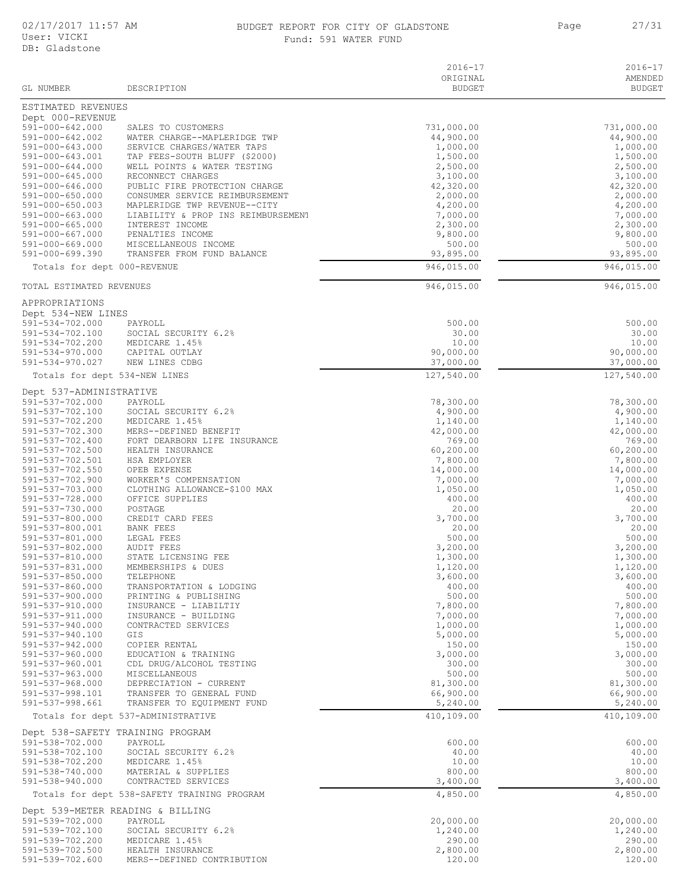# BUDGET REPORT FOR CITY OF GLADSTONE

Fund: 591 WATER FUND

02/17/2017 11:57 AM
User: VICKI
DB: Gladstone

| GL NUMBER | DESCRIPTION | 2016-17 ORIGINAL BUDGET | 2016-17 AMENDED BUDGET |
|---|---|---|---|
| **ESTIMATED REVENUES** | | | |
| Dept 000-REVENUE | | | |
| 591-000-642.000 | SALES TO CUSTOMERS | 731,000.00 | 731,000.00 |
| 591-000-642.002 | WATER CHARGE--MAPLERIDGE TWP | 44,900.00 | 44,900.00 |
| 591-000-643.000 | SERVICE CHARGES/WATER TAPS | 1,000.00 | 1,000.00 |
| 591-000-643.001 | TAP FEES-SOUTH BLUFF ($2000) | 1,500.00 | 1,500.00 |
| 591-000-644.000 | WELL POINTS & WATER TESTING | 2,500.00 | 2,500.00 |
| 591-000-645.000 | RECONNECT CHARGES | 3,100.00 | 3,100.00 |
| 591-000-646.000 | PUBLIC FIRE PROTECTION CHARGE | 42,320.00 | 42,320.00 |
| 591-000-650.000 | CONSUMER SERVICE REIMBURSEMENT | 2,000.00 | 2,000.00 |
| 591-000-650.003 | MAPLERIDGE TWP REVENUE--CITY | 4,200.00 | 4,200.00 |
| 591-000-663.000 | LIABILITY & PROP INS REIMBURSEMENT | 7,000.00 | 7,000.00 |
| 591-000-665.000 | INTEREST INCOME | 2,300.00 | 2,300.00 |
| 591-000-667.000 | PENALTIES INCOME | 9,800.00 | 9,800.00 |
| 591-000-669.000 | MISCELLANEOUS INCOME | 500.00 | 500.00 |
| 591-000-699.390 | TRANSFER FROM FUND BALANCE | 93,895.00 | 93,895.00 |
| Totals for dept 000-REVENUE | | 946,015.00 | 946,015.00 |
| TOTAL ESTIMATED REVENUES | | 946,015.00 | 946,015.00 |
| **APPROPRIATIONS** | | | |
| Dept 534-NEW LINES | | | |
| 591-534-702.000 | PAYROLL | 500.00 | 500.00 |
| 591-534-702.100 | SOCIAL SECURITY 6.2% | 30.00 | 30.00 |
| 591-534-702.200 | MEDICARE 1.45% | 10.00 | 10.00 |
| 591-534-970.000 | CAPITAL OUTLAY | 90,000.00 | 90,000.00 |
| 591-534-970.027 | NEW LINES CDBG | 37,000.00 | 37,000.00 |
| Totals for dept 534-NEW LINES | | 127,540.00 | 127,540.00 |
| Dept 537-ADMINISTRATIVE | | | |
| 591-537-702.000 | PAYROLL | 78,300.00 | 78,300.00 |
| 591-537-702.100 | SOCIAL SECURITY 6.2% | 4,900.00 | 4,900.00 |
| 591-537-702.200 | MEDICARE 1.45% | 1,140.00 | 1,140.00 |
| 591-537-702.300 | MERS--DEFINED BENEFIT | 42,000.00 | 42,000.00 |
| 591-537-702.400 | FORT DEARBORN LIFE INSURANCE | 769.00 | 769.00 |
| 591-537-702.500 | HEALTH INSURANCE | 60,200.00 | 60,200.00 |
| 591-537-702.501 | HSA EMPLOYER | 7,800.00 | 7,800.00 |
| 591-537-702.550 | OPEB EXPENSE | 14,000.00 | 14,000.00 |
| 591-537-702.900 | WORKER'S COMPENSATION | 7,000.00 | 7,000.00 |
| 591-537-703.000 | CLOTHING ALLOWANCE-$100 MAX | 1,050.00 | 1,050.00 |
| 591-537-728.000 | OFFICE SUPPLIES | 400.00 | 400.00 |
| 591-537-730.000 | POSTAGE | 20.00 | 20.00 |
| 591-537-800.000 | CREDIT CARD FEES | 3,700.00 | 3,700.00 |
| 591-537-800.001 | BANK FEES | 20.00 | 20.00 |
| 591-537-801.000 | LEGAL FEES | 500.00 | 500.00 |
| 591-537-802.000 | AUDIT FEES | 3,200.00 | 3,200.00 |
| 591-537-810.000 | STATE LICENSING FEE | 1,300.00 | 1,300.00 |
| 591-537-831.000 | MEMBERSHIPS & DUES | 1,120.00 | 1,120.00 |
| 591-537-850.000 | TELEPHONE | 3,600.00 | 3,600.00 |
| 591-537-860.000 | TRANSPORTATION & LODGING | 400.00 | 400.00 |
| 591-537-900.000 | PRINTING & PUBLISHING | 500.00 | 500.00 |
| 591-537-910.000 | INSURANCE - LIABILTIY | 7,800.00 | 7,800.00 |
| 591-537-911.000 | INSURANCE - BUILDING | 7,000.00 | 7,000.00 |
| 591-537-940.000 | CONTRACTED SERVICES | 1,000.00 | 1,000.00 |
| 591-537-940.100 | GIS | 5,000.00 | 5,000.00 |
| 591-537-942.000 | COPIER RENTAL | 150.00 | 150.00 |
| 591-537-960.000 | EDUCATION & TRAINING | 3,000.00 | 3,000.00 |
| 591-537-960.001 | CDL DRUG/ALCOHOL TESTING | 300.00 | 300.00 |
| 591-537-963.000 | MISCELLANEOUS | 500.00 | 500.00 |
| 591-537-968.000 | DEPRECIATION - CURRENT | 81,300.00 | 81,300.00 |
| 591-537-998.101 | TRANSFER TO GENERAL FUND | 66,900.00 | 66,900.00 |
| 591-537-998.661 | TRANSFER TO EQUIPMENT FUND | 5,240.00 | 5,240.00 |
| Totals for dept 537-ADMINISTRATIVE | | 410,109.00 | 410,109.00 |
| Dept 538-SAFETY TRAINING PROGRAM | | | |
| 591-538-702.000 | PAYROLL | 600.00 | 600.00 |
| 591-538-702.100 | SOCIAL SECURITY 6.2% | 40.00 | 40.00 |
| 591-538-702.200 | MEDICARE 1.45% | 10.00 | 10.00 |
| 591-538-740.000 | MATERIAL & SUPPLIES | 800.00 | 800.00 |
| 591-538-940.000 | CONTRACTED SERVICES | 3,400.00 | 3,400.00 |
| Totals for dept 538-SAFETY TRAINING PROGRAM | | 4,850.00 | 4,850.00 |
| Dept 539-METER READING & BILLING | | | |
| 591-539-702.000 | PAYROLL | 20,000.00 | 20,000.00 |
| 591-539-702.100 | SOCIAL SECURITY 6.2% | 1,240.00 | 1,240.00 |
| 591-539-702.200 | MEDICARE 1.45% | 290.00 | 290.00 |
| 591-539-702.500 | HEALTH INSURANCE | 2,800.00 | 2,800.00 |
| 591-539-702.600 | MERS--DEFINED CONTRIBUTION | 120.00 | 120.00 |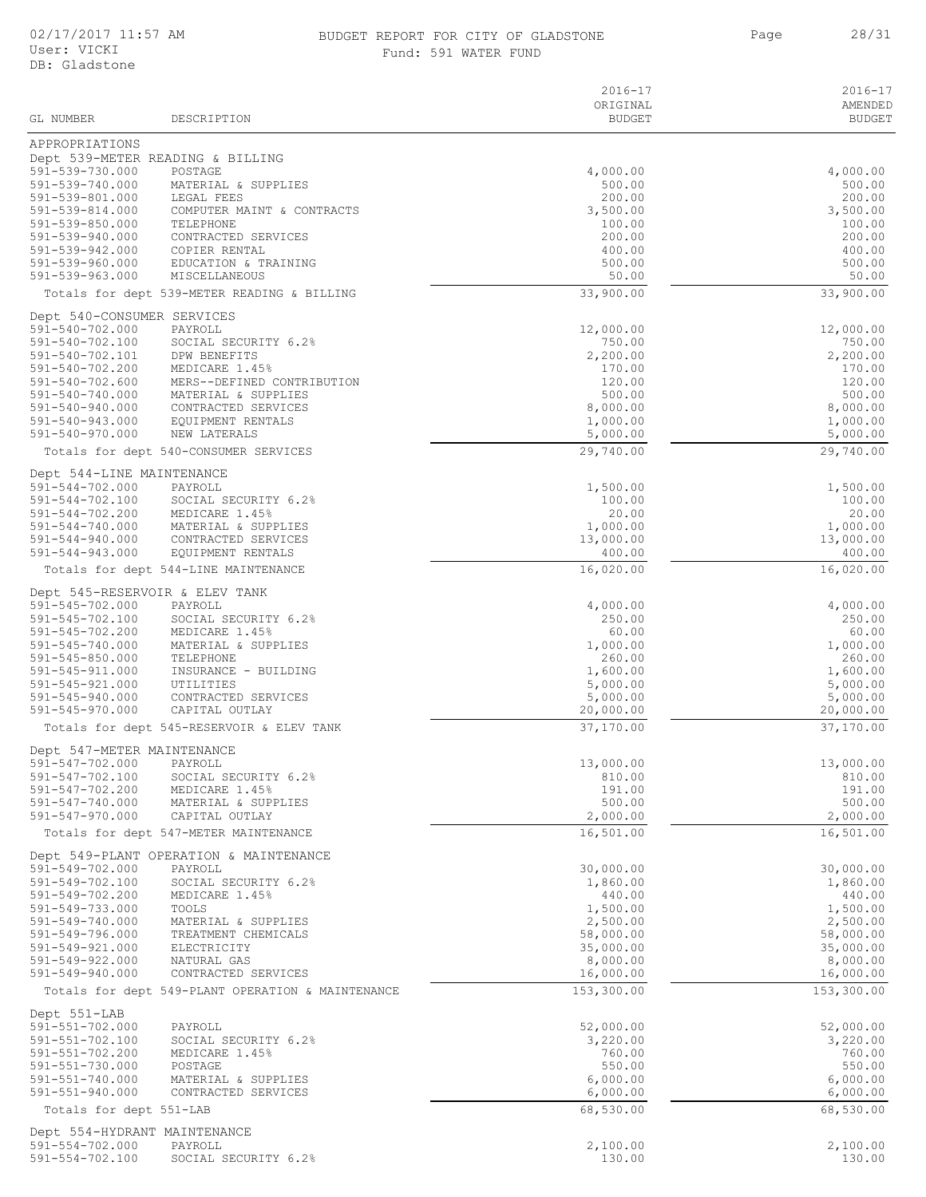# BUDGET REPORT FOR CITY OF GLADSTONE

Fund: 591 WATER FUND

| GL NUMBER | DESCRIPTION | 2016-17 ORIGINAL BUDGET | 2016-17 AMENDED BUDGET |
|---|---|---|---|
| APPROPRIATIONS | | | |
| Dept 539-METER READING & BILLING | | | |
| 591-539-730.000 | POSTAGE | 4,000.00 | 4,000.00 |
| 591-539-740.000 | MATERIAL & SUPPLIES | 500.00 | 500.00 |
| 591-539-801.000 | LEGAL FEES | 200.00 | 200.00 |
| 591-539-814.000 | COMPUTER MAINT & CONTRACTS | 3,500.00 | 3,500.00 |
| 591-539-850.000 | TELEPHONE | 100.00 | 100.00 |
| 591-539-940.000 | CONTRACTED SERVICES | 200.00 | 200.00 |
| 591-539-942.000 | COPIER RENTAL | 400.00 | 400.00 |
| 591-539-960.000 | EDUCATION & TRAINING | 500.00 | 500.00 |
| 591-539-963.000 | MISCELLANEOUS | 50.00 | 50.00 |
| Totals for dept 539-METER READING & BILLING | | 33,900.00 | 33,900.00 |
| Dept 540-CONSUMER SERVICES | | | |
| 591-540-702.000 | PAYROLL | 12,000.00 | 12,000.00 |
| 591-540-702.100 | SOCIAL SECURITY 6.2% | 750.00 | 750.00 |
| 591-540-702.101 | DPW BENEFITS | 2,200.00 | 2,200.00 |
| 591-540-702.200 | MEDICARE 1.45% | 170.00 | 170.00 |
| 591-540-702.600 | MERS--DEFINED CONTRIBUTION | 120.00 | 120.00 |
| 591-540-740.000 | MATERIAL & SUPPLIES | 500.00 | 500.00 |
| 591-540-940.000 | CONTRACTED SERVICES | 8,000.00 | 8,000.00 |
| 591-540-943.000 | EQUIPMENT RENTALS | 1,000.00 | 1,000.00 |
| 591-540-970.000 | NEW LATERALS | 5,000.00 | 5,000.00 |
| Totals for dept 540-CONSUMER SERVICES | | 29,740.00 | 29,740.00 |
| Dept 544-LINE MAINTENANCE | | | |
| 591-544-702.000 | PAYROLL | 1,500.00 | 1,500.00 |
| 591-544-702.100 | SOCIAL SECURITY 6.2% | 100.00 | 100.00 |
| 591-544-702.200 | MEDICARE 1.45% | 20.00 | 20.00 |
| 591-544-740.000 | MATERIAL & SUPPLIES | 1,000.00 | 1,000.00 |
| 591-544-940.000 | CONTRACTED SERVICES | 13,000.00 | 13,000.00 |
| 591-544-943.000 | EQUIPMENT RENTALS | 400.00 | 400.00 |
| Totals for dept 544-LINE MAINTENANCE | | 16,020.00 | 16,020.00 |
| Dept 545-RESERVOIR & ELEV TANK | | | |
| 591-545-702.000 | PAYROLL | 4,000.00 | 4,000.00 |
| 591-545-702.100 | SOCIAL SECURITY 6.2% | 250.00 | 250.00 |
| 591-545-702.200 | MEDICARE 1.45% | 60.00 | 60.00 |
| 591-545-740.000 | MATERIAL & SUPPLIES | 1,000.00 | 1,000.00 |
| 591-545-850.000 | TELEPHONE | 260.00 | 260.00 |
| 591-545-911.000 | INSURANCE - BUILDING | 1,600.00 | 1,600.00 |
| 591-545-921.000 | UTILITIES | 5,000.00 | 5,000.00 |
| 591-545-940.000 | CONTRACTED SERVICES | 5,000.00 | 5,000.00 |
| 591-545-970.000 | CAPITAL OUTLAY | 20,000.00 | 20,000.00 |
| Totals for dept 545-RESERVOIR & ELEV TANK | | 37,170.00 | 37,170.00 |
| Dept 547-METER MAINTENANCE | | | |
| 591-547-702.000 | PAYROLL | 13,000.00 | 13,000.00 |
| 591-547-702.100 | SOCIAL SECURITY 6.2% | 810.00 | 810.00 |
| 591-547-702.200 | MEDICARE 1.45% | 191.00 | 191.00 |
| 591-547-740.000 | MATERIAL & SUPPLIES | 500.00 | 500.00 |
| 591-547-970.000 | CAPITAL OUTLAY | 2,000.00 | 2,000.00 |
| Totals for dept 547-METER MAINTENANCE | | 16,501.00 | 16,501.00 |
| Dept 549-PLANT OPERATION & MAINTENANCE | | | |
| 591-549-702.000 | PAYROLL | 30,000.00 | 30,000.00 |
| 591-549-702.100 | SOCIAL SECURITY 6.2% | 1,860.00 | 1,860.00 |
| 591-549-702.200 | MEDICARE 1.45% | 440.00 | 440.00 |
| 591-549-733.000 | TOOLS | 1,500.00 | 1,500.00 |
| 591-549-740.000 | MATERIAL & SUPPLIES | 2,500.00 | 2,500.00 |
| 591-549-796.000 | TREATMENT CHEMICALS | 58,000.00 | 58,000.00 |
| 591-549-921.000 | ELECTRICITY | 35,000.00 | 35,000.00 |
| 591-549-922.000 | NATURAL GAS | 8,000.00 | 8,000.00 |
| 591-549-940.000 | CONTRACTED SERVICES | 16,000.00 | 16,000.00 |
| Totals for dept 549-PLANT OPERATION & MAINTENANCE | | 153,300.00 | 153,300.00 |
| Dept 551-LAB | | | |
| 591-551-702.000 | PAYROLL | 52,000.00 | 52,000.00 |
| 591-551-702.100 | SOCIAL SECURITY 6.2% | 3,220.00 | 3,220.00 |
| 591-551-702.200 | MEDICARE 1.45% | 760.00 | 760.00 |
| 591-551-730.000 | POSTAGE | 550.00 | 550.00 |
| 591-551-740.000 | MATERIAL & SUPPLIES | 6,000.00 | 6,000.00 |
| 591-551-940.000 | CONTRACTED SERVICES | 6,000.00 | 6,000.00 |
| Totals for dept 551-LAB | | 68,530.00 | 68,530.00 |
| Dept 554-HYDRANT MAINTENANCE | | | |
| 591-554-702.000 | PAYROLL | 2,100.00 | 2,100.00 |
| 591-554-702.100 | SOCIAL SECURITY 6.2% | 130.00 | 130.00 |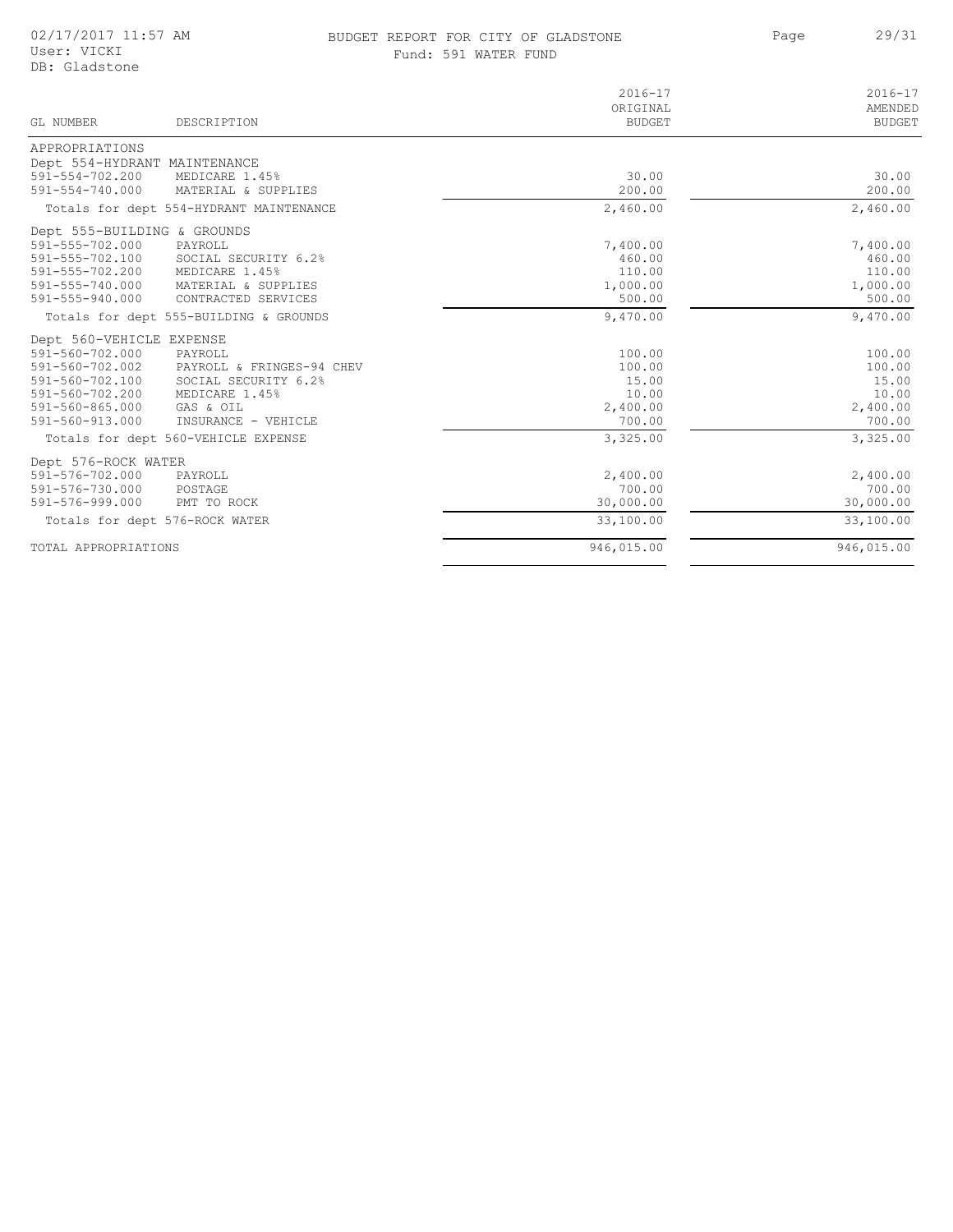# BUDGET REPORT FOR CITY OF GLADSTONE

Fund: 591 WATER FUND

02/17/2017 11:57 AM
User: VICKI
DB: Gladstone

| GL NUMBER | DESCRIPTION | 2016-17 ORIGINAL BUDGET | 2016-17 AMENDED BUDGET |
|---|---|---|---|
| APPROPRIATIONS | | | |
| Dept 554-HYDRANT MAINTENANCE | | | |
| 591-554-702.200 | MEDICARE 1.45% | 30.00 | 30.00 |
| 591-554-740.000 | MATERIAL & SUPPLIES | 200.00 | 200.00 |
| Totals for dept 554-HYDRANT MAINTENANCE | | 2,460.00 | 2,460.00 |
| Dept 555-BUILDING & GROUNDS | | | |
| 591-555-702.000 | PAYROLL | 7,400.00 | 7,400.00 |
| 591-555-702.100 | SOCIAL SECURITY 6.2% | 460.00 | 460.00 |
| 591-555-702.200 | MEDICARE 1.45% | 110.00 | 110.00 |
| 591-555-740.000 | MATERIAL & SUPPLIES | 1,000.00 | 1,000.00 |
| 591-555-940.000 | CONTRACTED SERVICES | 500.00 | 500.00 |
| Totals for dept 555-BUILDING & GROUNDS | | 9,470.00 | 9,470.00 |
| Dept 560-VEHICLE EXPENSE | | | |
| 591-560-702.000 | PAYROLL | 100.00 | 100.00 |
| 591-560-702.002 | PAYROLL & FRINGES-94 CHEV | 100.00 | 100.00 |
| 591-560-702.100 | SOCIAL SECURITY 6.2% | 15.00 | 15.00 |
| 591-560-702.200 | MEDICARE 1.45% | 10.00 | 10.00 |
| 591-560-865.000 | GAS & OIL | 2,400.00 | 2,400.00 |
| 591-560-913.000 | INSURANCE - VEHICLE | 700.00 | 700.00 |
| Totals for dept 560-VEHICLE EXPENSE | | 3,325.00 | 3,325.00 |
| Dept 576-ROCK WATER | | | |
| 591-576-702.000 | PAYROLL | 2,400.00 | 2,400.00 |
| 591-576-730.000 | POSTAGE | 700.00 | 700.00 |
| 591-576-999.000 | PMT TO ROCK | 30,000.00 | 30,000.00 |
| Totals for dept 576-ROCK WATER | | 33,100.00 | 33,100.00 |
| TOTAL APPROPRIATIONS | | 946,015.00 | 946,015.00 |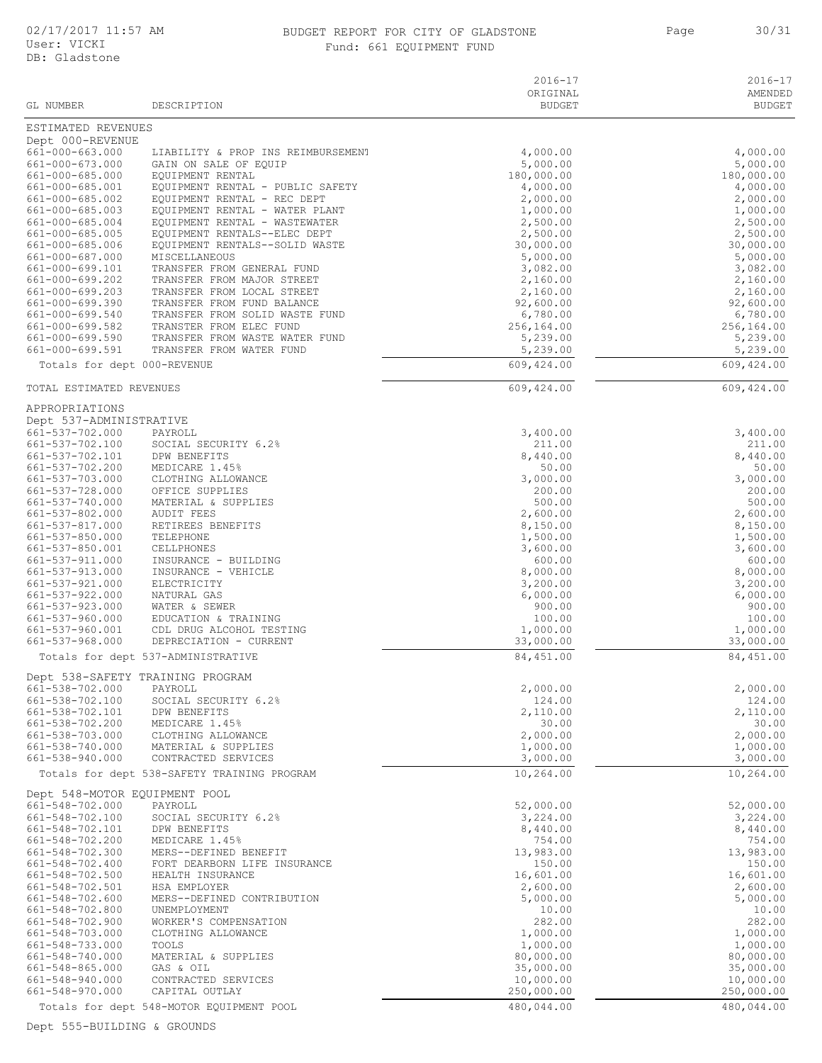# BUDGET REPORT FOR CITY OF GLADSTONE

Fund: 661 EQUIPMENT FUND

| GL NUMBER | DESCRIPTION | 2016-17 ORIGINAL BUDGET | 2016-17 AMENDED BUDGET |
|---|---|---|---|
| **ESTIMATED REVENUES** | | | |
| **Dept 000-REVENUE** | | | |
| 661-000-663.000 | LIABILITY & PROP INS REIMBURSEMENT | 4,000.00 | 4,000.00 |
| 661-000-673.000 | GAIN ON SALE OF EQUIP | 5,000.00 | 5,000.00 |
| 661-000-685.000 | EQUIPMENT RENTAL | 180,000.00 | 180,000.00 |
| 661-000-685.001 | EQUIPMENT RENTAL - PUBLIC SAFETY | 4,000.00 | 4,000.00 |
| 661-000-685.002 | EQUIPMENT RENTAL - REC DEPT | 2,000.00 | 2,000.00 |
| 661-000-685.003 | EQUIPMENT RENTAL - WATER PLANT | 1,000.00 | 1,000.00 |
| 661-000-685.004 | EQUIPMENT RENTAL - WASTEWATER | 2,500.00 | 2,500.00 |
| 661-000-685.005 | EQUIPMENT RENTALS--ELEC DEPT | 2,500.00 | 2,500.00 |
| 661-000-685.006 | EQUIPMENT RENTALS--SOLID WASTE | 30,000.00 | 30,000.00 |
| 661-000-687.000 | MISCELLANEOUS | 5,000.00 | 5,000.00 |
| 661-000-699.101 | TRANSFER FROM GENERAL FUND | 3,082.00 | 3,082.00 |
| 661-000-699.202 | TRANSFER FROM MAJOR STREET | 2,160.00 | 2,160.00 |
| 661-000-699.203 | TRANSFER FROM LOCAL STREET | 2,160.00 | 2,160.00 |
| 661-000-699.390 | TRANSFER FROM FUND BALANCE | 92,600.00 | 92,600.00 |
| 661-000-699.540 | TRANSFER FROM SOLID WASTE FUND | 6,780.00 | 6,780.00 |
| 661-000-699.582 | TRANSFER FROM ELEC FUND | 256,164.00 | 256,164.00 |
| 661-000-699.590 | TRANSFER FROM WASTE WATER FUND | 5,239.00 | 5,239.00 |
| 661-000-699.591 | TRANSFER FROM WATER FUND | 5,239.00 | 5,239.00 |
| Totals for dept 000-REVENUE | | 609,424.00 | 609,424.00 |
| TOTAL ESTIMATED REVENUES | | 609,424.00 | 609,424.00 |
| **APPROPRIATIONS** | | | |
| **Dept 537-ADMINISTRATIVE** | | | |
| 661-537-702.000 | PAYROLL | 3,400.00 | 3,400.00 |
| 661-537-702.100 | SOCIAL SECURITY 6.2% | 211.00 | 211.00 |
| 661-537-702.101 | DPW BENEFITS | 8,440.00 | 8,440.00 |
| 661-537-702.200 | MEDICARE 1.45% | 50.00 | 50.00 |
| 661-537-703.000 | CLOTHING ALLOWANCE | 3,000.00 | 3,000.00 |
| 661-537-728.000 | OFFICE SUPPLIES | 200.00 | 200.00 |
| 661-537-740.000 | MATERIAL & SUPPLIES | 500.00 | 500.00 |
| 661-537-802.000 | AUDIT FEES | 2,600.00 | 2,600.00 |
| 661-537-817.000 | RETIREES BENEFITS | 8,150.00 | 8,150.00 |
| 661-537-850.000 | TELEPHONE | 1,500.00 | 1,500.00 |
| 661-537-850.001 | CELLPHONES | 3,600.00 | 3,600.00 |
| 661-537-911.000 | INSURANCE - BUILDING | 600.00 | 600.00 |
| 661-537-913.000 | INSURANCE - VEHICLE | 8,000.00 | 8,000.00 |
| 661-537-921.000 | ELECTRICITY | 3,200.00 | 3,200.00 |
| 661-537-922.000 | NATURAL GAS | 6,000.00 | 6,000.00 |
| 661-537-923.000 | WATER & SEWER | 900.00 | 900.00 |
| 661-537-960.000 | EDUCATION & TRAINING | 100.00 | 100.00 |
| 661-537-960.001 | CDL DRUG ALCOHOL TESTING | 1,000.00 | 1,000.00 |
| 661-537-968.000 | DEPRECIATION - CURRENT | 33,000.00 | 33,000.00 |
| Totals for dept 537-ADMINISTRATIVE | | 84,451.00 | 84,451.00 |
| **Dept 538-SAFETY TRAINING PROGRAM** | | | |
| 661-538-702.000 | PAYROLL | 2,000.00 | 2,000.00 |
| 661-538-702.100 | SOCIAL SECURITY 6.2% | 124.00 | 124.00 |
| 661-538-702.101 | DPW BENEFITS | 2,110.00 | 2,110.00 |
| 661-538-702.200 | MEDICARE 1.45% | 30.00 | 30.00 |
| 661-538-703.000 | CLOTHING ALLOWANCE | 2,000.00 | 2,000.00 |
| 661-538-740.000 | MATERIAL & SUPPLIES | 1,000.00 | 1,000.00 |
| 661-538-940.000 | CONTRACTED SERVICES | 3,000.00 | 3,000.00 |
| Totals for dept 538-SAFETY TRAINING PROGRAM | | 10,264.00 | 10,264.00 |
| **Dept 548-MOTOR EQUIPMENT POOL** | | | |
| 661-548-702.000 | PAYROLL | 52,000.00 | 52,000.00 |
| 661-548-702.100 | SOCIAL SECURITY 6.2% | 3,224.00 | 3,224.00 |
| 661-548-702.101 | DPW BENEFITS | 8,440.00 | 8,440.00 |
| 661-548-702.200 | MEDICARE 1.45% | 754.00 | 754.00 |
| 661-548-702.300 | MERS--DEFINED BENEFIT | 13,983.00 | 13,983.00 |
| 661-548-702.400 | FORT DEARBORN LIFE INSURANCE | 150.00 | 150.00 |
| 661-548-702.500 | HEALTH INSURANCE | 16,601.00 | 16,601.00 |
| 661-548-702.501 | HSA EMPLOYER | 2,600.00 | 2,600.00 |
| 661-548-702.600 | MERS--DEFINED CONTRIBUTION | 5,000.00 | 5,000.00 |
| 661-548-702.800 | UNEMPLOYMENT | 10.00 | 10.00 |
| 661-548-702.900 | WORKER'S COMPENSATION | 282.00 | 282.00 |
| 661-548-703.000 | CLOTHING ALLOWANCE | 1,000.00 | 1,000.00 |
| 661-548-733.000 | TOOLS | 1,000.00 | 1,000.00 |
| 661-548-740.000 | MATERIAL & SUPPLIES | 80,000.00 | 80,000.00 |
| 661-548-865.000 | GAS & OIL | 35,000.00 | 35,000.00 |
| 661-548-940.000 | CONTRACTED SERVICES | 10,000.00 | 10,000.00 |
| 661-548-970.000 | CAPITAL OUTLAY | 250,000.00 | 250,000.00 |
| Totals for dept 548-MOTOR EQUIPMENT POOL | | 480,044.00 | 480,044.00 |

Dept 555-BUILDING & GROUNDS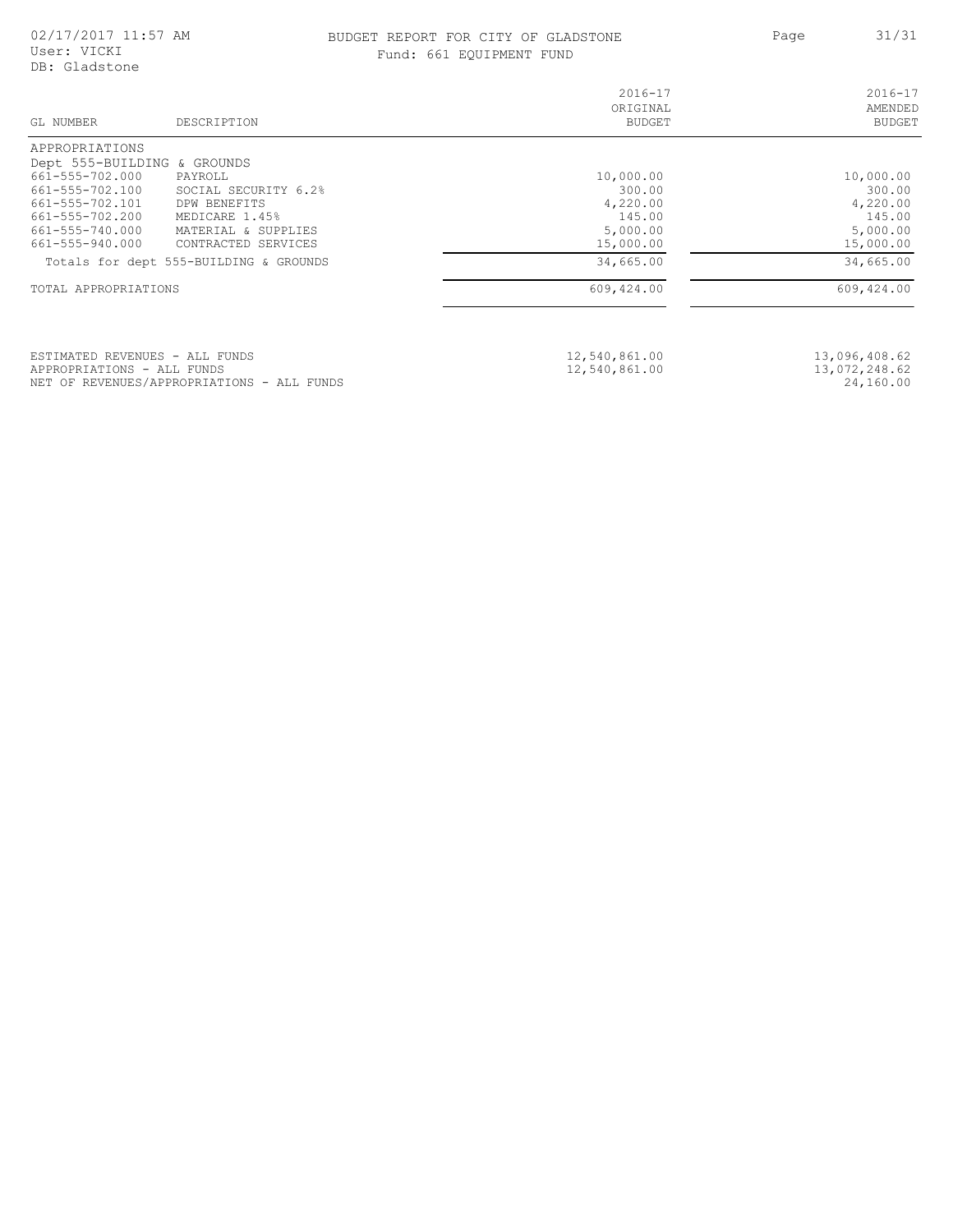# BUDGET REPORT FOR CITY OF GLADSTONE

Fund: 661 EQUIPMENT FUND

| GL NUMBER | DESCRIPTION | 2016-17 ORIGINAL BUDGET | 2016-17 AMENDED BUDGET |
|---|---|---|---|
| APPROPRIATIONS | | | |
| Dept 555-BUILDING & GROUNDS | | | |
| 661-555-702.000 | PAYROLL | 10,000.00 | 10,000.00 |
| 661-555-702.100 | SOCIAL SECURITY 6.2% | 300.00 | 300.00 |
| 661-555-702.101 | DPW BENEFITS | 4,220.00 | 4,220.00 |
| 661-555-702.200 | MEDICARE 1.45% | 145.00 | 145.00 |
| 661-555-740.000 | MATERIAL & SUPPLIES | 5,000.00 | 5,000.00 |
| 661-555-940.000 | CONTRACTED SERVICES | 15,000.00 | 15,000.00 |
| Totals for dept 555-BUILDING & GROUNDS | | 34,665.00 | 34,665.00 |
| TOTAL APPROPRIATIONS | | 609,424.00 | 609,424.00 |
| ESTIMATED REVENUES - ALL FUNDS | | 12,540,861.00 | 13,096,408.62 |
| APPROPRIATIONS - ALL FUNDS | | 12,540,861.00 | 13,072,248.62 |
| NET OF REVENUES/APPROPRIATIONS - ALL FUNDS | | | 24,160.00 |